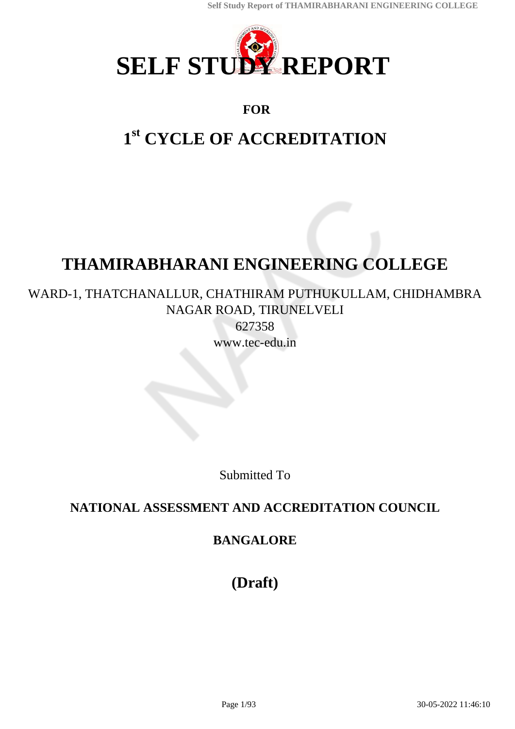# SELF STUDY REPORT

**FOR**

## 1st CYCLE OF ACCREDITATION

# THAMIRABHARANI ENGINEERING COLLEGE

WARD-1, THATCHANALLUR, CHATHIRAM PUTHUKULLAM, CHIDHAMBRA NAGAR ROAD, TIRUNELVELI

627358

www.tec-edu.in

Submitted To

**NATIONAL ASSESSMENT AND ACCREDITATION COUNCIL**

**BANGALORE**

**(Draft)**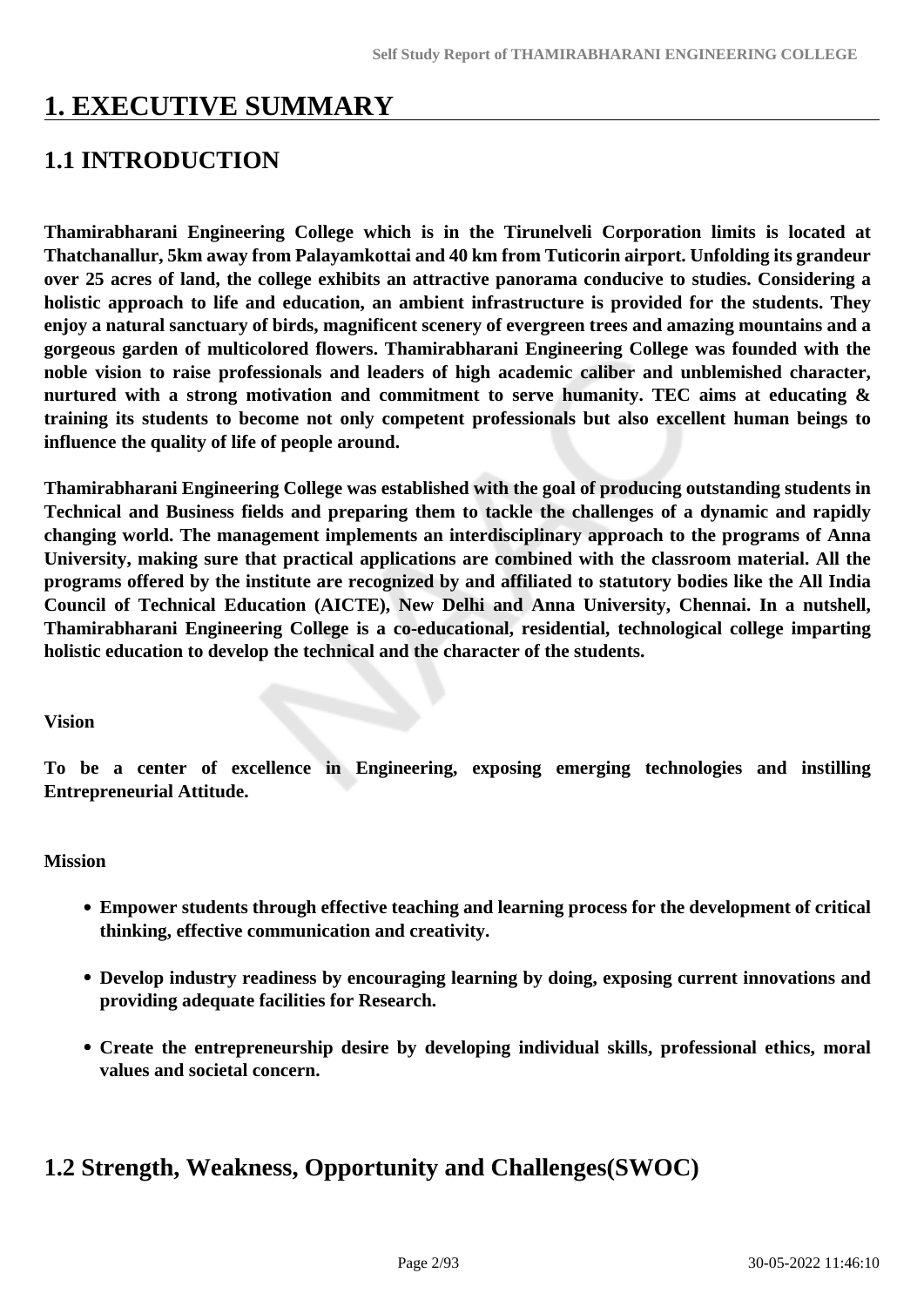# 1. EXECUTIVE SUMMARY

## 1.1 INTRODUCTION

**Thamirabharani Engineering College which is in the Tirunelveli Corporation limits is located at Thatchanallur, 5km away from Palayamkottai and 40 km from Tuticorin airport. Unfolding its grandeur over 25 acres of land, the college exhibits an attractive panorama conducive to studies. Considering a holistic approach to life and education, an ambient infrastructure is provided for the students. They enjoy a natural sanctuary of birds, magnificent scenery of evergreen trees and amazing mountains and a gorgeous garden of multicolored flowers. Thamirabharani Engineering College was founded with the noble vision to raise professionals and leaders of high academic caliber and unblemished character, nurtured with a strong motivation and commitment to serve humanity. TEC aims at educating & training its students to become not only competent professionals but also excellent human beings to influence the quality of life of people around.**

**Thamirabharani Engineering College was established with the goal of producing outstanding students in Technical and Business fields and preparing them to tackle the challenges of a dynamic and rapidly changing world. The management implements an interdisciplinary approach to the programs of Anna University, making sure that practical applications are combined with the classroom material. All the programs offered by the institute are recognized by and affiliated to statutory bodies like the All India Council of Technical Education (AICTE), New Delhi and Anna University, Chennai. In a nutshell, Thamirabharani Engineering College is a co-educational, residential, technological college imparting holistic education to develop the technical and the character of the students.**

**Vision**

**To be a center of excellence in Engineering, exposing emerging technologies and instilling Entrepreneurial Attitude.**

**Mission**

- **Empower students through effective teaching and learning process for the development of critical thinking, effective communication and creativity.**
- **Develop industry readiness by encouraging learning by doing, exposing current innovations and providing adequate facilities for Research.**
- **Create the entrepreneurship desire by developing individual skills, professional ethics, moral values and societal concern.**

## 1.2 Strength, Weakness, Opportunity and Challenges(SWOC)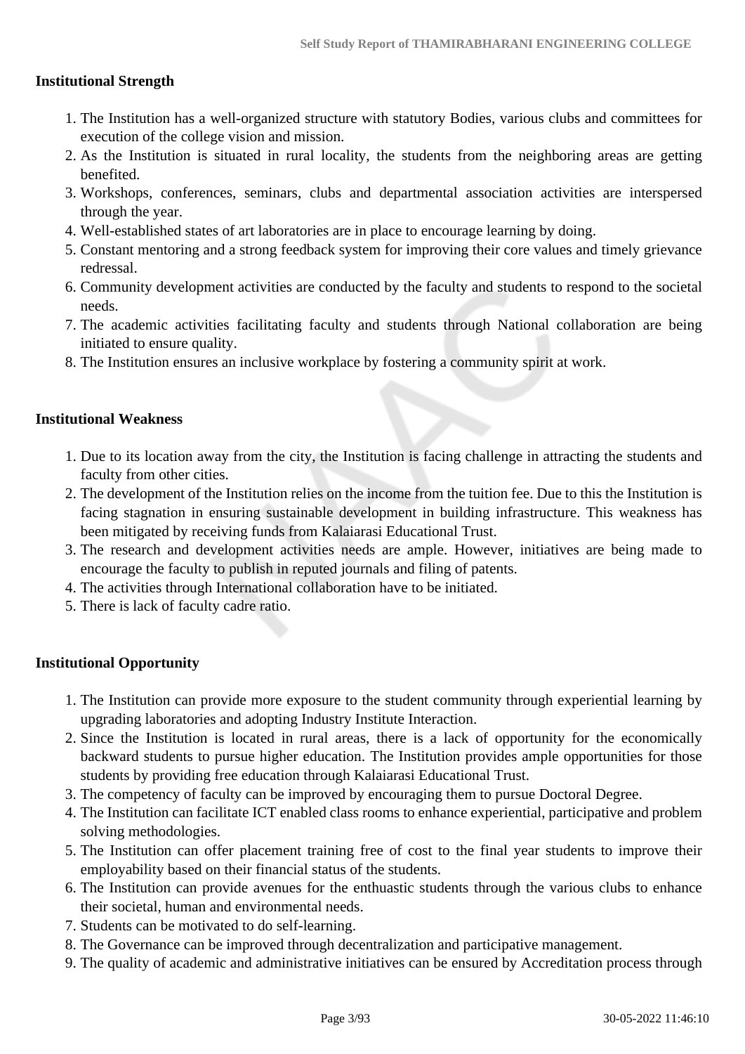**Institutional Strength**

1. The Institution has a well-organized structure with statutory Bodies, various clubs and committees for execution of the college vision and mission.
2. As the Institution is situated in rural locality, the students from the neighboring areas are getting benefited.
3. Workshops, conferences, seminars, clubs and departmental association activities are interspersed through the year.
4. Well-established states of art laboratories are in place to encourage learning by doing.
5. Constant mentoring and a strong feedback system for improving their core values and timely grievance redressal.
6. Community development activities are conducted by the faculty and students to respond to the societal needs.
7. The academic activities facilitating faculty and students through National collaboration are being initiated to ensure quality.
8. The Institution ensures an inclusive workplace by fostering a community spirit at work.

**Institutional Weakness**

1. Due to its location away from the city, the Institution is facing challenge in attracting the students and faculty from other cities.
2. The development of the Institution relies on the income from the tuition fee. Due to this the Institution is facing stagnation in ensuring sustainable development in building infrastructure. This weakness has been mitigated by receiving funds from Kalaiarasi Educational Trust.
3. The research and development activities needs are ample. However, initiatives are being made to encourage the faculty to publish in reputed journals and filing of patents.
4. The activities through International collaboration have to be initiated.
5. There is lack of faculty cadre ratio.

**Institutional Opportunity**

1. The Institution can provide more exposure to the student community through experiential learning by upgrading laboratories and adopting Industry Institute Interaction.
2. Since the Institution is located in rural areas, there is a lack of opportunity for the economically backward students to pursue higher education. The Institution provides ample opportunities for those students by providing free education through Kalaiarasi Educational Trust.
3. The competency of faculty can be improved by encouraging them to pursue Doctoral Degree.
4. The Institution can facilitate ICT enabled class rooms to enhance experiential, participative and problem solving methodologies.
5. The Institution can offer placement training free of cost to the final year students to improve their employability based on their financial status of the students.
6. The Institution can provide avenues for the enthuastic students through the various clubs to enhance their societal, human and environmental needs.
7. Students can be motivated to do self-learning.
8. The Governance can be improved through decentralization and participative management.
9. The quality of academic and administrative initiatives can be ensured by Accreditation process through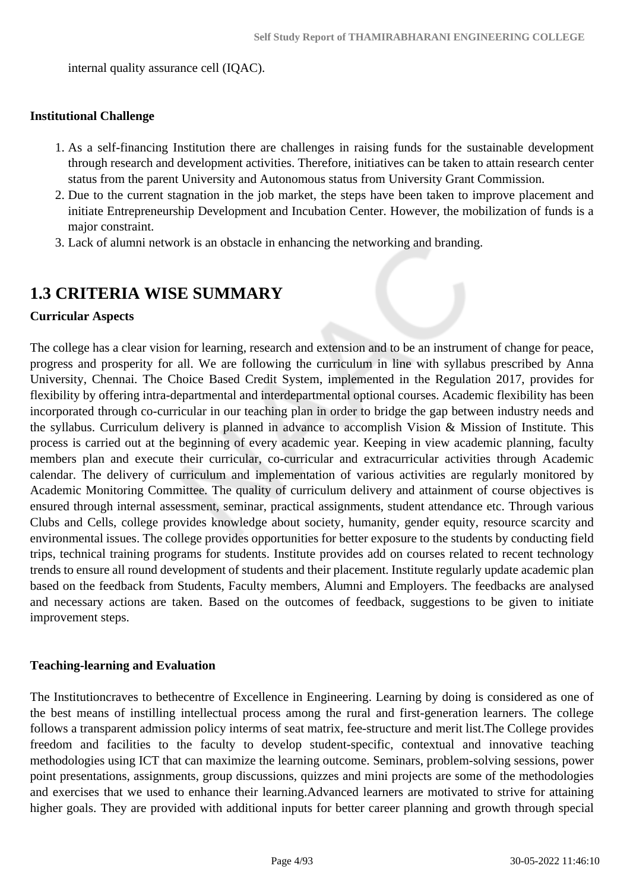internal quality assurance cell (IQAC).

**Institutional Challenge**

1. As a self-financing Institution there are challenges in raising funds for the sustainable development through research and development activities. Therefore, initiatives can be taken to attain research center status from the parent University and Autonomous status from University Grant Commission.
2. Due to the current stagnation in the job market, the steps have been taken to improve placement and initiate Entrepreneurship Development and Incubation Center. However, the mobilization of funds is a major constraint.
3. Lack of alumni network is an obstacle in enhancing the networking and branding.

## 1.3 CRITERIA WISE SUMMARY

**Curricular Aspects**

The college has a clear vision for learning, research and extension and to be an instrument of change for peace, progress and prosperity for all. We are following the curriculum in line with syllabus prescribed by Anna University, Chennai. The Choice Based Credit System, implemented in the Regulation 2017, provides for flexibility by offering intra-departmental and interdepartmental optional courses. Academic flexibility has been incorporated through co-curricular in our teaching plan in order to bridge the gap between industry needs and the syllabus. Curriculum delivery is planned in advance to accomplish Vision & Mission of Institute. This process is carried out at the beginning of every academic year. Keeping in view academic planning, faculty members plan and execute their curricular, co-curricular and extracurricular activities through Academic calendar. The delivery of curriculum and implementation of various activities are regularly monitored by Academic Monitoring Committee. The quality of curriculum delivery and attainment of course objectives is ensured through internal assessment, seminar, practical assignments, student attendance etc. Through various Clubs and Cells, college provides knowledge about society, humanity, gender equity, resource scarcity and environmental issues. The college provides opportunities for better exposure to the students by conducting field trips, technical training programs for students. Institute provides add on courses related to recent technology trends to ensure all round development of students and their placement. Institute regularly update academic plan based on the feedback from Students, Faculty members, Alumni and Employers. The feedbacks are analysed and necessary actions are taken. Based on the outcomes of feedback, suggestions to be given to initiate improvement steps.

**Teaching-learning and Evaluation**

The Institutioncraves to bethecentre of Excellence in Engineering. Learning by doing is considered as one of the best means of instilling intellectual process among the rural and first-generation learners. The college follows a transparent admission policy interms of seat matrix, fee-structure and merit list.The College provides freedom and facilities to the faculty to develop student-specific, contextual and innovative teaching methodologies using ICT that can maximize the learning outcome. Seminars, problem-solving sessions, power point presentations, assignments, group discussions, quizzes and mini projects are some of the methodologies and exercises that we used to enhance their learning.Advanced learners are motivated to strive for attaining higher goals. They are provided with additional inputs for better career planning and growth through special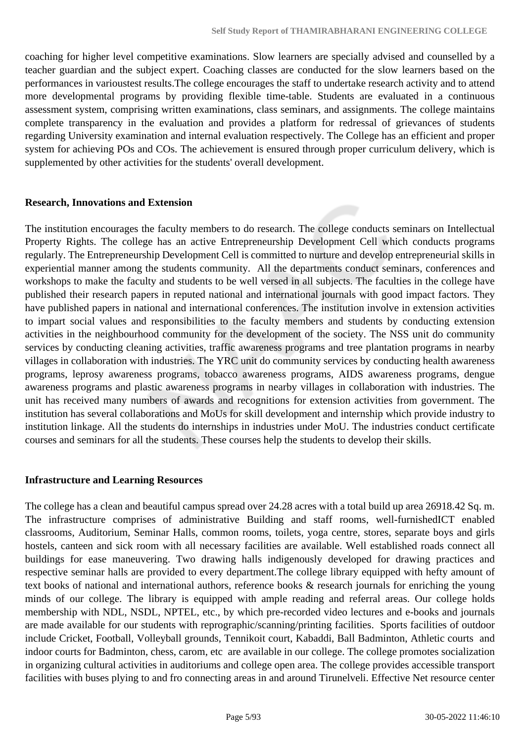coaching for higher level competitive examinations. Slow learners are specially advised and counselled by a teacher guardian and the subject expert. Coaching classes are conducted for the slow learners based on the performances in varioustest results.The college encourages the staff to undertake research activity and to attend more developmental programs by providing flexible time-table. Students are evaluated in a continuous assessment system, comprising written examinations, class seminars, and assignments. The college maintains complete transparency in the evaluation and provides a platform for redressal of grievances of students regarding University examination and internal evaluation respectively. The College has an efficient and proper system for achieving POs and COs. The achievement is ensured through proper curriculum delivery, which is supplemented by other activities for the students' overall development.

**Research, Innovations and Extension**

The institution encourages the faculty members to do research. The college conducts seminars on Intellectual Property Rights. The college has an active Entrepreneurship Development Cell which conducts programs regularly. The Entrepreneurship Development Cell is committed to nurture and develop entrepreneurial skills in experiential manner among the students community. All the departments conduct seminars, conferences and workshops to make the faculty and students to be well versed in all subjects. The faculties in the college have published their research papers in reputed national and international journals with good impact factors. They have published papers in national and international conferences. The institution involve in extension activities to impart social values and responsibilities to the faculty members and students by conducting extension activities in the neighbourhood community for the development of the society. The NSS unit do community services by conducting cleaning activities, traffic awareness programs and tree plantation programs in nearby villages in collaboration with industries. The YRC unit do community services by conducting health awareness programs, leprosy awareness programs, tobacco awareness programs, AIDS awareness programs, dengue awareness programs and plastic awareness programs in nearby villages in collaboration with industries. The unit has received many numbers of awards and recognitions for extension activities from government. The institution has several collaborations and MoUs for skill development and internship which provide industry to institution linkage. All the students do internships in industries under MoU. The industries conduct certificate courses and seminars for all the students. These courses help the students to develop their skills.

**Infrastructure and Learning Resources**

The college has a clean and beautiful campus spread over 24.28 acres with a total build up area 26918.42 Sq. m. The infrastructure comprises of administrative Building and staff rooms, well-furnishedICT enabled classrooms, Auditorium, Seminar Halls, common rooms, toilets, yoga centre, stores, separate boys and girls hostels, canteen and sick room with all necessary facilities are available. Well established roads connect all buildings for ease maneuvering. Two drawing halls indigenously developed for drawing practices and respective seminar halls are provided to every department.The college library equipped with hefty amount of text books of national and international authors, reference books & research journals for enriching the young minds of our college. The library is equipped with ample reading and referral areas. Our college holds membership with NDL, NSDL, NPTEL, etc., by which pre-recorded video lectures and e-books and journals are made available for our students with reprographic/scanning/printing facilities. Sports facilities of outdoor include Cricket, Football, Volleyball grounds, Tennikoit court, Kabaddi, Ball Badminton, Athletic courts and indoor courts for Badminton, chess, carom, etc are available in our college. The college promotes socialization in organizing cultural activities in auditoriums and college open area. The college provides accessible transport facilities with buses plying to and fro connecting areas in and around Tirunelveli. Effective Net resource center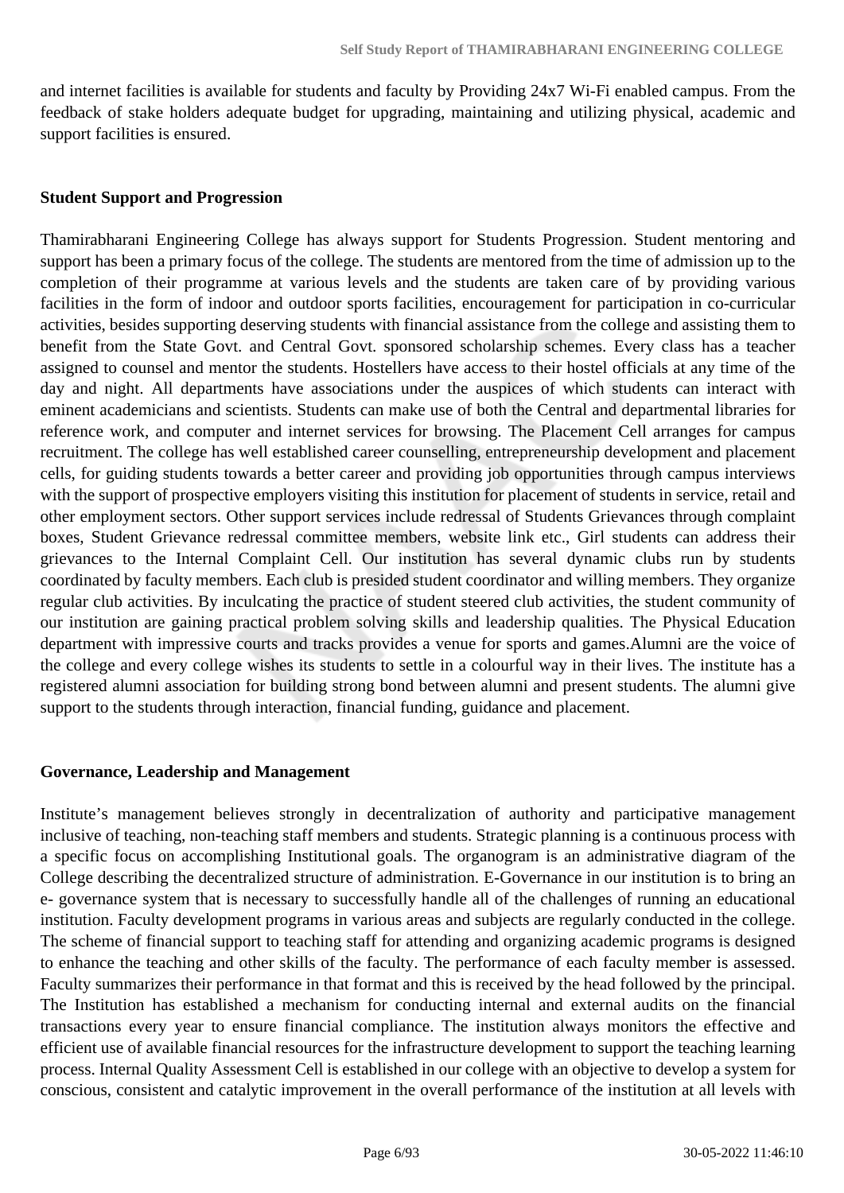and internet facilities is available for students and faculty by Providing 24x7 Wi-Fi enabled campus. From the feedback of stake holders adequate budget for upgrading, maintaining and utilizing physical, academic and support facilities is ensured.

**Student Support and Progression**

Thamirabharani Engineering College has always support for Students Progression. Student mentoring and support has been a primary focus of the college. The students are mentored from the time of admission up to the completion of their programme at various levels and the students are taken care of by providing various facilities in the form of indoor and outdoor sports facilities, encouragement for participation in co-curricular activities, besides supporting deserving students with financial assistance from the college and assisting them to benefit from the State Govt. and Central Govt. sponsored scholarship schemes. Every class has a teacher assigned to counsel and mentor the students. Hostellers have access to their hostel officials at any time of the day and night. All departments have associations under the auspices of which students can interact with eminent academicians and scientists. Students can make use of both the Central and departmental libraries for reference work, and computer and internet services for browsing. The Placement Cell arranges for campus recruitment. The college has well established career counselling, entrepreneurship development and placement cells, for guiding students towards a better career and providing job opportunities through campus interviews with the support of prospective employers visiting this institution for placement of students in service, retail and other employment sectors. Other support services include redressal of Students Grievances through complaint boxes, Student Grievance redressal committee members, website link etc., Girl students can address their grievances to the Internal Complaint Cell. Our institution has several dynamic clubs run by students coordinated by faculty members. Each club is presided student coordinator and willing members. They organize regular club activities. By inculcating the practice of student steered club activities, the student community of our institution are gaining practical problem solving skills and leadership qualities. The Physical Education department with impressive courts and tracks provides a venue for sports and games.Alumni are the voice of the college and every college wishes its students to settle in a colourful way in their lives. The institute has a registered alumni association for building strong bond between alumni and present students. The alumni give support to the students through interaction, financial funding, guidance and placement.

**Governance, Leadership and Management**

Institute's management believes strongly in decentralization of authority and participative management inclusive of teaching, non-teaching staff members and students. Strategic planning is a continuous process with a specific focus on accomplishing Institutional goals. The organogram is an administrative diagram of the College describing the decentralized structure of administration. E-Governance in our institution is to bring an e- governance system that is necessary to successfully handle all of the challenges of running an educational institution. Faculty development programs in various areas and subjects are regularly conducted in the college. The scheme of financial support to teaching staff for attending and organizing academic programs is designed to enhance the teaching and other skills of the faculty. The performance of each faculty member is assessed. Faculty summarizes their performance in that format and this is received by the head followed by the principal. The Institution has established a mechanism for conducting internal and external audits on the financial transactions every year to ensure financial compliance. The institution always monitors the effective and efficient use of available financial resources for the infrastructure development to support the teaching learning process. Internal Quality Assessment Cell is established in our college with an objective to develop a system for conscious, consistent and catalytic improvement in the overall performance of the institution at all levels with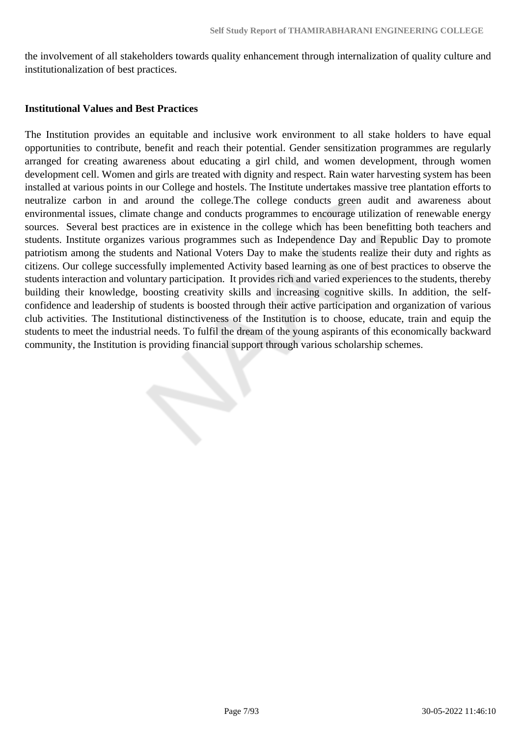the involvement of all stakeholders towards quality enhancement through internalization of quality culture and institutionalization of best practices.

**Institutional Values and Best Practices**

The Institution provides an equitable and inclusive work environment to all stake holders to have equal opportunities to contribute, benefit and reach their potential. Gender sensitization programmes are regularly arranged for creating awareness about educating a girl child, and women development, through women development cell. Women and girls are treated with dignity and respect. Rain water harvesting system has been installed at various points in our College and hostels. The Institute undertakes massive tree plantation efforts to neutralize carbon in and around the college.The college conducts green audit and awareness about environmental issues, climate change and conducts programmes to encourage utilization of renewable energy sources. Several best practices are in existence in the college which has been benefitting both teachers and students. Institute organizes various programmes such as Independence Day and Republic Day to promote patriotism among the students and National Voters Day to make the students realize their duty and rights as citizens. Our college successfully implemented Activity based learning as one of best practices to observe the students interaction and voluntary participation. It provides rich and varied experiences to the students, thereby building their knowledge, boosting creativity skills and increasing cognitive skills. In addition, the self-confidence and leadership of students is boosted through their active participation and organization of various club activities. The Institutional distinctiveness of the Institution is to choose, educate, train and equip the students to meet the industrial needs. To fulfil the dream of the young aspirants of this economically backward community, the Institution is providing financial support through various scholarship schemes.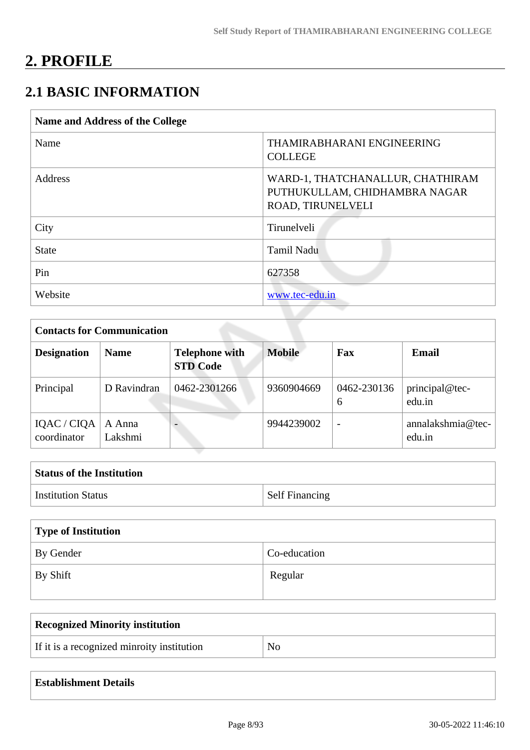# 2. PROFILE

## 2.1 BASIC INFORMATION

| Name and Address of the College | |
|---|---|
| Name | THAMIRABHARANI ENGINEERING COLLEGE |
| Address | WARD-1, THATCHANALLUR, CHATHIRAM PUTHUKULLAM, CHIDHAMBRA NAGAR ROAD, TIRUNELVELI |
| City | Tirunelveli |
| State | Tamil Nadu |
| Pin | 627358 |
| Website | www.tec-edu.in |

| Contacts for Communication | | | | | |
|---|---|---|---|---|---|
| **Designation** | **Name** | **Telephone with STD Code** | **Mobile** | **Fax** | **Email** |
| Principal | D Ravindran | 0462-2301266 | 9360904669 | 0462-2301366 | principal@tec-edu.in |
| IQAC / CIQA coordinator | A Anna Lakshmi | - | 9944239002 | - | annalakshmia@tec-edu.in |

| Status of the Institution | |
|---|---|
| Institution Status | Self Financing |

| Type of Institution | |
|---|---|
| By Gender | Co-education |
| By Shift | Regular |

| Recognized Minority institution | |
|---|---|
| If it is a recognized minroity institution | No |

| Establishment Details |
|---|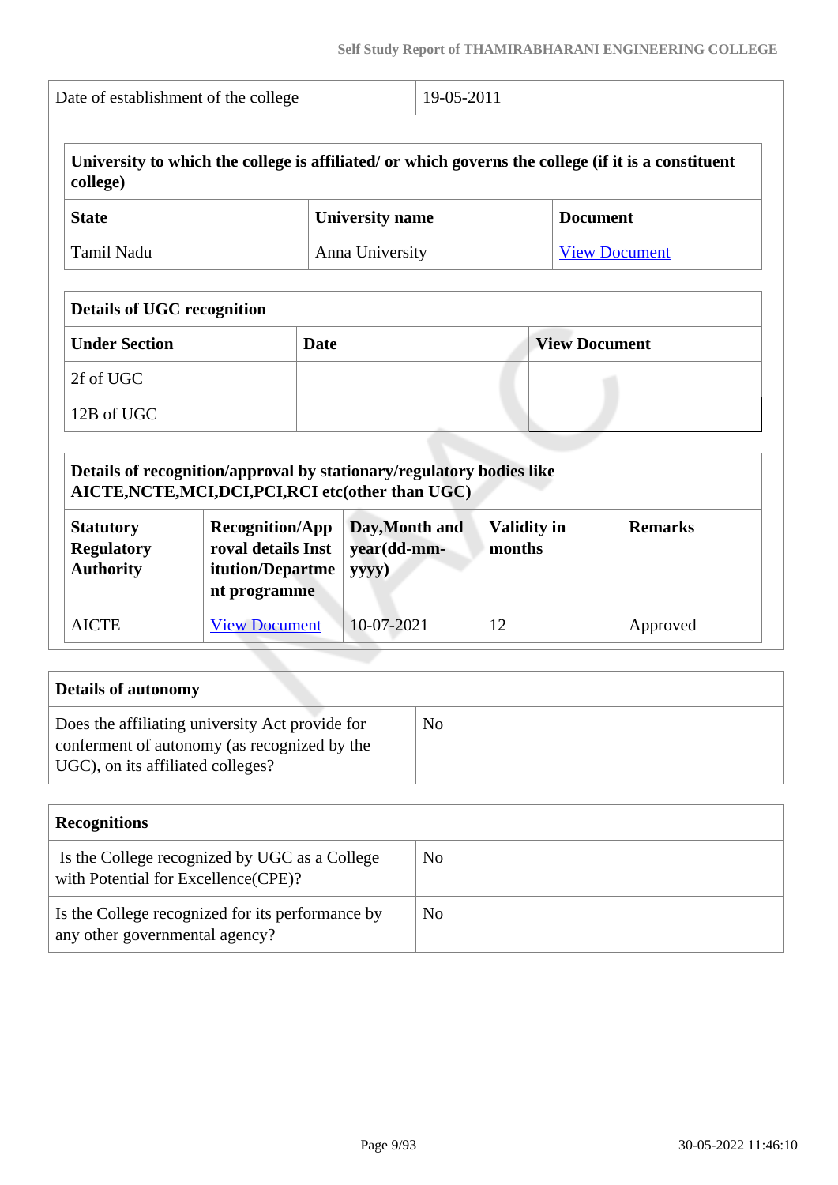| Date of establishment of the college | 19-05-2011 |
|---|---|

| University to which the college is affiliated/ or which governs the college (if it is a constituent college) | | |
|---|---|---|
| **State** | **University name** | **Document** |
| Tamil Nadu | Anna University | View Document |

| Details of UGC recognition | | |
|---|---|---|
| **Under Section** | **Date** | **View Document** |
| 2f of UGC | | |
| 12B of UGC | | |

| Details of recognition/approval by stationary/regulatory bodies like AICTE,NCTE,MCI,DCI,PCI,RCI etc(other than UGC) | | | | |
|---|---|---|---|---|
| **Statutory Regulatory Authority** | **Recognition/Approval details Institution/Department programme** | **Day,Month and year(dd-mm-yyyy)** | **Validity in months** | **Remarks** |
| AICTE | View Document | 10-07-2021 | 12 | Approved |

| Details of autonomy | |
|---|---|
| Does the affiliating university Act provide for conferment of autonomy (as recognized by the UGC), on its affiliated colleges? | No |

| Recognitions | |
|---|---|
| Is the College recognized by UGC as a College with Potential for Excellence(CPE)? | No |
| Is the College recognized for its performance by any other governmental agency? | No |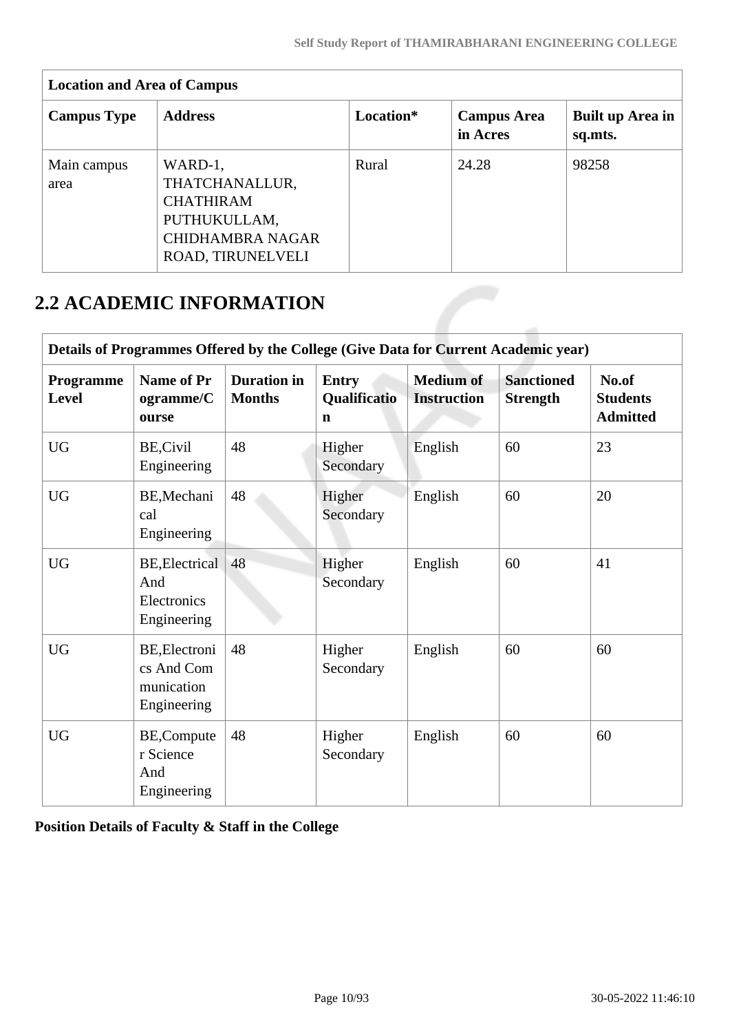| Location and Area of Campus | | | | |
|---|---|---|---|---|
| **Campus Type** | **Address** | **Location*** | **Campus Area in Acres** | **Built up Area in sq.mts.** |
| Main campus area | WARD-1, THATCHANALLUR, CHATHIRAM PUTHUKULLAM, CHIDHAMBRA NAGAR ROAD, TIRUNELVELI | Rural | 24.28 | 98258 |

## 2.2 ACADEMIC INFORMATION

| Details of Programmes Offered by the College (Give Data for Current Academic year) | | | | | | |
|---|---|---|---|---|---|---|
| **Programme Level** | **Name of Programme/Course** | **Duration in Months** | **Entry Qualification** | **Medium of Instruction** | **Sanctioned Strength** | **No.of Students Admitted** |
| UG | BE,Civil Engineering | 48 | Higher Secondary | English | 60 | 23 |
| UG | BE,Mechanical Engineering | 48 | Higher Secondary | English | 60 | 20 |
| UG | BE,Electrical And Electronics Engineering | 48 | Higher Secondary | English | 60 | 41 |
| UG | BE,Electronics And Communication Engineering | 48 | Higher Secondary | English | 60 | 60 |
| UG | BE,Computer Science And Engineering | 48 | Higher Secondary | English | 60 | 60 |

**Position Details of Faculty & Staff in the College**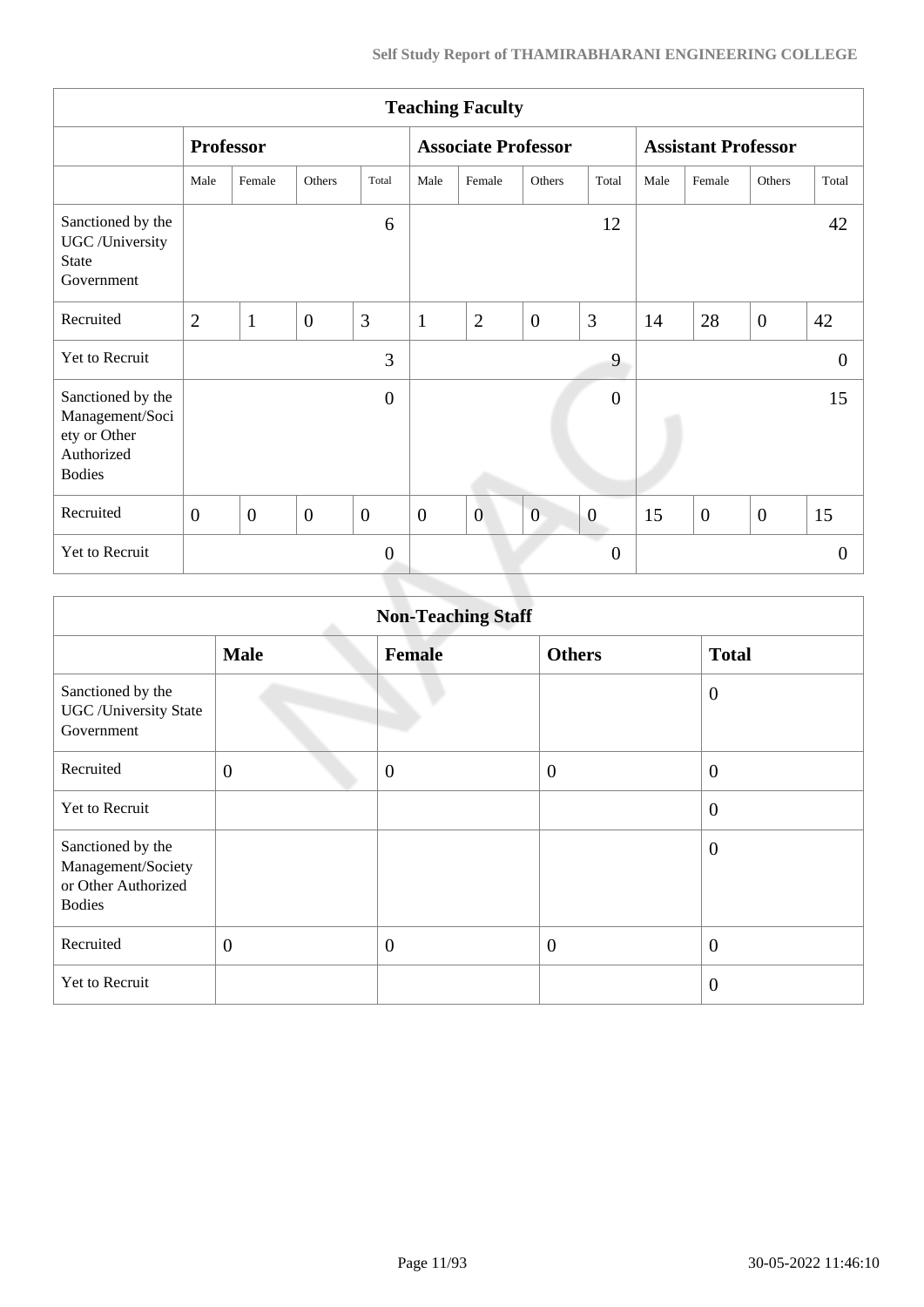| Teaching Faculty | | | | | | | | | | | | |
|---|---|---|---|---|---|---|---|---|---|---|---|---|
| | Professor | | | | Associate Professor | | | | Assistant Professor | | | |
| | Male | Female | Others | Total | Male | Female | Others | Total | Male | Female | Others | Total |
| Sanctioned by the UGC /University State Government | | | | 6 | | | | 12 | | | | 42 |
| Recruited | 2 | 1 | 0 | 3 | 1 | 2 | 0 | 3 | 14 | 28 | 0 | 42 |
| Yet to Recruit | | | | 3 | | | | 9 | | | | 0 |
| Sanctioned by the Management/Society or Other Authorized Bodies | | | | 0 | | | | 0 | | | | 15 |
| Recruited | 0 | 0 | 0 | 0 | 0 | 0 | 0 | 0 | 15 | 0 | 0 | 15 |
| Yet to Recruit | | | | 0 | | | | 0 | | | | 0 |

| Non-Teaching Staff | | | | |
|---|---|---|---|---|
| | Male | Female | Others | Total |
| Sanctioned by the UGC /University State Government | | | | 0 |
| Recruited | 0 | 0 | 0 | 0 |
| Yet to Recruit | | | | 0 |
| Sanctioned by the Management/Society or Other Authorized Bodies | | | | 0 |
| Recruited | 0 | 0 | 0 | 0 |
| Yet to Recruit | | | | 0 |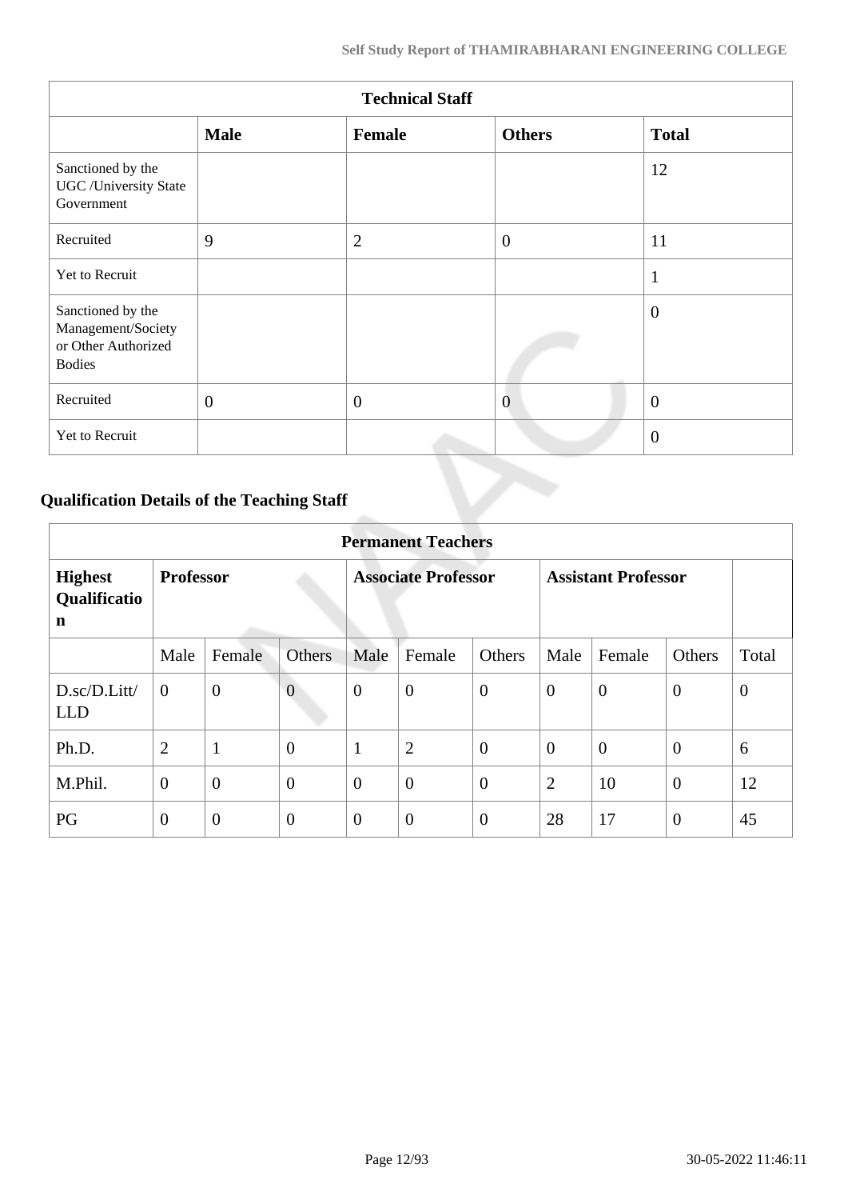| Technical Staff | | | | |
|---|---|---|---|---|
| | **Male** | **Female** | **Others** | **Total** |
| Sanctioned by the UGC /University State Government | | | | 12 |
| Recruited | 9 | 2 | 0 | 11 |
| Yet to Recruit | | | | 1 |
| Sanctioned by the Management/Society or Other Authorized Bodies | | | | 0 |
| Recruited | 0 | 0 | 0 | 0 |
| Yet to Recruit | | | | 0 |

## Qualification Details of the Teaching Staff

| Permanent Teachers | | | | | | | | | | |
|---|---|---|---|---|---|---|---|---|---|---|
| **Highest Qualification** | **Professor** | | | **Associate Professor** | | | **Assistant Professor** | | | |
| | Male | Female | Others | Male | Female | Others | Male | Female | Others | Total |
| D.sc/D.Litt/ LLD | 0 | 0 | 0 | 0 | 0 | 0 | 0 | 0 | 0 | 0 |
| Ph.D. | 2 | 1 | 0 | 1 | 2 | 0 | 0 | 0 | 0 | 6 |
| M.Phil. | 0 | 0 | 0 | 0 | 0 | 0 | 2 | 10 | 0 | 12 |
| PG | 0 | 0 | 0 | 0 | 0 | 0 | 28 | 17 | 0 | 45 |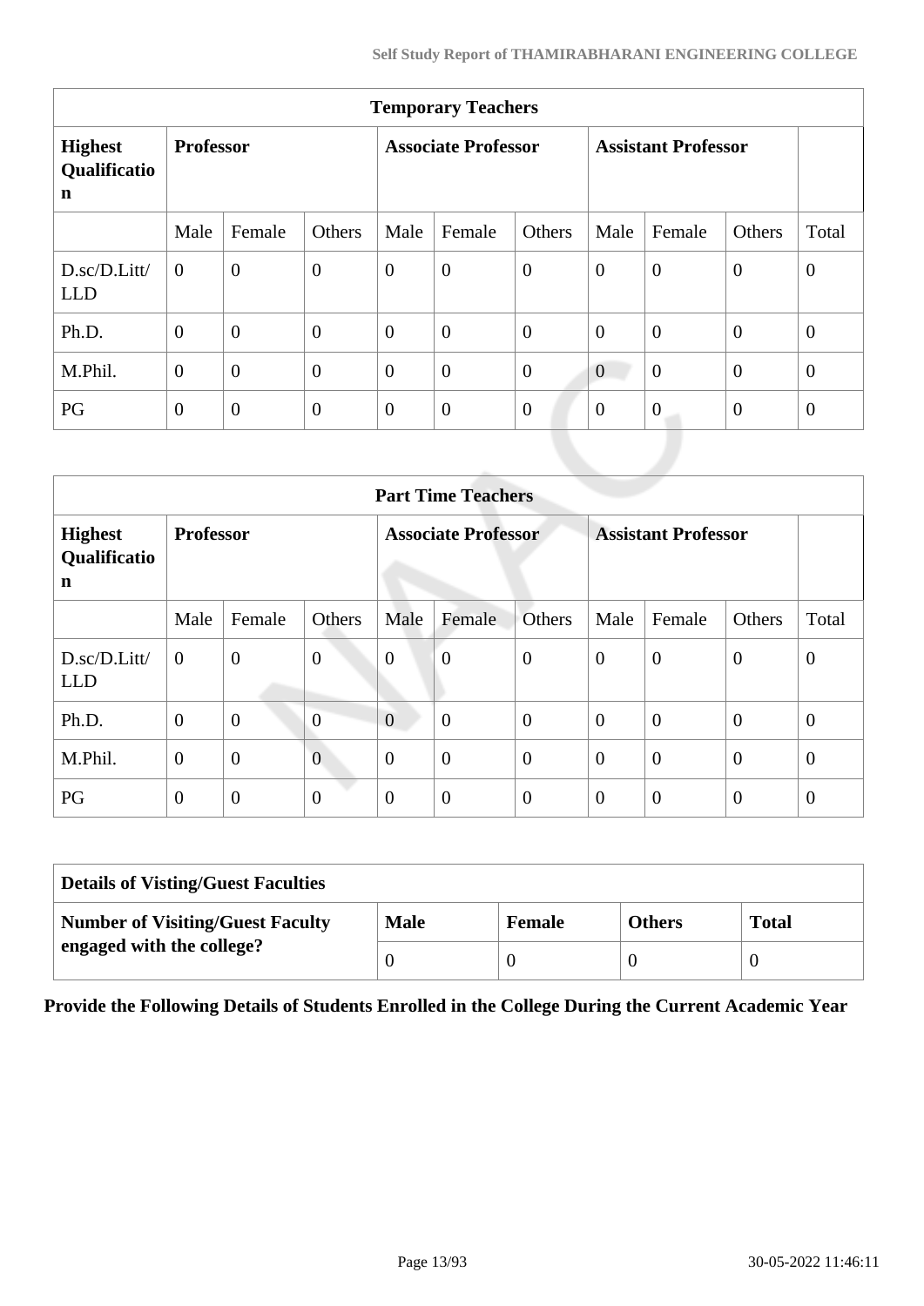| Temporary Teachers | | | | | | | | | | |
|---|---|---|---|---|---|---|---|---|---|---|
| **Highest Qualification** | **Professor** | | | **Associate Professor** | | | **Assistant Professor** | | | |
| | Male | Female | Others | Male | Female | Others | Male | Female | Others | Total |
| D.sc/D.Litt/LLD | 0 | 0 | 0 | 0 | 0 | 0 | 0 | 0 | 0 | 0 |
| Ph.D. | 0 | 0 | 0 | 0 | 0 | 0 | 0 | 0 | 0 | 0 |
| M.Phil. | 0 | 0 | 0 | 0 | 0 | 0 | 0 | 0 | 0 | 0 |
| PG | 0 | 0 | 0 | 0 | 0 | 0 | 0 | 0 | 0 | 0 |

| Part Time Teachers | | | | | | | | | | |
|---|---|---|---|---|---|---|---|---|---|---|
| **Highest Qualification** | **Professor** | | | **Associate Professor** | | | **Assistant Professor** | | | |
| | Male | Female | Others | Male | Female | Others | Male | Female | Others | Total |
| D.sc/D.Litt/LLD | 0 | 0 | 0 | 0 | 0 | 0 | 0 | 0 | 0 | 0 |
| Ph.D. | 0 | 0 | 0 | 0 | 0 | 0 | 0 | 0 | 0 | 0 |
| M.Phil. | 0 | 0 | 0 | 0 | 0 | 0 | 0 | 0 | 0 | 0 |
| PG | 0 | 0 | 0 | 0 | 0 | 0 | 0 | 0 | 0 | 0 |

| Details of Visting/Guest Faculties | | | | |
|---|---|---|---|---|
| **Number of Visiting/Guest Faculty engaged with the college?** | **Male** | **Female** | **Others** | **Total** |
| | 0 | 0 | 0 | 0 |

**Provide the Following Details of Students Enrolled in the College During the Current Academic Year**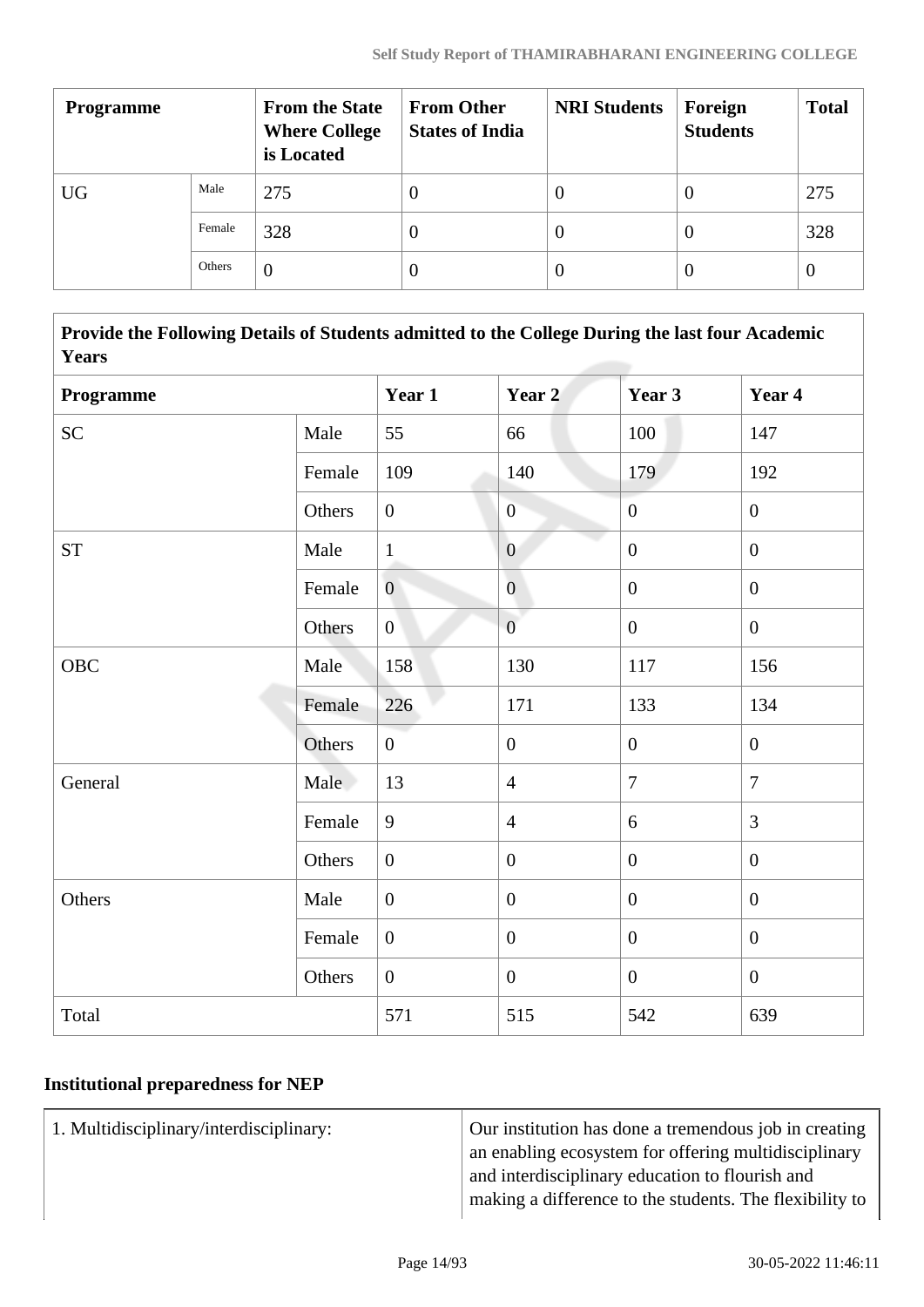| Programme | | From the State Where College is Located | From Other States of India | NRI Students | Foreign Students | Total |
|---|---|---|---|---|---|---|
| UG | Male | 275 | 0 | 0 | 0 | 275 |
| | Female | 328 | 0 | 0 | 0 | 328 |
| | Others | 0 | 0 | 0 | 0 | 0 |

| Provide the Following Details of Students admitted to the College During the last four Academic Years | | | | | |
|---|---|---|---|---|---|
| **Programme** | | **Year 1** | **Year 2** | **Year 3** | **Year 4** |
| SC | Male | 55 | 66 | 100 | 147 |
| | Female | 109 | 140 | 179 | 192 |
| | Others | 0 | 0 | 0 | 0 |
| ST | Male | 1 | 0 | 0 | 0 |
| | Female | 0 | 0 | 0 | 0 |
| | Others | 0 | 0 | 0 | 0 |
| OBC | Male | 158 | 130 | 117 | 156 |
| | Female | 226 | 171 | 133 | 134 |
| | Others | 0 | 0 | 0 | 0 |
| General | Male | 13 | 4 | 7 | 7 |
| | Female | 9 | 4 | 6 | 3 |
| | Others | 0 | 0 | 0 | 0 |
| Others | Male | 0 | 0 | 0 | 0 |
| | Female | 0 | 0 | 0 | 0 |
| | Others | 0 | 0 | 0 | 0 |
| Total | | 571 | 515 | 542 | 639 |

## Institutional preparedness for NEP

| | |
|---|---|
| 1. Multidisciplinary/interdisciplinary: | Our institution has done a tremendous job in creating an enabling ecosystem for offering multidisciplinary and interdisciplinary education to flourish and making a difference to the students. The flexibility to |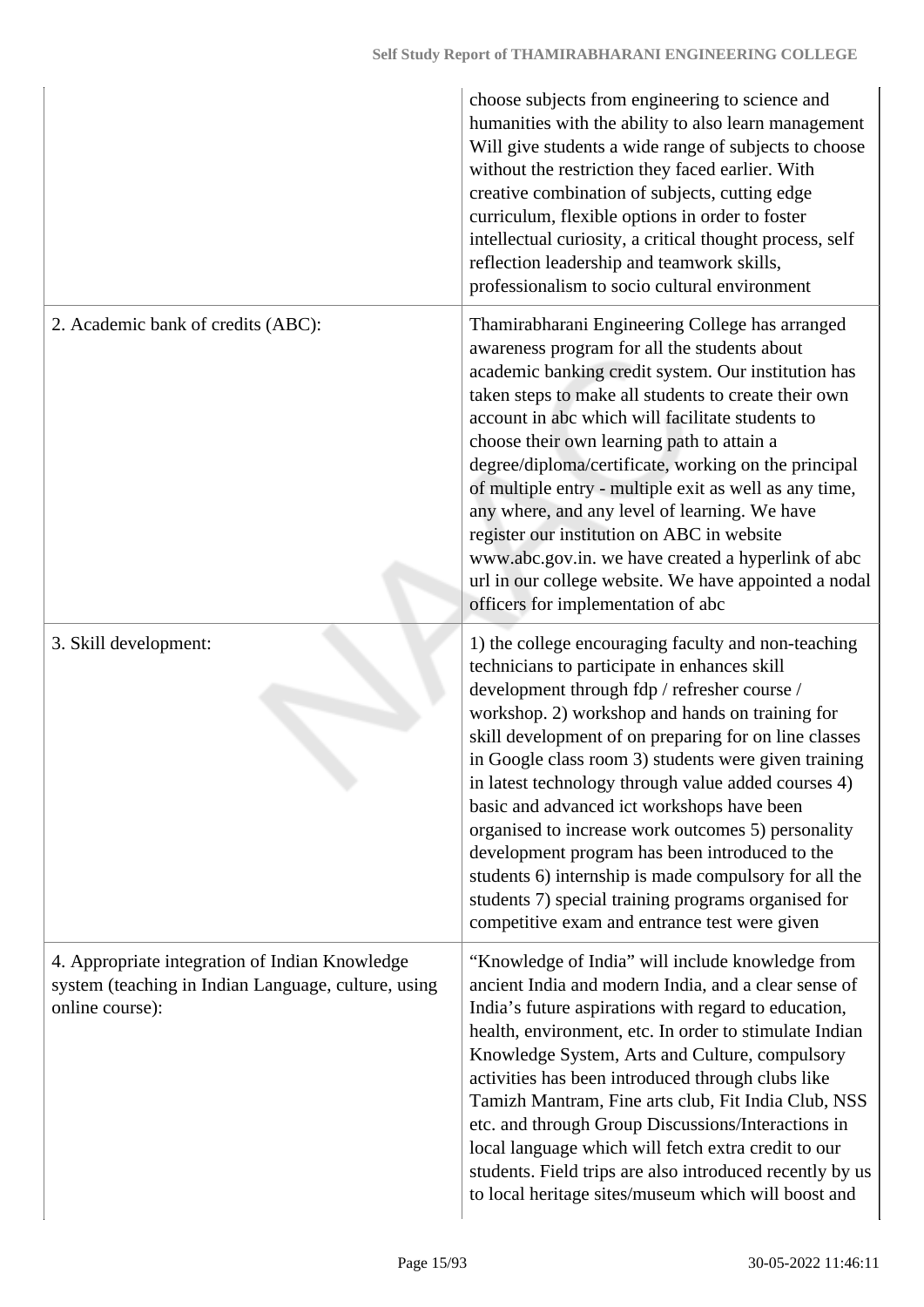| | |
|---|---|
| | choose subjects from engineering to science and humanities with the ability to also learn management Will give students a wide range of subjects to choose without the restriction they faced earlier. With creative combination of subjects, cutting edge curriculum, flexible options in order to foster intellectual curiosity, a critical thought process, self reflection leadership and teamwork skills, professionalism to socio cultural environment |
| 2. Academic bank of credits (ABC): | Thamirabharani Engineering College has arranged awareness program for all the students about academic banking credit system. Our institution has taken steps to make all students to create their own account in abc which will facilitate students to choose their own learning path to attain a degree/diploma/certificate, working on the principal of multiple entry - multiple exit as well as any time, any where, and any level of learning. We have register our institution on ABC in website www.abc.gov.in. we have created a hyperlink of abc url in our college website. We have appointed a nodal officers for implementation of abc |
| 3. Skill development: | 1) the college encouraging faculty and non-teaching technicians to participate in enhances skill development through fdp / refresher course / workshop. 2) workshop and hands on training for skill development of on preparing for on line classes in Google class room 3) students were given training in latest technology through value added courses 4) basic and advanced ict workshops have been organised to increase work outcomes 5) personality development program has been introduced to the students 6) internship is made compulsory for all the students 7) special training programs organised for competitive exam and entrance test were given |
| 4. Appropriate integration of Indian Knowledge system (teaching in Indian Language, culture, using online course): | "Knowledge of India" will include knowledge from ancient India and modern India, and a clear sense of India's future aspirations with regard to education, health, environment, etc. In order to stimulate Indian Knowledge System, Arts and Culture, compulsory activities has been introduced through clubs like Tamizh Mantram, Fine arts club, Fit India Club, NSS etc. and through Group Discussions/Interactions in local language which will fetch extra credit to our students. Field trips are also introduced recently by us to local heritage sites/museum which will boost and |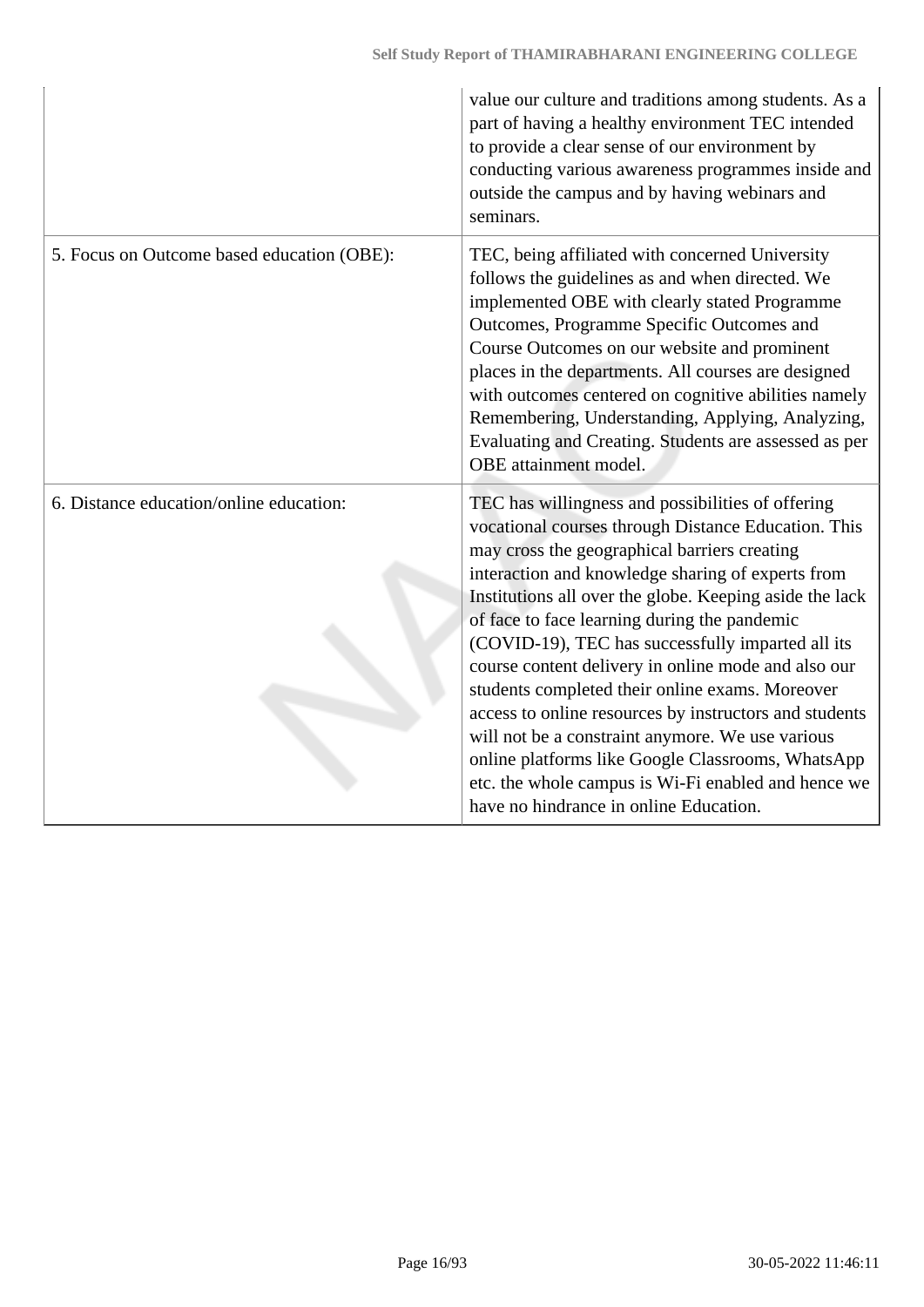| | |
|---|---|
| | value our culture and traditions among students. As a part of having a healthy environment TEC intended to provide a clear sense of our environment by conducting various awareness programmes inside and outside the campus and by having webinars and seminars. |
| 5. Focus on Outcome based education (OBE): | TEC, being affiliated with concerned University follows the guidelines as and when directed. We implemented OBE with clearly stated Programme Outcomes, Programme Specific Outcomes and Course Outcomes on our website and prominent places in the departments. All courses are designed with outcomes centered on cognitive abilities namely Remembering, Understanding, Applying, Analyzing, Evaluating and Creating. Students are assessed as per OBE attainment model. |
| 6. Distance education/online education: | TEC has willingness and possibilities of offering vocational courses through Distance Education. This may cross the geographical barriers creating interaction and knowledge sharing of experts from Institutions all over the globe. Keeping aside the lack of face to face learning during the pandemic (COVID-19), TEC has successfully imparted all its course content delivery in online mode and also our students completed their online exams. Moreover access to online resources by instructors and students will not be a constraint anymore. We use various online platforms like Google Classrooms, WhatsApp etc. the whole campus is Wi-Fi enabled and hence we have no hindrance in online Education. |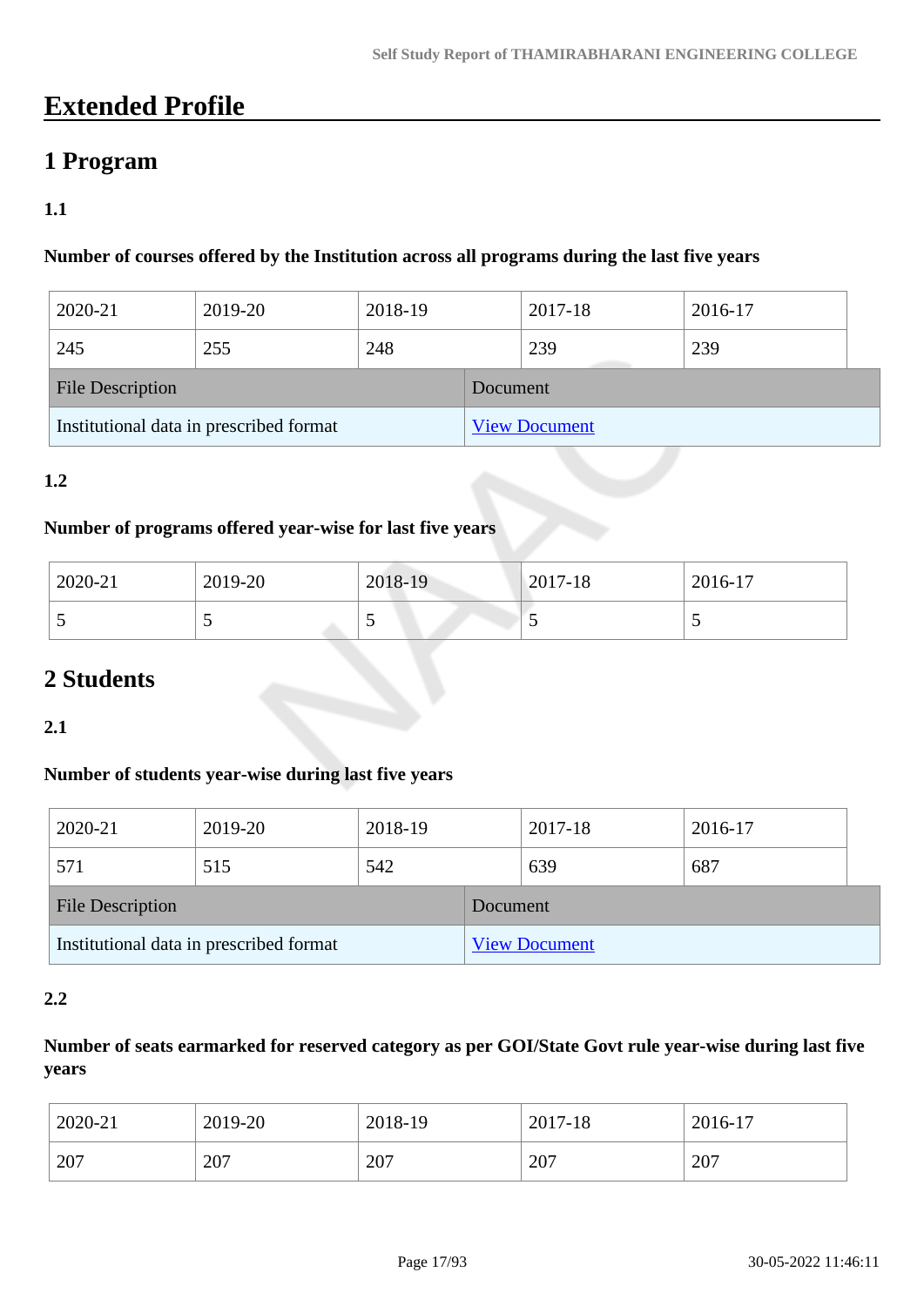# Extended Profile

## 1 Program

### 1.1

**Number of courses offered by the Institution across all programs during the last five years**

| 2020-21 | 2019-20 | 2018-19 | 2017-18 | 2016-17 |
|---|---|---|---|---|
| 245 | 255 | 248 | 239 | 239 |

| File Description | Document |
|---|---|
| Institutional data in prescribed format | View Document |

### 1.2

**Number of programs offered year-wise for last five years**

| 2020-21 | 2019-20 | 2018-19 | 2017-18 | 2016-17 |
|---|---|---|---|---|
| 5 | 5 | 5 | 5 | 5 |

## 2 Students

### 2.1

**Number of students year-wise during last five years**

| 2020-21 | 2019-20 | 2018-19 | 2017-18 | 2016-17 |
|---|---|---|---|---|
| 571 | 515 | 542 | 639 | 687 |

| File Description | Document |
|---|---|
| Institutional data in prescribed format | View Document |

### 2.2

**Number of seats earmarked for reserved category as per GOI/State Govt rule year-wise during last five years**

| 2020-21 | 2019-20 | 2018-19 | 2017-18 | 2016-17 |
|---|---|---|---|---|
| 207 | 207 | 207 | 207 | 207 |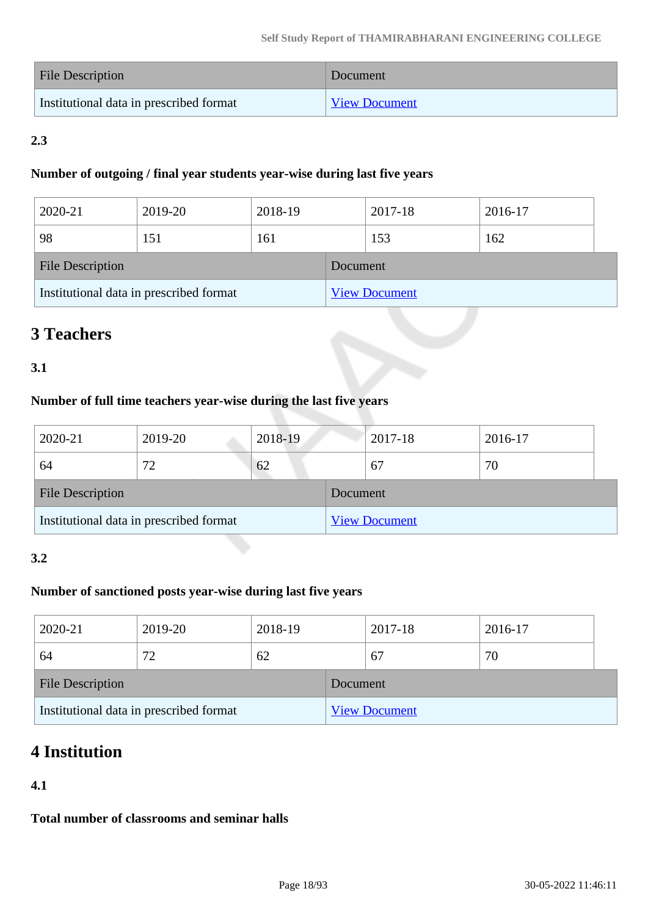| File Description | Document |
|---|---|
| Institutional data in prescribed format | View Document |

**2.3**

**Number of outgoing / final year students year-wise during last five years**

| 2020-21 | 2019-20 | 2018-19 | 2017-18 | 2016-17 |
|---|---|---|---|---|
| 98 | 151 | 161 | 153 | 162 |

| File Description | Document |
|---|---|
| Institutional data in prescribed format | View Document |

# 3 Teachers

**3.1**

**Number of full time teachers year-wise during the last five years**

| 2020-21 | 2019-20 | 2018-19 | 2017-18 | 2016-17 |
|---|---|---|---|---|
| 64 | 72 | 62 | 67 | 70 |

| File Description | Document |
|---|---|
| Institutional data in prescribed format | View Document |

**3.2**

**Number of sanctioned posts year-wise during last five years**

| 2020-21 | 2019-20 | 2018-19 | 2017-18 | 2016-17 |
|---|---|---|---|---|
| 64 | 72 | 62 | 67 | 70 |

| File Description | Document |
|---|---|
| Institutional data in prescribed format | View Document |

# 4 Institution

**4.1**

**Total number of classrooms and seminar halls**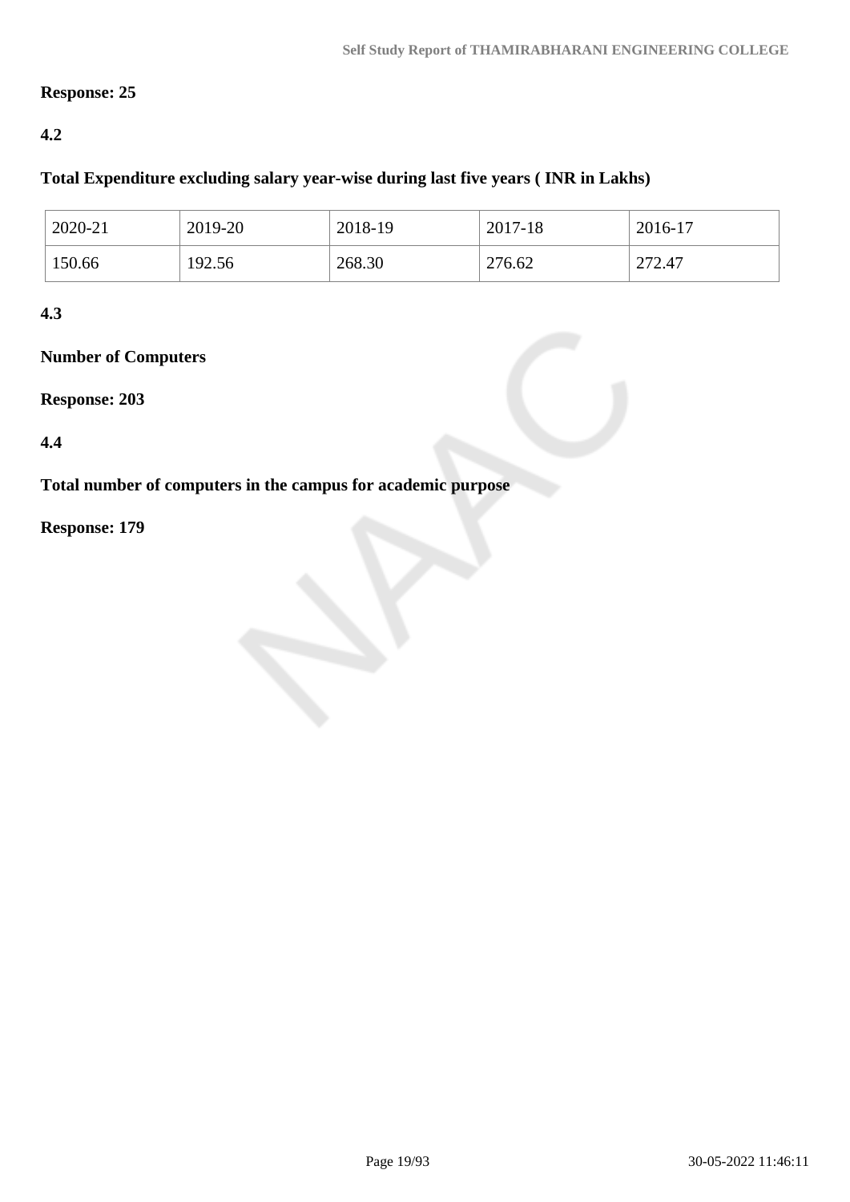**Response: 25**

**4.2**

**Total Expenditure excluding salary year-wise during last five years ( INR in Lakhs)**

| 2020-21 | 2019-20 | 2018-19 | 2017-18 | 2016-17 |
|---|---|---|---|---|
| 150.66 | 192.56 | 268.30 | 276.62 | 272.47 |

**4.3**

**Number of Computers**

**Response: 203**

**4.4**

**Total number of computers in the campus for academic purpose**

**Response: 179**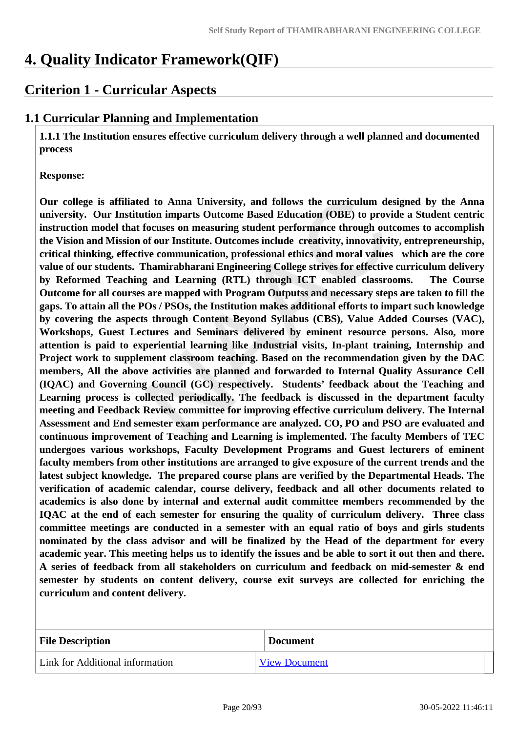# 4. Quality Indicator Framework(QIF)

## Criterion 1 - Curricular Aspects

### 1.1 Curricular Planning and Implementation

**1.1.1 The Institution ensures effective curriculum delivery through a well planned and documented process**

**Response:**

**Our college is affiliated to Anna University, and follows the curriculum designed by the Anna university. Our Institution imparts Outcome Based Education (OBE) to provide a Student centric instruction model that focuses on measuring student performance through outcomes to accomplish the Vision and Mission of our Institute. Outcomes include creativity, innovativity, entrepreneurship, critical thinking, effective communication, professional ethics and moral values which are the core value of our students. Thamirabharani Engineering College strives for effective curriculum delivery by Reformed Teaching and Learning (RTL) through ICT enabled classrooms. The Course Outcome for all courses are mapped with Program Outputss and necessary steps are taken to fill the gaps. To attain all the POs / PSOs, the Institution makes additional efforts to impart such knowledge by covering the aspects through Content Beyond Syllabus (CBS), Value Added Courses (VAC), Workshops, Guest Lectures and Seminars delivered by eminent resource persons. Also, more attention is paid to experiential learning like Industrial visits, In-plant training, Internship and Project work to supplement classroom teaching. Based on the recommendation given by the DAC members, All the above activities are planned and forwarded to Internal Quality Assurance Cell (IQAC) and Governing Council (GC) respectively. Students' feedback about the Teaching and Learning process is collected periodically. The feedback is discussed in the department faculty meeting and Feedback Review committee for improving effective curriculum delivery. The Internal Assessment and End semester exam performance are analyzed. CO, PO and PSO are evaluated and continuous improvement of Teaching and Learning is implemented. The faculty Members of TEC undergoes various workshops, Faculty Development Programs and Guest lecturers of eminent faculty members from other institutions are arranged to give exposure of the current trends and the latest subject knowledge. The prepared course plans are verified by the Departmental Heads. The verification of academic calendar, course delivery, feedback and all other documents related to academics is also done by internal and external audit committee members recommended by the IQAC at the end of each semester for ensuring the quality of curriculum delivery. Three class committee meetings are conducted in a semester with an equal ratio of boys and girls students nominated by the class advisor and will be finalized by the Head of the department for every academic year. This meeting helps us to identify the issues and be able to sort it out then and there. A series of feedback from all stakeholders on curriculum and feedback on mid-semester & end semester by students on content delivery, course exit surveys are collected for enriching the curriculum and content delivery.**

| File Description | Document |
|---|---|
| Link for Additional information | View Document |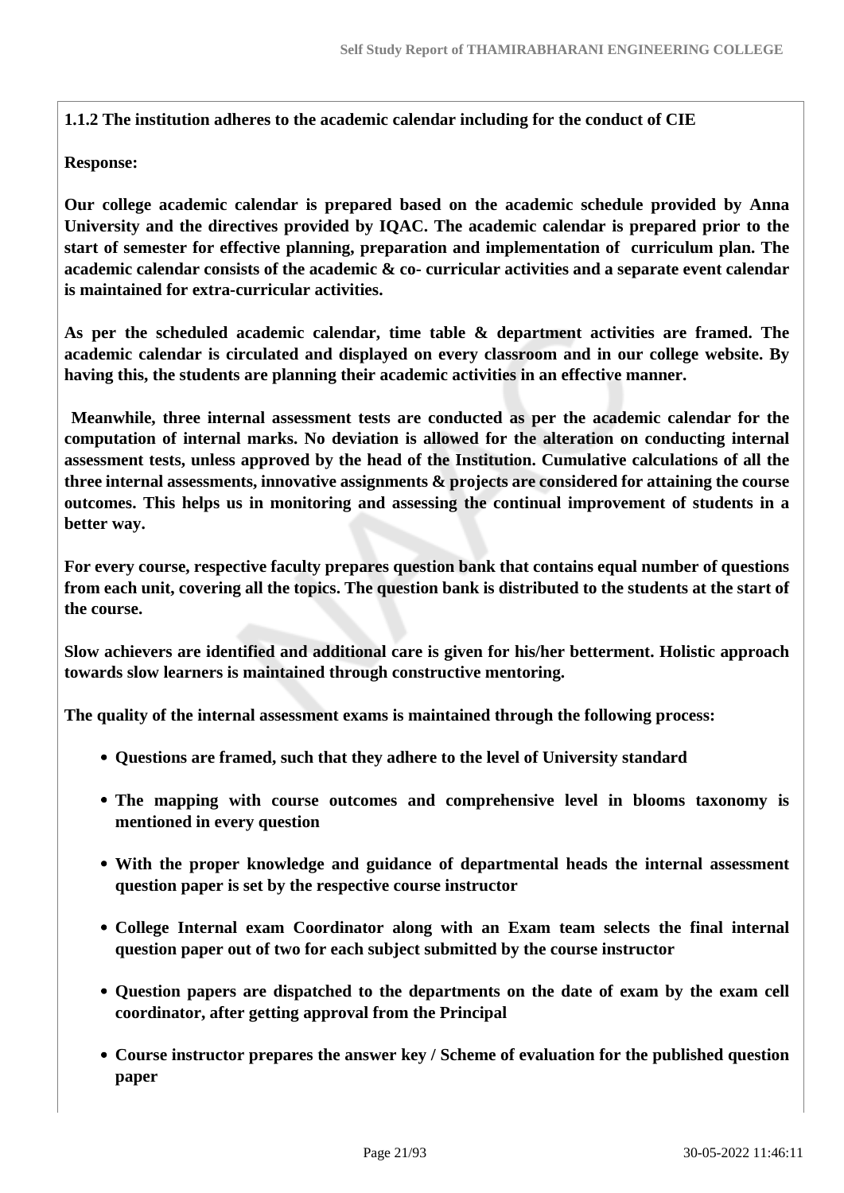**1.1.2 The institution adheres to the academic calendar including for the conduct of CIE**

**Response:**

**Our college academic calendar is prepared based on the academic schedule provided by Anna University and the directives provided by IQAC. The academic calendar is prepared prior to the start of semester for effective planning, preparation and implementation of curriculum plan. The academic calendar consists of the academic & co- curricular activities and a separate event calendar is maintained for extra-curricular activities.**

**As per the scheduled academic calendar, time table & department activities are framed. The academic calendar is circulated and displayed on every classroom and in our college website. By having this, the students are planning their academic activities in an effective manner.**

**Meanwhile, three internal assessment tests are conducted as per the academic calendar for the computation of internal marks. No deviation is allowed for the alteration on conducting internal assessment tests, unless approved by the head of the Institution. Cumulative calculations of all the three internal assessments, innovative assignments & projects are considered for attaining the course outcomes. This helps us in monitoring and assessing the continual improvement of students in a better way.**

**For every course, respective faculty prepares question bank that contains equal number of questions from each unit, covering all the topics. The question bank is distributed to the students at the start of the course.**

**Slow achievers are identified and additional care is given for his/her betterment. Holistic approach towards slow learners is maintained through constructive mentoring.**

**The quality of the internal assessment exams is maintained through the following process:**

- **Questions are framed, such that they adhere to the level of University standard**
- **The mapping with course outcomes and comprehensive level in blooms taxonomy is mentioned in every question**
- **With the proper knowledge and guidance of departmental heads the internal assessment question paper is set by the respective course instructor**
- **College Internal exam Coordinator along with an Exam team selects the final internal question paper out of two for each subject submitted by the course instructor**
- **Question papers are dispatched to the departments on the date of exam by the exam cell coordinator, after getting approval from the Principal**
- **Course instructor prepares the answer key / Scheme of evaluation for the published question paper**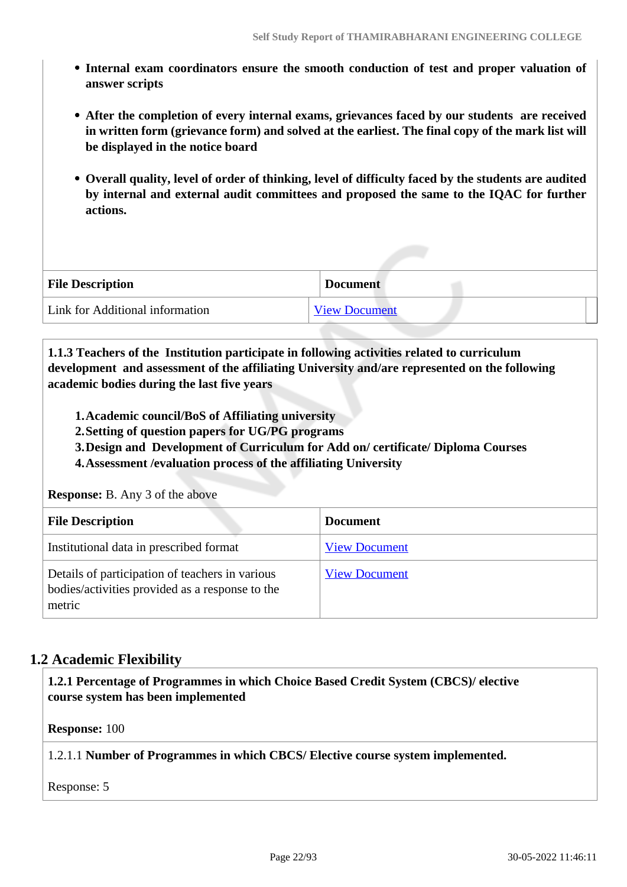- **Internal exam coordinators ensure the smooth conduction of test and proper valuation of answer scripts**
- **After the completion of every internal exams, grievances faced by our students are received in written form (grievance form) and solved at the earliest. The final copy of the mark list will be displayed in the notice board**
- **Overall quality, level of order of thinking, level of difficulty faced by the students are audited by internal and external audit committees and proposed the same to the IQAC for further actions.**

| File Description | Document |
|---|---|
| Link for Additional information | View Document |

**1.1.3 Teachers of the Institution participate in following activities related to curriculum development and assessment of the affiliating University and/are represented on the following academic bodies during the last five years**

1. **Academic council/BoS of Affiliating university**
2. **Setting of question papers for UG/PG programs**
3. **Design and Development of Curriculum for Add on/ certificate/ Diploma Courses**
4. **Assessment /evaluation process of the affiliating University**

**Response:** B. Any 3 of the above

| File Description | Document |
|---|---|
| Institutional data in prescribed format | View Document |
| Details of participation of teachers in various bodies/activities provided as a response to the metric | View Document |

## 1.2 Academic Flexibility

**1.2.1 Percentage of Programmes in which Choice Based Credit System (CBCS)/ elective course system has been implemented**

**Response:** 100

1.2.1.1 **Number of Programmes in which CBCS/ Elective course system implemented.**

Response: 5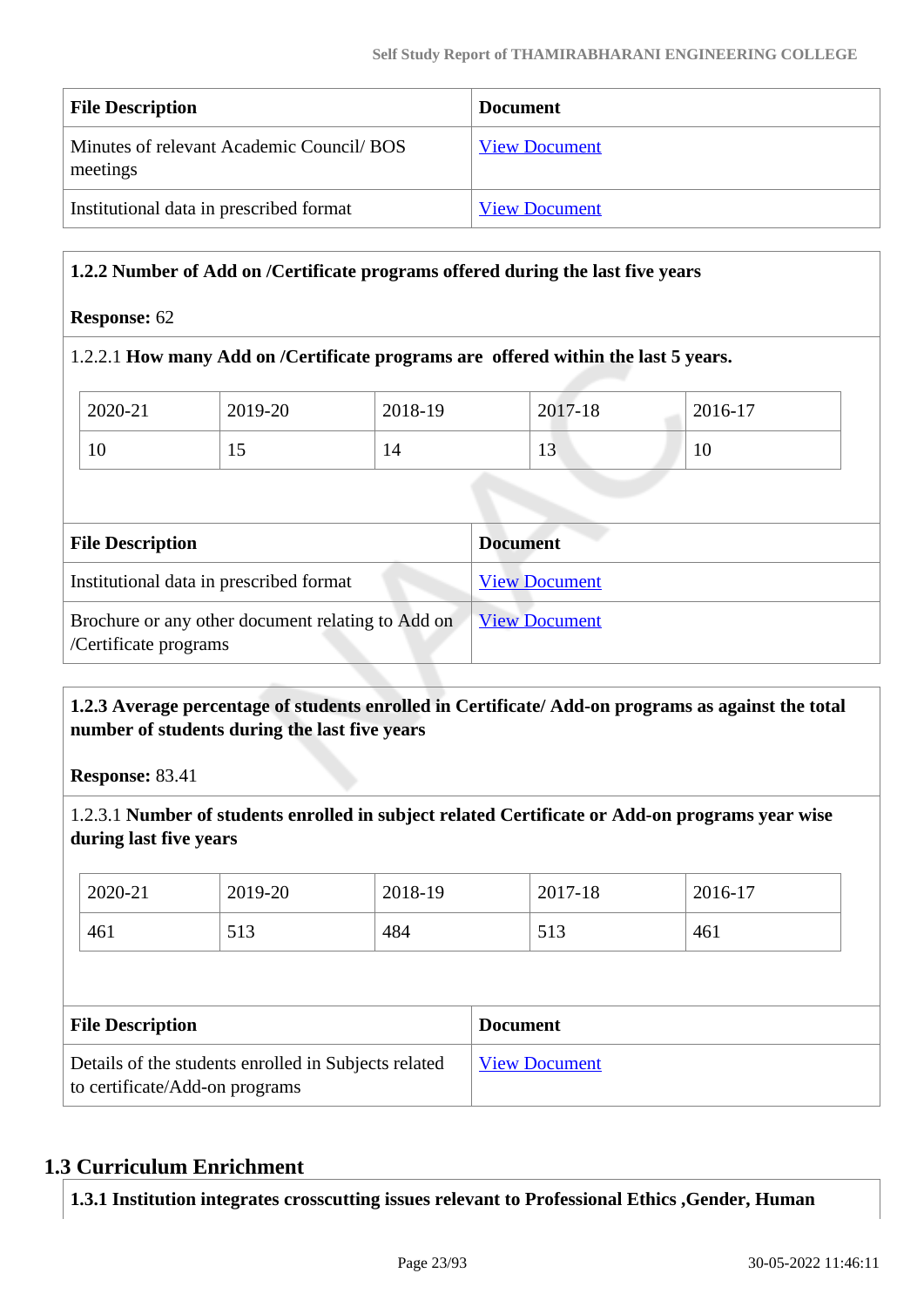| File Description | Document |
|---|---|
| Minutes of relevant Academic Council/ BOS meetings | View Document |
| Institutional data in prescribed format | View Document |

**1.2.2 Number of Add on /Certificate programs offered during the last five years**

**Response:** 62

1.2.2.1 **How many Add on /Certificate programs are offered within the last 5 years.**

| 2020-21 | 2019-20 | 2018-19 | 2017-18 | 2016-17 |
|---|---|---|---|---|
| 10 | 15 | 14 | 13 | 10 |

| File Description | Document |
|---|---|
| Institutional data in prescribed format | View Document |
| Brochure or any other document relating to Add on /Certificate programs | View Document |

**1.2.3 Average percentage of students enrolled in Certificate/ Add-on programs as against the total number of students during the last five years**

**Response:** 83.41

1.2.3.1 **Number of students enrolled in subject related Certificate or Add-on programs year wise during last five years**

| 2020-21 | 2019-20 | 2018-19 | 2017-18 | 2016-17 |
|---|---|---|---|---|
| 461 | 513 | 484 | 513 | 461 |

| File Description | Document |
|---|---|
| Details of the students enrolled in Subjects related to certificate/Add-on programs | View Document |

## 1.3 Curriculum Enrichment

**1.3.1 Institution integrates crosscutting issues relevant to Professional Ethics ,Gender, Human**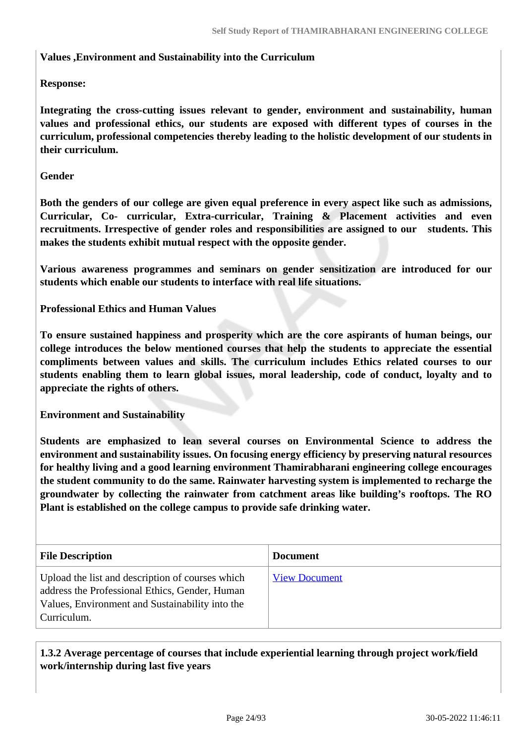**Values ,Environment and Sustainability into the Curriculum**

**Response:**

**Integrating the cross-cutting issues relevant to gender, environment and sustainability, human values and professional ethics, our students are exposed with different types of courses in the curriculum, professional competencies thereby leading to the holistic development of our students in their curriculum.**

**Gender**

**Both the genders of our college are given equal preference in every aspect like such as admissions, Curricular, Co- curricular, Extra-curricular, Training & Placement activities and even recruitments. Irrespective of gender roles and responsibilities are assigned to our students. This makes the students exhibit mutual respect with the opposite gender.**

**Various awareness programmes and seminars on gender sensitization are introduced for our students which enable our students to interface with real life situations.**

**Professional Ethics and Human Values**

**To ensure sustained happiness and prosperity which are the core aspirants of human beings, our college introduces the below mentioned courses that help the students to appreciate the essential compliments between values and skills. The curriculum includes Ethics related courses to our students enabling them to learn global issues, moral leadership, code of conduct, loyalty and to appreciate the rights of others.**

**Environment and Sustainability**

**Students are emphasized to lean several courses on Environmental Science to address the environment and sustainability issues. On focusing energy efficiency by preserving natural resources for healthy living and a good learning environment Thamirabharani engineering college encourages the student community to do the same. Rainwater harvesting system is implemented to recharge the groundwater by collecting the rainwater from catchment areas like building's rooftops. The RO Plant is established on the college campus to provide safe drinking water.**

| File Description | Document |
| --- | --- |
| Upload the list and description of courses which address the Professional Ethics, Gender, Human Values, Environment and Sustainability into the Curriculum. | View Document |

**1.3.2 Average percentage of courses that include experiential learning through project work/field work/internship during last five years**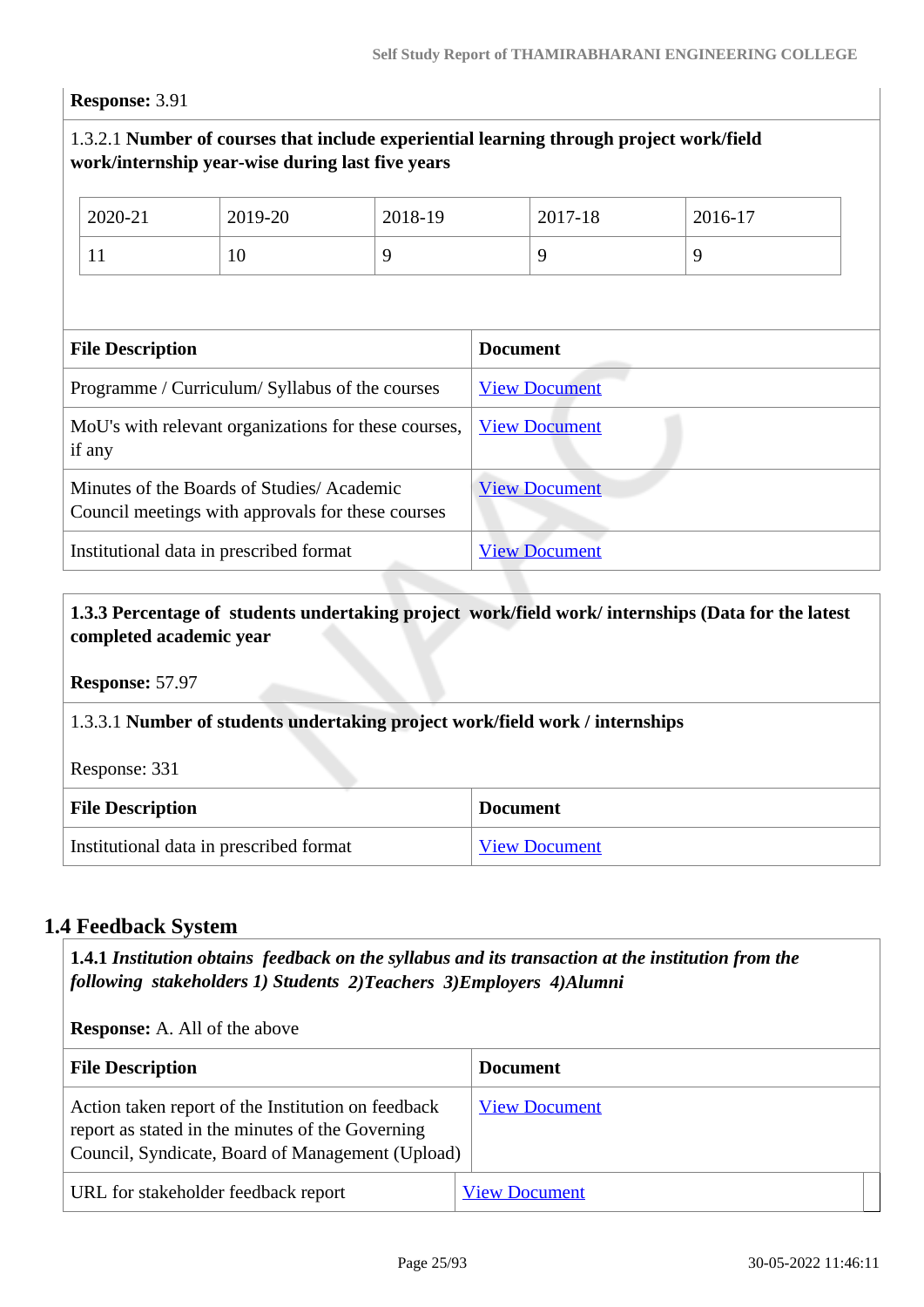**Response:** 3.91

1.3.2.1 **Number of courses that include experiential learning through project work/field work/internship year-wise during last five years**

| 2020-21 | 2019-20 | 2018-19 | 2017-18 | 2016-17 |
|---|---|---|---|---|
| 11 | 10 | 9 | 9 | 9 |

| File Description | Document |
|---|---|
| Programme / Curriculum/ Syllabus of the courses | View Document |
| MoU's with relevant organizations for these courses, if any | View Document |
| Minutes of the Boards of Studies/ Academic Council meetings with approvals for these courses | View Document |
| Institutional data in prescribed format | View Document |

**1.3.3 Percentage of students undertaking project work/field work/ internships (Data for the latest completed academic year**

**Response:** 57.97

1.3.3.1 **Number of students undertaking project work/field work / internships**

Response: 331

| File Description | Document |
|---|---|
| Institutional data in prescribed format | View Document |

## 1.4 Feedback System

**1.4.1** ***Institution obtains feedback on the syllabus and its transaction at the institution from the following stakeholders 1) Students 2)Teachers 3)Employers 4)Alumni***

**Response:** A. All of the above

| File Description | Document |
|---|---|
| Action taken report of the Institution on feedback report as stated in the minutes of the Governing Council, Syndicate, Board of Management (Upload) | View Document |
| URL for stakeholder feedback report | View Document |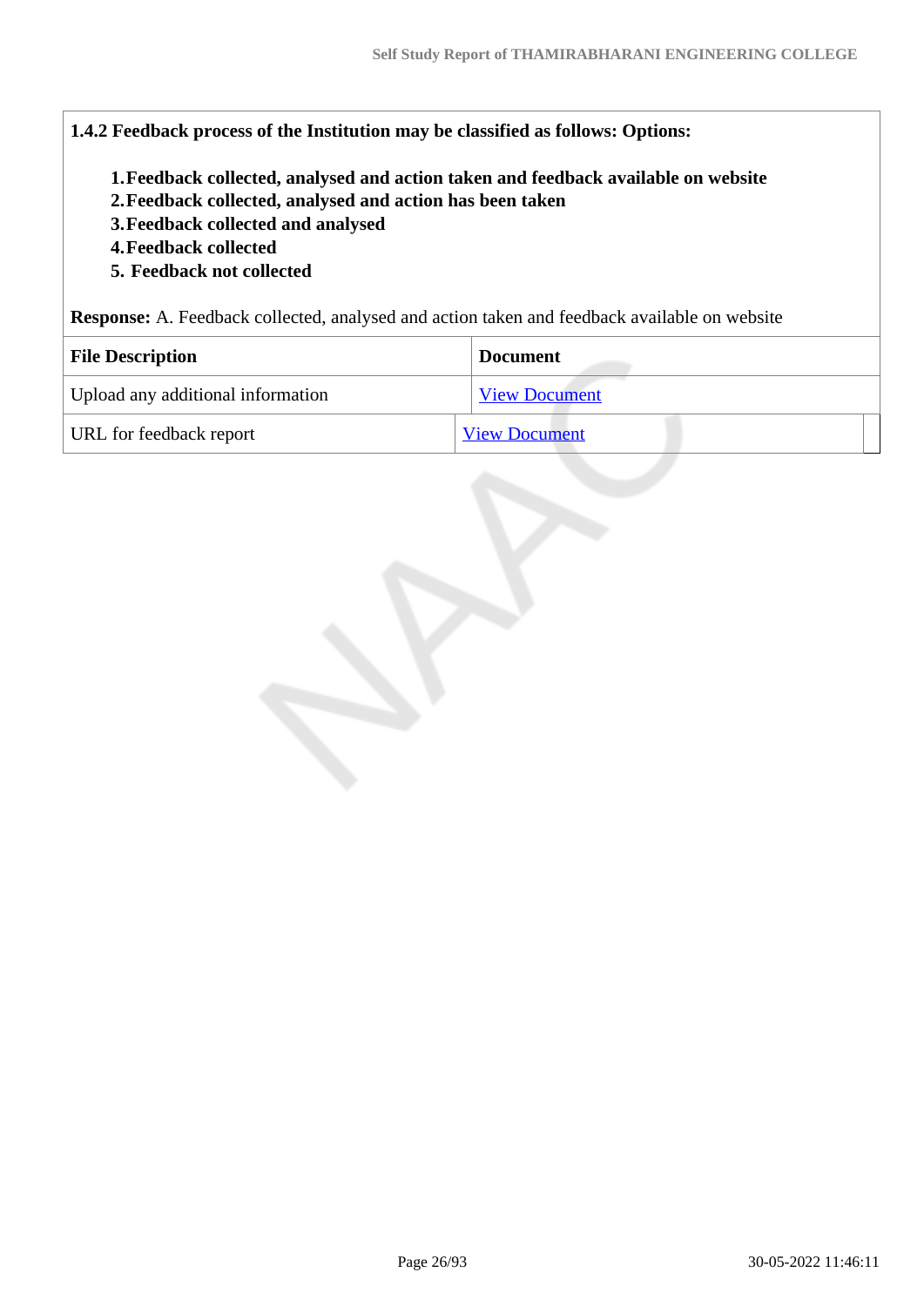**1.4.2 Feedback process of the Institution may be classified as follows: Options:**

1. **Feedback collected, analysed and action taken and feedback available on website**
2. **Feedback collected, analysed and action has been taken**
3. **Feedback collected and analysed**
4. **Feedback collected**
5. **Feedback not collected**

**Response:** A. Feedback collected, analysed and action taken and feedback available on website

| File Description | Document |
|---|---|
| Upload any additional information | View Document |
| URL for feedback report | View Document |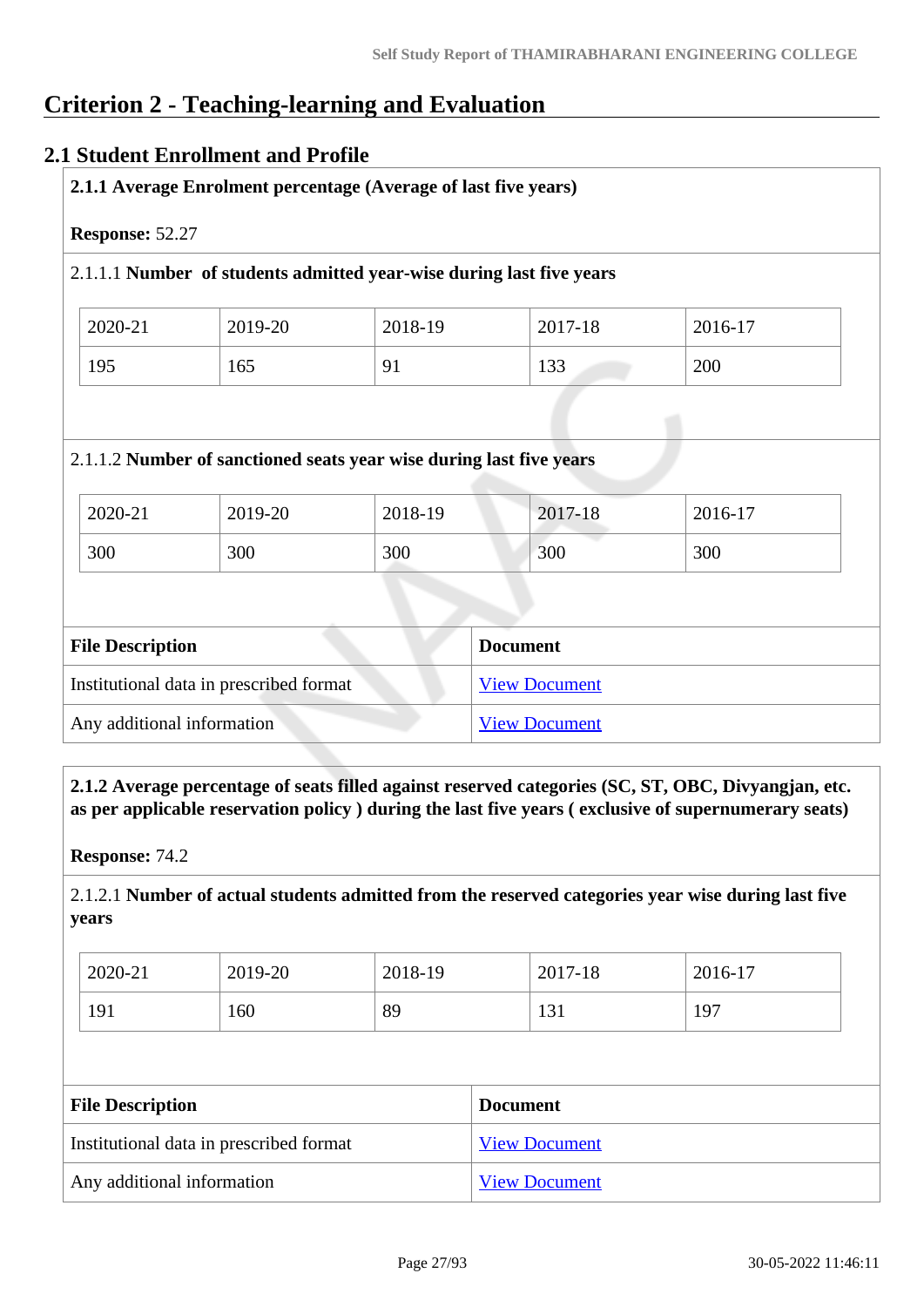# Criterion 2 - Teaching-learning and Evaluation

## 2.1 Student Enrollment and Profile

**2.1.1 Average Enrolment percentage (Average of last five years)**

**Response:** 52.27

2.1.1.1 **Number of students admitted year-wise during last five years**

| 2020-21 | 2019-20 | 2018-19 | 2017-18 | 2016-17 |
|---|---|---|---|---|
| 195 | 165 | 91 | 133 | 200 |

2.1.1.2 **Number of sanctioned seats year wise during last five years**

| 2020-21 | 2019-20 | 2018-19 | 2017-18 | 2016-17 |
|---|---|---|---|---|
| 300 | 300 | 300 | 300 | 300 |

| File Description | Document |
|---|---|
| Institutional data in prescribed format | View Document |
| Any additional information | View Document |

**2.1.2 Average percentage of seats filled against reserved categories (SC, ST, OBC, Divyangjan, etc. as per applicable reservation policy ) during the last five years ( exclusive of supernumerary seats)**

**Response:** 74.2

2.1.2.1 **Number of actual students admitted from the reserved categories year wise during last five years**

| 2020-21 | 2019-20 | 2018-19 | 2017-18 | 2016-17 |
|---|---|---|---|---|
| 191 | 160 | 89 | 131 | 197 |

| File Description | Document |
|---|---|
| Institutional data in prescribed format | View Document |
| Any additional information | View Document |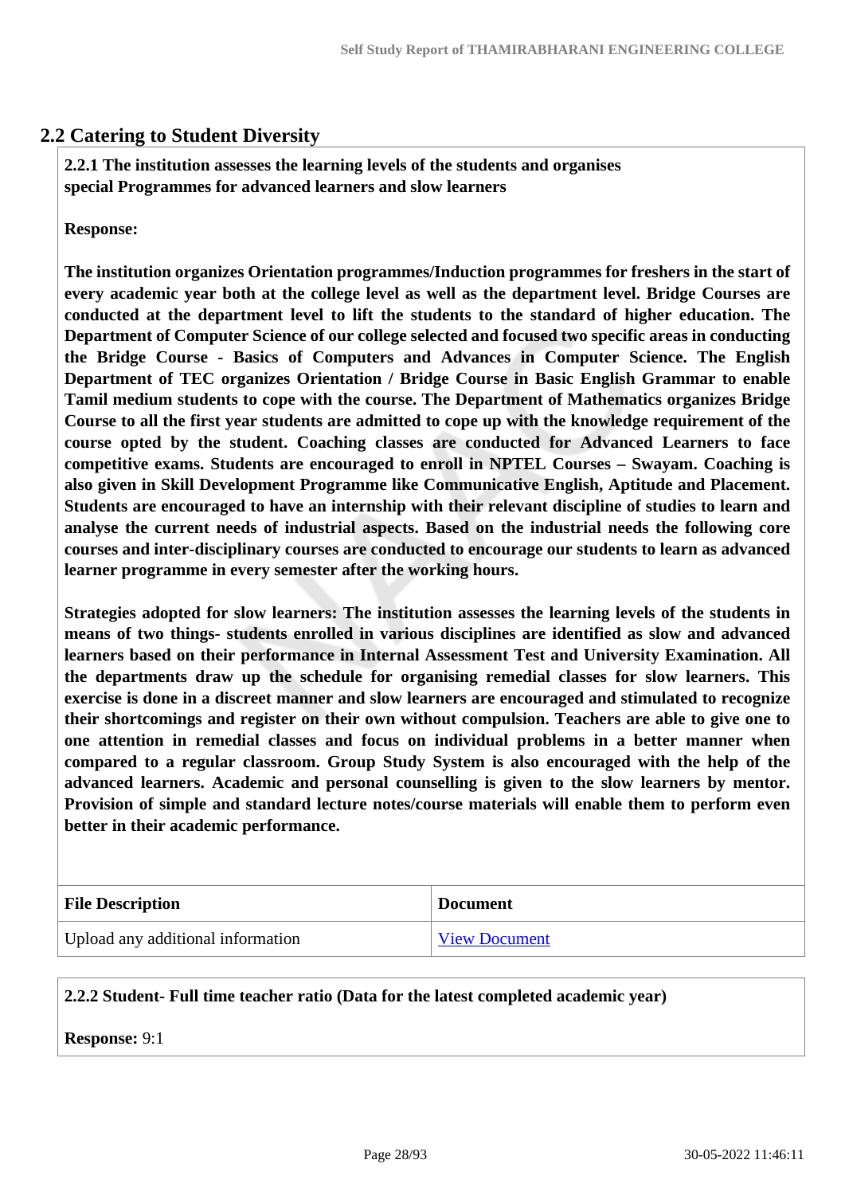## 2.2 Catering to Student Diversity

**2.2.1 The institution assesses the learning levels of the students and organises special Programmes for advanced learners and slow learners**

**Response:**

**The institution organizes Orientation programmes/Induction programmes for freshers in the start of every academic year both at the college level as well as the department level. Bridge Courses are conducted at the department level to lift the students to the standard of higher education. The Department of Computer Science of our college selected and focused two specific areas in conducting the Bridge Course - Basics of Computers and Advances in Computer Science. The English Department of TEC organizes Orientation / Bridge Course in Basic English Grammar to enable Tamil medium students to cope with the course. The Department of Mathematics organizes Bridge Course to all the first year students are admitted to cope up with the knowledge requirement of the course opted by the student. Coaching classes are conducted for Advanced Learners to face competitive exams. Students are encouraged to enroll in NPTEL Courses – Swayam. Coaching is also given in Skill Development Programme like Communicative English, Aptitude and Placement. Students are encouraged to have an internship with their relevant discipline of studies to learn and analyse the current needs of industrial aspects. Based on the industrial needs the following core courses and inter-disciplinary courses are conducted to encourage our students to learn as advanced learner programme in every semester after the working hours.**

**Strategies adopted for slow learners: The institution assesses the learning levels of the students in means of two things- students enrolled in various disciplines are identified as slow and advanced learners based on their performance in Internal Assessment Test and University Examination. All the departments draw up the schedule for organising remedial classes for slow learners. This exercise is done in a discreet manner and slow learners are encouraged and stimulated to recognize their shortcomings and register on their own without compulsion. Teachers are able to give one to one attention in remedial classes and focus on individual problems in a better manner when compared to a regular classroom. Group Study System is also encouraged with the help of the advanced learners. Academic and personal counselling is given to the slow learners by mentor. Provision of simple and standard lecture notes/course materials will enable them to perform even better in their academic performance.**

| File Description | Document |
| --- | --- |
| Upload any additional information | View Document |

**2.2.2 Student- Full time teacher ratio (Data for the latest completed academic year)**

**Response:** 9:1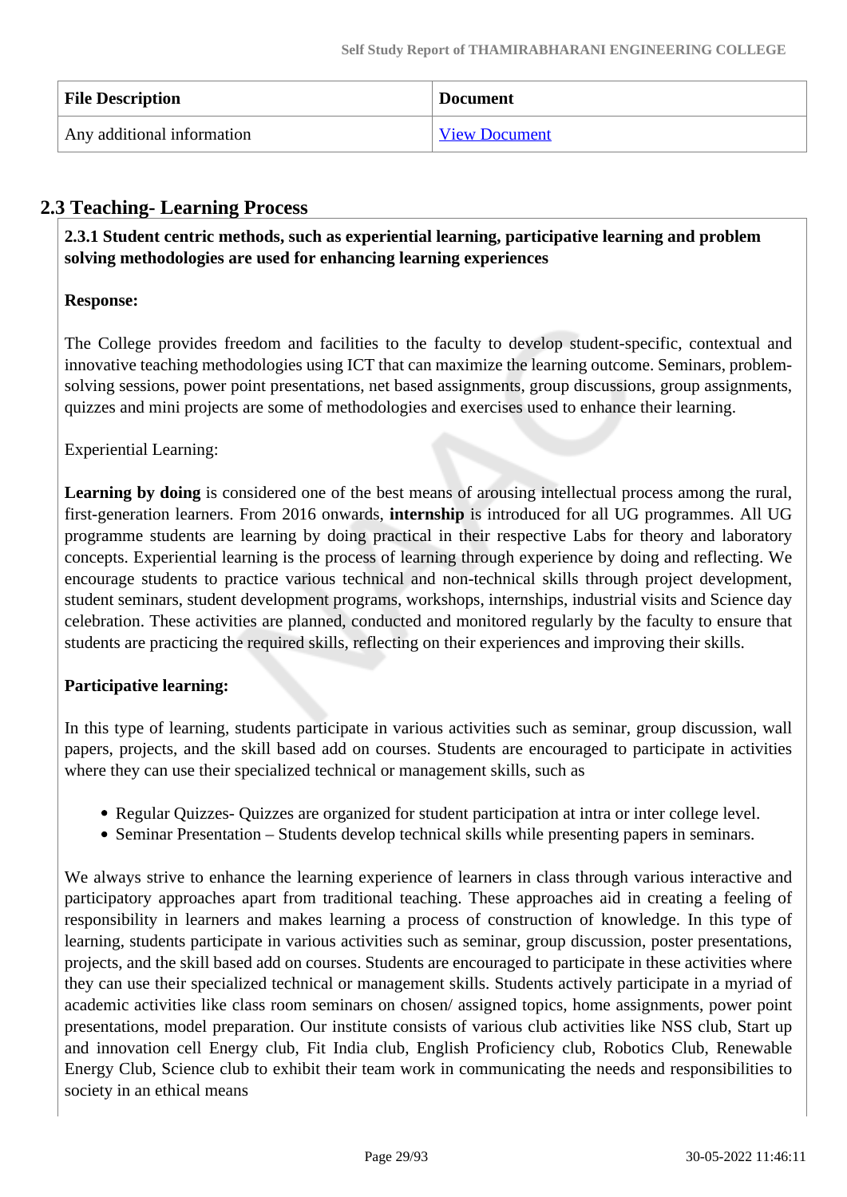| File Description | Document |
| --- | --- |
| Any additional information | View Document |

## 2.3 Teaching- Learning Process

**2.3.1 Student centric methods, such as experiential learning, participative learning and problem solving methodologies are used for enhancing learning experiences**

**Response:**

The College provides freedom and facilities to the faculty to develop student-specific, contextual and innovative teaching methodologies using ICT that can maximize the learning outcome. Seminars, problem-solving sessions, power point presentations, net based assignments, group discussions, group assignments, quizzes and mini projects are some of methodologies and exercises used to enhance their learning.

Experiential Learning:

**Learning by doing** is considered one of the best means of arousing intellectual process among the rural, first-generation learners. From 2016 onwards, **internship** is introduced for all UG programmes. All UG programme students are learning by doing practical in their respective Labs for theory and laboratory concepts. Experiential learning is the process of learning through experience by doing and reflecting. We encourage students to practice various technical and non-technical skills through project development, student seminars, student development programs, workshops, internships, industrial visits and Science day celebration. These activities are planned, conducted and monitored regularly by the faculty to ensure that students are practicing the required skills, reflecting on their experiences and improving their skills.

**Participative learning:**

In this type of learning, students participate in various activities such as seminar, group discussion, wall papers, projects, and the skill based add on courses. Students are encouraged to participate in activities where they can use their specialized technical or management skills, such as

- Regular Quizzes- Quizzes are organized for student participation at intra or inter college level.
- Seminar Presentation – Students develop technical skills while presenting papers in seminars.

We always strive to enhance the learning experience of learners in class through various interactive and participatory approaches apart from traditional teaching. These approaches aid in creating a feeling of responsibility in learners and makes learning a process of construction of knowledge. In this type of learning, students participate in various activities such as seminar, group discussion, poster presentations, projects, and the skill based add on courses. Students are encouraged to participate in these activities where they can use their specialized technical or management skills. Students actively participate in a myriad of academic activities like class room seminars on chosen/ assigned topics, home assignments, power point presentations, model preparation. Our institute consists of various club activities like NSS club, Start up and innovation cell Energy club, Fit India club, English Proficiency club, Robotics Club, Renewable Energy Club, Science club to exhibit their team work in communicating the needs and responsibilities to society in an ethical means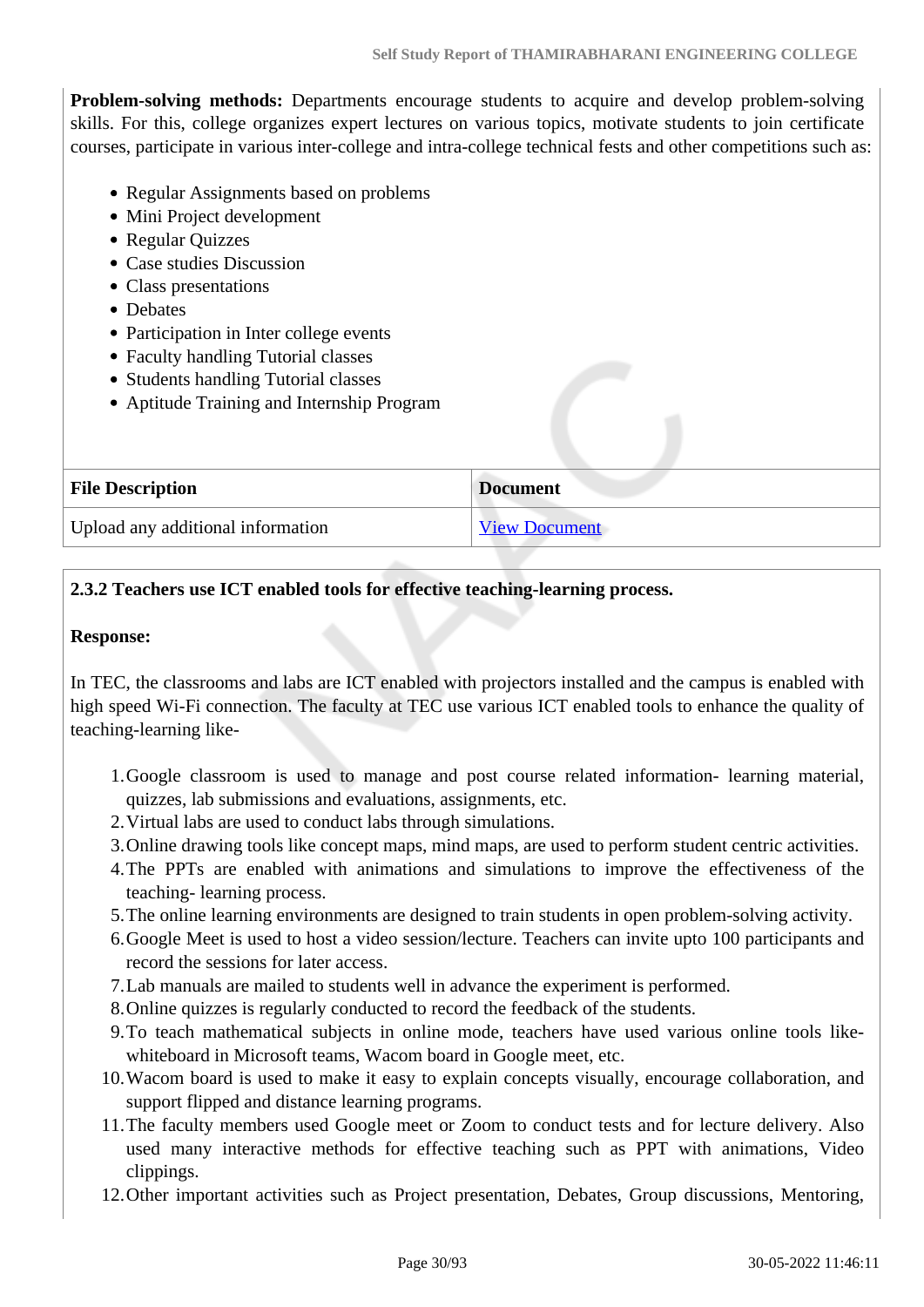**Problem-solving methods:** Departments encourage students to acquire and develop problem-solving skills. For this, college organizes expert lectures on various topics, motivate students to join certificate courses, participate in various inter-college and intra-college technical fests and other competitions such as:

- Regular Assignments based on problems
- Mini Project development
- Regular Quizzes
- Case studies Discussion
- Class presentations
- Debates
- Participation in Inter college events
- Faculty handling Tutorial classes
- Students handling Tutorial classes
- Aptitude Training and Internship Program

| File Description | Document |
|---|---|
| Upload any additional information | View Document |

**2.3.2 Teachers use ICT enabled tools for effective teaching-learning process.**

**Response:**

In TEC, the classrooms and labs are ICT enabled with projectors installed and the campus is enabled with high speed Wi-Fi connection. The faculty at TEC use various ICT enabled tools to enhance the quality of teaching-learning like-

1. Google classroom is used to manage and post course related information- learning material, quizzes, lab submissions and evaluations, assignments, etc.
2. Virtual labs are used to conduct labs through simulations.
3. Online drawing tools like concept maps, mind maps, are used to perform student centric activities.
4. The PPTs are enabled with animations and simulations to improve the effectiveness of the teaching- learning process.
5. The online learning environments are designed to train students in open problem-solving activity.
6. Google Meet is used to host a video session/lecture. Teachers can invite upto 100 participants and record the sessions for later access.
7. Lab manuals are mailed to students well in advance the experiment is performed.
8. Online quizzes is regularly conducted to record the feedback of the students.
9. To teach mathematical subjects in online mode, teachers have used various online tools like-whiteboard in Microsoft teams, Wacom board in Google meet, etc.
10. Wacom board is used to make it easy to explain concepts visually, encourage collaboration, and support flipped and distance learning programs.
11. The faculty members used Google meet or Zoom to conduct tests and for lecture delivery. Also used many interactive methods for effective teaching such as PPT with animations, Video clippings.
12. Other important activities such as Project presentation, Debates, Group discussions, Mentoring,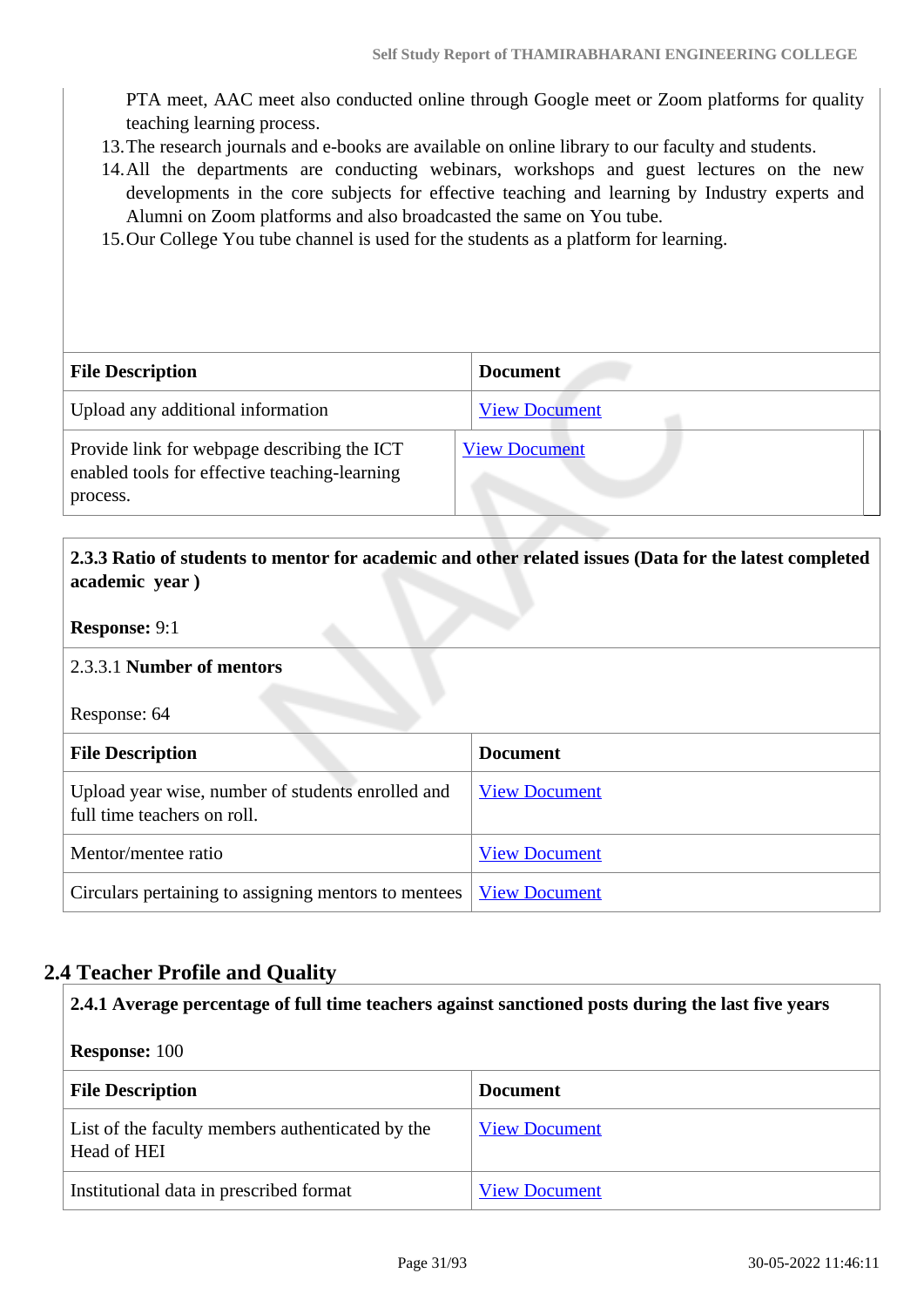PTA meet, AAC meet also conducted online through Google meet or Zoom platforms for quality teaching learning process.

13. The research journals and e-books are available on online library to our faculty and students.
14. All the departments are conducting webinars, workshops and guest lectures on the new developments in the core subjects for effective teaching and learning by Industry experts and Alumni on Zoom platforms and also broadcasted the same on You tube.
15. Our College You tube channel is used for the students as a platform for learning.

| File Description | Document |
|---|---|
| Upload any additional information | View Document |
| Provide link for webpage describing the ICT enabled tools for effective teaching-learning process. | View Document |

**2.3.3 Ratio of students to mentor for academic and other related issues (Data for the latest completed academic year )**

**Response:** 9:1

2.3.3.1 **Number of mentors**

Response: 64

| File Description | Document |
|---|---|
| Upload year wise, number of students enrolled and full time teachers on roll. | View Document |
| Mentor/mentee ratio | View Document |
| Circulars pertaining to assigning mentors to mentees | View Document |

## 2.4 Teacher Profile and Quality

**2.4.1 Average percentage of full time teachers against sanctioned posts during the last five years**

**Response:** 100

| File Description | Document |
|---|---|
| List of the faculty members authenticated by the Head of HEI | View Document |
| Institutional data in prescribed format | View Document |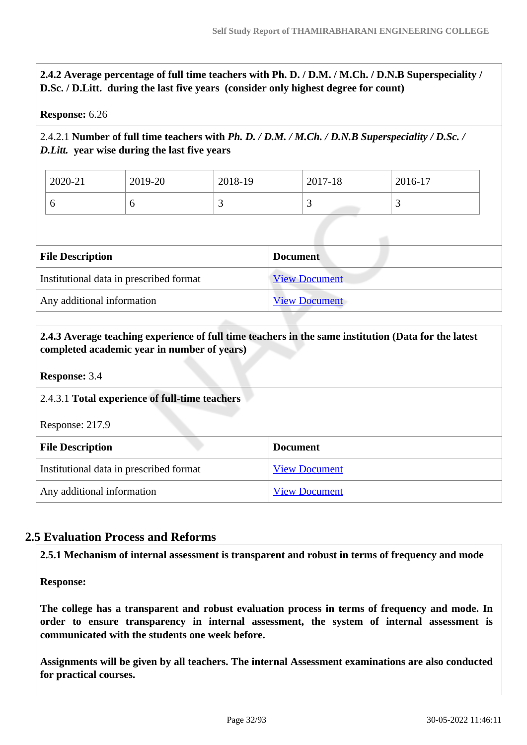**2.4.2 Average percentage of full time teachers with Ph. D. / D.M. / M.Ch. / D.N.B Superspeciality / D.Sc. / D.Litt. during the last five years (consider only highest degree for count)**

**Response:** 6.26

2.4.2.1 **Number of full time teachers with *Ph. D. / D.M. / M.Ch. / D.N.B Superspeciality / D.Sc. / D.Litt.* year wise during the last five years**

| 2020-21 | 2019-20 | 2018-19 | 2017-18 | 2016-17 |
|---|---|---|---|---|
| 6 | 6 | 3 | 3 | 3 |

| File Description | Document |
|---|---|
| Institutional data in prescribed format | View Document |
| Any additional information | View Document |

**2.4.3 Average teaching experience of full time teachers in the same institution (Data for the latest completed academic year in number of years)**

**Response:** 3.4

2.4.3.1 **Total experience of full-time teachers**

Response: 217.9

| File Description | Document |
|---|---|
| Institutional data in prescribed format | View Document |
| Any additional information | View Document |

## 2.5 Evaluation Process and Reforms

**2.5.1 Mechanism of internal assessment is transparent and robust in terms of frequency and mode**

**Response:**

**The college has a transparent and robust evaluation process in terms of frequency and mode. In order to ensure transparency in internal assessment, the system of internal assessment is communicated with the students one week before.**

**Assignments will be given by all teachers. The internal Assessment examinations are also conducted for practical courses.**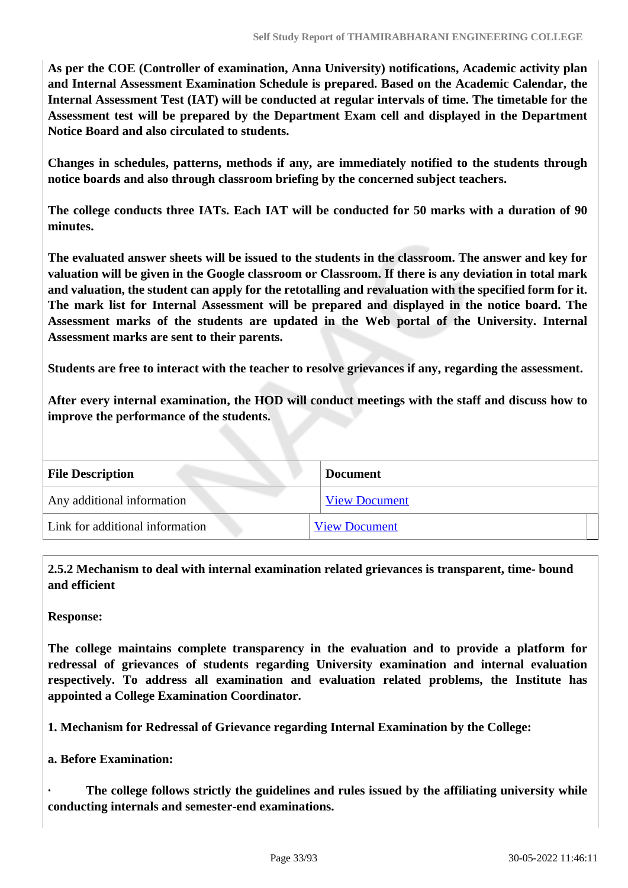**As per the COE (Controller of examination, Anna University) notifications, Academic activity plan and Internal Assessment Examination Schedule is prepared. Based on the Academic Calendar, the Internal Assessment Test (IAT) will be conducted at regular intervals of time. The timetable for the Assessment test will be prepared by the Department Exam cell and displayed in the Department Notice Board and also circulated to students.**

**Changes in schedules, patterns, methods if any, are immediately notified to the students through notice boards and also through classroom briefing by the concerned subject teachers.**

**The college conducts three IATs. Each IAT will be conducted for 50 marks with a duration of 90 minutes.**

**The evaluated answer sheets will be issued to the students in the classroom. The answer and key for valuation will be given in the Google classroom or Classroom. If there is any deviation in total mark and valuation, the student can apply for the retotalling and revaluation with the specified form for it. The mark list for Internal Assessment will be prepared and displayed in the notice board. The Assessment marks of the students are updated in the Web portal of the University. Internal Assessment marks are sent to their parents.**

**Students are free to interact with the teacher to resolve grievances if any, regarding the assessment.**

**After every internal examination, the HOD will conduct meetings with the staff and discuss how to improve the performance of the students.**

| File Description | Document |
|---|---|
| Any additional information | View Document |
| Link for additional information | View Document |

**2.5.2 Mechanism to deal with internal examination related grievances is transparent, time- bound and efficient**

**Response:**

**The college maintains complete transparency in the evaluation and to provide a platform for redressal of grievances of students regarding University examination and internal evaluation respectively. To address all examination and evaluation related problems, the Institute has appointed a College Examination Coordinator.**

**1. Mechanism for Redressal of Grievance regarding Internal Examination by the College:**

**a. Before Examination:**

- **The college follows strictly the guidelines and rules issued by the affiliating university while conducting internals and semester-end examinations.**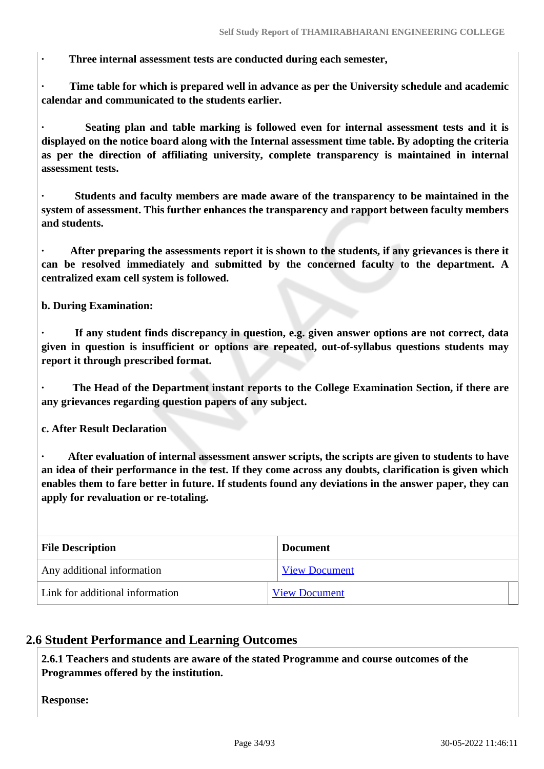**· Three internal assessment tests are conducted during each semester,**

**· Time table for which is prepared well in advance as per the University schedule and academic calendar and communicated to the students earlier.**

**· Seating plan and table marking is followed even for internal assessment tests and it is displayed on the notice board along with the Internal assessment time table. By adopting the criteria as per the direction of affiliating university, complete transparency is maintained in internal assessment tests.**

**· Students and faculty members are made aware of the transparency to be maintained in the system of assessment. This further enhances the transparency and rapport between faculty members and students.**

**· After preparing the assessments report it is shown to the students, if any grievances is there it can be resolved immediately and submitted by the concerned faculty to the department. A centralized exam cell system is followed.**

**b. During Examination:**

**· If any student finds discrepancy in question, e.g. given answer options are not correct, data given in question is insufficient or options are repeated, out-of-syllabus questions students may report it through prescribed format.**

**· The Head of the Department instant reports to the College Examination Section, if there are any grievances regarding question papers of any subject.**

**c. After Result Declaration**

**· After evaluation of internal assessment answer scripts, the scripts are given to students to have an idea of their performance in the test. If they come across any doubts, clarification is given which enables them to fare better in future. If students found any deviations in the answer paper, they can apply for revaluation or re-totaling.**

| File Description | Document |
|---|---|
| Any additional information | View Document |
| Link for additional information | View Document |

## 2.6 Student Performance and Learning Outcomes

**2.6.1 Teachers and students are aware of the stated Programme and course outcomes of the Programmes offered by the institution.**

**Response:**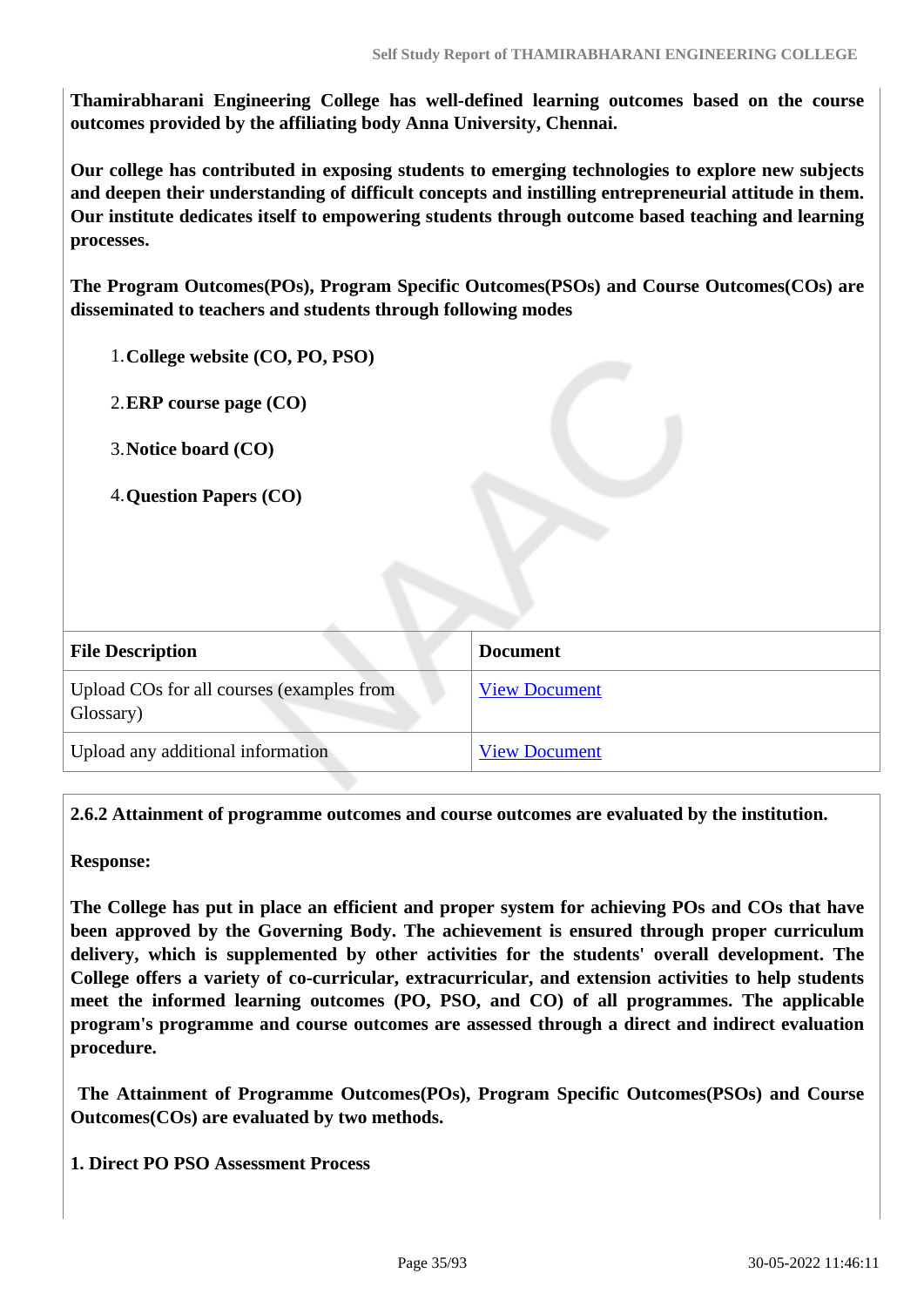**Thamirabharani Engineering College has well-defined learning outcomes based on the course outcomes provided by the affiliating body Anna University, Chennai.**

**Our college has contributed in exposing students to emerging technologies to explore new subjects and deepen their understanding of difficult concepts and instilling entrepreneurial attitude in them. Our institute dedicates itself to empowering students through outcome based teaching and learning processes.**

**The Program Outcomes(POs), Program Specific Outcomes(PSOs) and Course Outcomes(COs) are disseminated to teachers and students through following modes**

1. **College website (CO, PO, PSO)**
2. **ERP course page (CO)**
3. **Notice board (CO)**
4. **Question Papers (CO)**

| File Description | Document |
| --- | --- |
| Upload COs for all courses (examples from Glossary) | View Document |
| Upload any additional information | View Document |

**2.6.2 Attainment of programme outcomes and course outcomes are evaluated by the institution.**

**Response:**

**The College has put in place an efficient and proper system for achieving POs and COs that have been approved by the Governing Body. The achievement is ensured through proper curriculum delivery, which is supplemented by other activities for the students' overall development. The College offers a variety of co-curricular, extracurricular, and extension activities to help students meet the informed learning outcomes (PO, PSO, and CO) of all programmes. The applicable program's programme and course outcomes are assessed through a direct and indirect evaluation procedure.**

**The Attainment of Programme Outcomes(POs), Program Specific Outcomes(PSOs) and Course Outcomes(COs) are evaluated by two methods.**

**1. Direct PO PSO Assessment Process**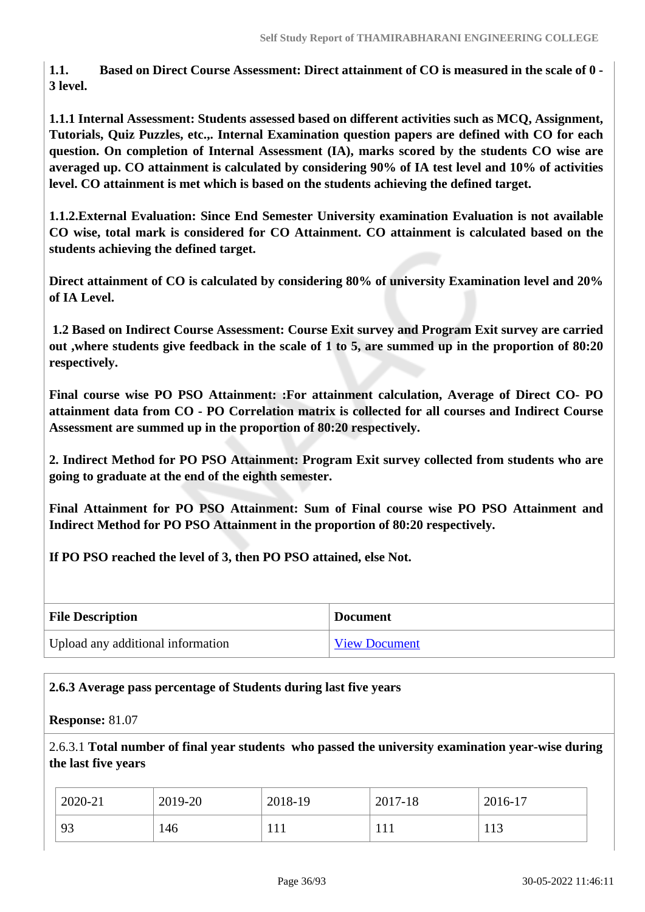**1.1. Based on Direct Course Assessment: Direct attainment of CO is measured in the scale of 0 - 3 level.**

**1.1.1 Internal Assessment: Students assessed based on different activities such as MCQ, Assignment, Tutorials, Quiz Puzzles, etc.,. Internal Examination question papers are defined with CO for each question. On completion of Internal Assessment (IA), marks scored by the students CO wise are averaged up. CO attainment is calculated by considering 90% of IA test level and 10% of activities level. CO attainment is met which is based on the students achieving the defined target.**

**1.1.2.External Evaluation: Since End Semester University examination Evaluation is not available CO wise, total mark is considered for CO Attainment. CO attainment is calculated based on the students achieving the defined target.**

**Direct attainment of CO is calculated by considering 80% of university Examination level and 20% of IA Level.**

**1.2 Based on Indirect Course Assessment: Course Exit survey and Program Exit survey are carried out ,where students give feedback in the scale of 1 to 5, are summed up in the proportion of 80:20 respectively.**

**Final course wise PO PSO Attainment: :For attainment calculation, Average of Direct CO- PO attainment data from CO - PO Correlation matrix is collected for all courses and Indirect Course Assessment are summed up in the proportion of 80:20 respectively.**

**2. Indirect Method for PO PSO Attainment: Program Exit survey collected from students who are going to graduate at the end of the eighth semester.**

**Final Attainment for PO PSO Attainment: Sum of Final course wise PO PSO Attainment and Indirect Method for PO PSO Attainment in the proportion of 80:20 respectively.**

**If PO PSO reached the level of 3, then PO PSO attained, else Not.**

| File Description | Document |
|---|---|
| Upload any additional information | View Document |

**2.6.3 Average pass percentage of Students during last five years**

**Response:** 81.07

2.6.3.1 **Total number of final year students who passed the university examination year-wise during the last five years**

| 2020-21 | 2019-20 | 2018-19 | 2017-18 | 2016-17 |
|---|---|---|---|---|
| 93 | 146 | 111 | 111 | 113 |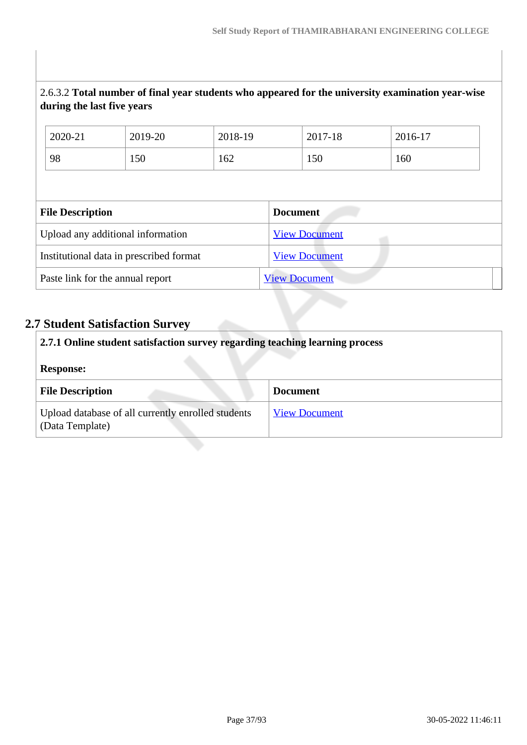2.6.3.2 **Total number of final year students who appeared for the university examination year-wise during the last five years**

| 2020-21 | 2019-20 | 2018-19 | 2017-18 | 2016-17 |
|---|---|---|---|---|
| 98 | 150 | 162 | 150 | 160 |

| File Description | Document |
|---|---|
| Upload any additional information | View Document |
| Institutional data in prescribed format | View Document |
| Paste link for the annual report | View Document |

## 2.7 Student Satisfaction Survey

**2.7.1 Online student satisfaction survey regarding teaching learning process**

**Response:**

| File Description | Document |
|---|---|
| Upload database of all currently enrolled students (Data Template) | View Document |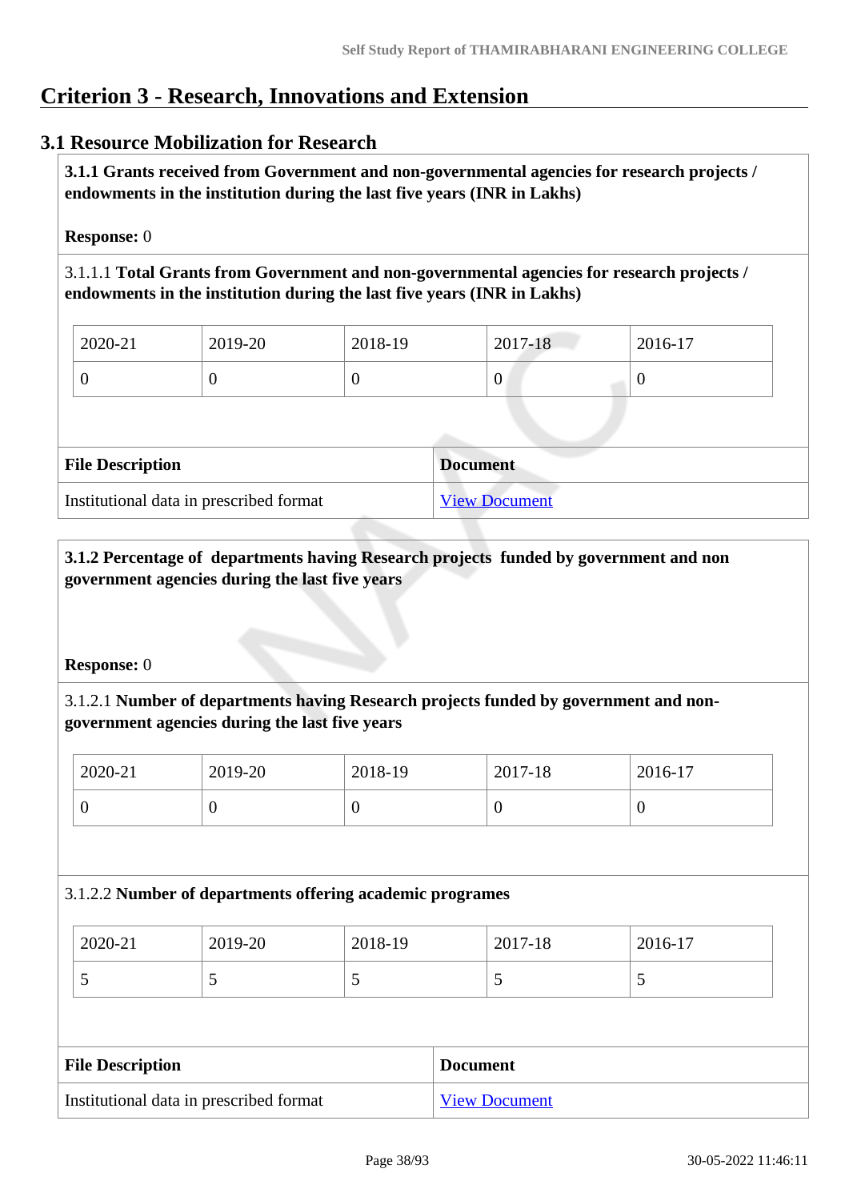# Criterion 3 - Research, Innovations and Extension

## 3.1 Resource Mobilization for Research

**3.1.1 Grants received from Government and non-governmental agencies for research projects / endowments in the institution during the last five years (INR in Lakhs)**

**Response:** 0

3.1.1.1 **Total Grants from Government and non-governmental agencies for research projects / endowments in the institution during the last five years (INR in Lakhs)**

| 2020-21 | 2019-20 | 2018-19 | 2017-18 | 2016-17 |
|---|---|---|---|---|
| 0 | 0 | 0 | 0 | 0 |

| File Description | Document |
|---|---|
| Institutional data in prescribed format | View Document |

**3.1.2 Percentage of departments having Research projects funded by government and non government agencies during the last five years**

**Response:** 0

3.1.2.1 **Number of departments having Research projects funded by government and non-government agencies during the last five years**

| 2020-21 | 2019-20 | 2018-19 | 2017-18 | 2016-17 |
|---|---|---|---|---|
| 0 | 0 | 0 | 0 | 0 |

3.1.2.2 **Number of departments offering academic programes**

| 2020-21 | 2019-20 | 2018-19 | 2017-18 | 2016-17 |
|---|---|---|---|---|
| 5 | 5 | 5 | 5 | 5 |

| File Description | Document |
|---|---|
| Institutional data in prescribed format | View Document |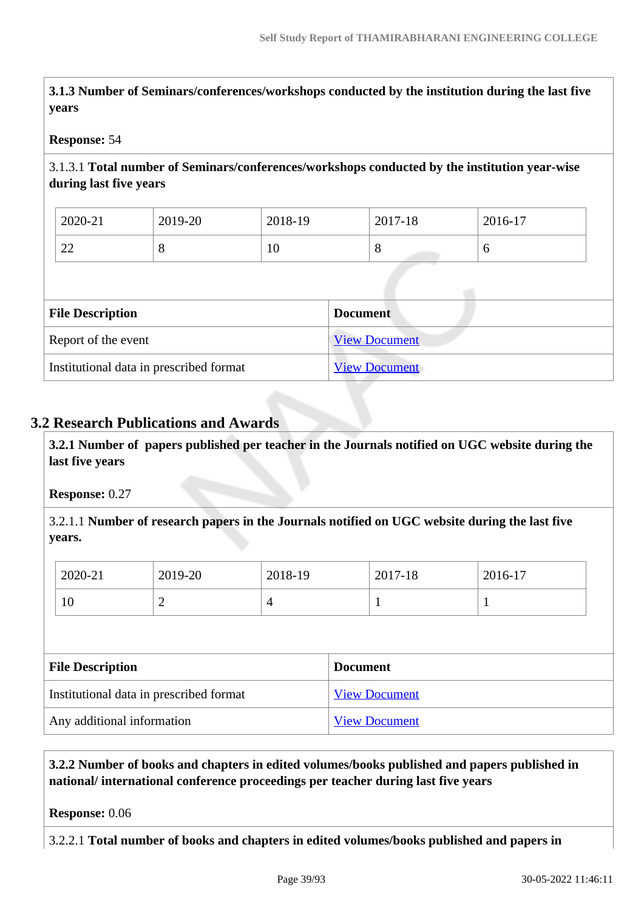**3.1.3 Number of Seminars/conferences/workshops conducted by the institution during the last five years**

**Response:** 54

3.1.3.1 **Total number of Seminars/conferences/workshops conducted by the institution year-wise during last five years**

| 2020-21 | 2019-20 | 2018-19 | 2017-18 | 2016-17 |
|---|---|---|---|---|
| 22 | 8 | 10 | 8 | 6 |

| File Description | Document |
|---|---|
| Report of the event | View Document |
| Institutional data in prescribed format | View Document |

## 3.2 Research Publications and Awards

**3.2.1 Number of papers published per teacher in the Journals notified on UGC website during the last five years**

**Response:** 0.27

3.2.1.1 **Number of research papers in the Journals notified on UGC website during the last five years.**

| 2020-21 | 2019-20 | 2018-19 | 2017-18 | 2016-17 |
|---|---|---|---|---|
| 10 | 2 | 4 | 1 | 1 |

| File Description | Document |
|---|---|
| Institutional data in prescribed format | View Document |
| Any additional information | View Document |

**3.2.2 Number of books and chapters in edited volumes/books published and papers published in national/ international conference proceedings per teacher during last five years**

**Response:** 0.06

3.2.2.1 **Total number of books and chapters in edited volumes/books published and papers in**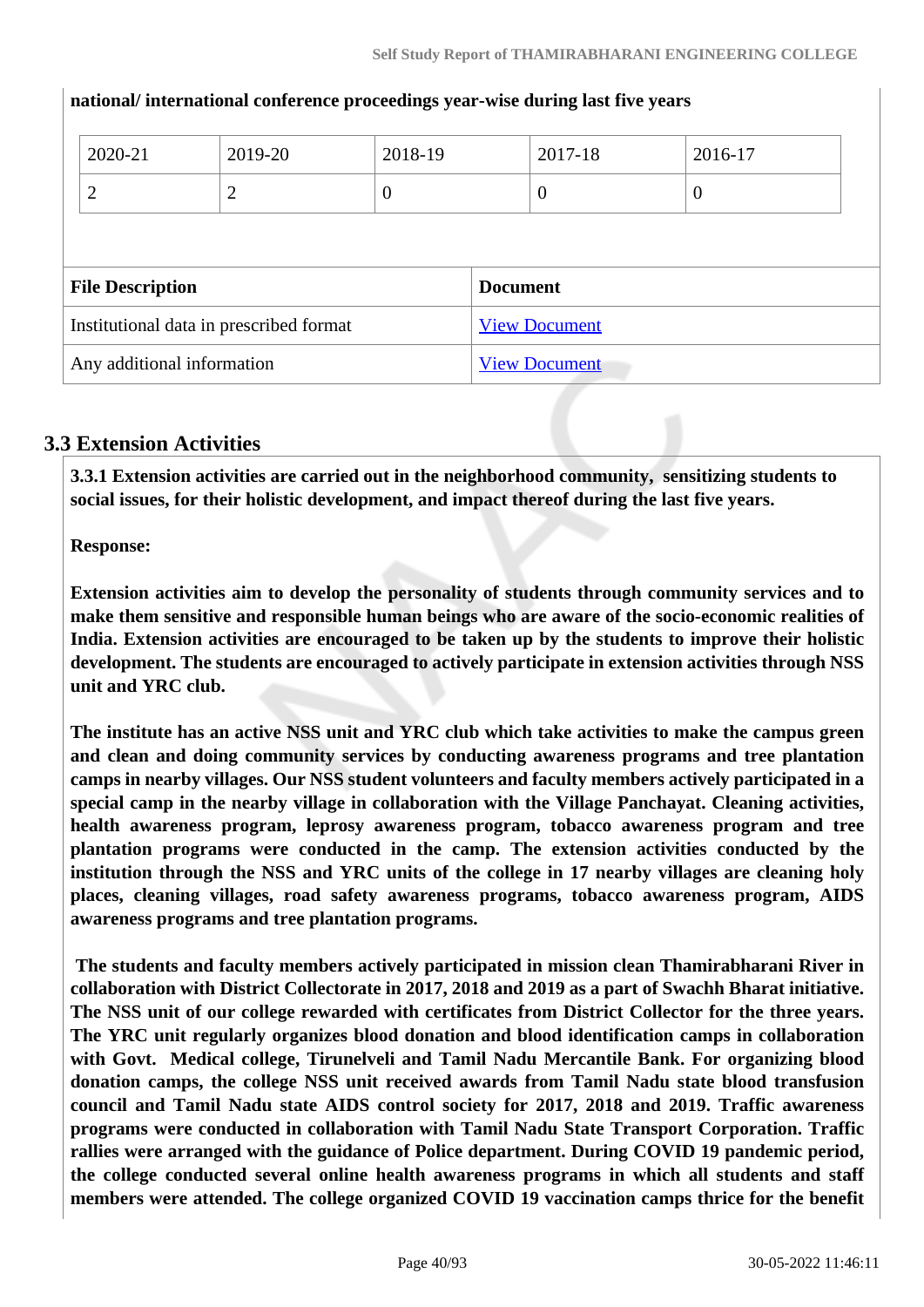**national/ international conference proceedings year-wise during last five years**

| 2020-21 | 2019-20 | 2018-19 | 2017-18 | 2016-17 |
|---|---|---|---|---|
| 2 | 2 | 0 | 0 | 0 |

| File Description | Document |
|---|---|
| Institutional data in prescribed format | View Document |
| Any additional information | View Document |

## 3.3 Extension Activities

**3.3.1 Extension activities are carried out in the neighborhood community, sensitizing students to social issues, for their holistic development, and impact thereof during the last five years.**

**Response:**

**Extension activities aim to develop the personality of students through community services and to make them sensitive and responsible human beings who are aware of the socio-economic realities of India. Extension activities are encouraged to be taken up by the students to improve their holistic development. The students are encouraged to actively participate in extension activities through NSS unit and YRC club.**

**The institute has an active NSS unit and YRC club which take activities to make the campus green and clean and doing community services by conducting awareness programs and tree plantation camps in nearby villages. Our NSS student volunteers and faculty members actively participated in a special camp in the nearby village in collaboration with the Village Panchayat. Cleaning activities, health awareness program, leprosy awareness program, tobacco awareness program and tree plantation programs were conducted in the camp. The extension activities conducted by the institution through the NSS and YRC units of the college in 17 nearby villages are cleaning holy places, cleaning villages, road safety awareness programs, tobacco awareness program, AIDS awareness programs and tree plantation programs.**

**The students and faculty members actively participated in mission clean Thamirabharani River in collaboration with District Collectorate in 2017, 2018 and 2019 as a part of Swachh Bharat initiative. The NSS unit of our college rewarded with certificates from District Collector for the three years. The YRC unit regularly organizes blood donation and blood identification camps in collaboration with Govt. Medical college, Tirunelveli and Tamil Nadu Mercantile Bank. For organizing blood donation camps, the college NSS unit received awards from Tamil Nadu state blood transfusion council and Tamil Nadu state AIDS control society for 2017, 2018 and 2019. Traffic awareness programs were conducted in collaboration with Tamil Nadu State Transport Corporation. Traffic rallies were arranged with the guidance of Police department. During COVID 19 pandemic period, the college conducted several online health awareness programs in which all students and staff members were attended. The college organized COVID 19 vaccination camps thrice for the benefit**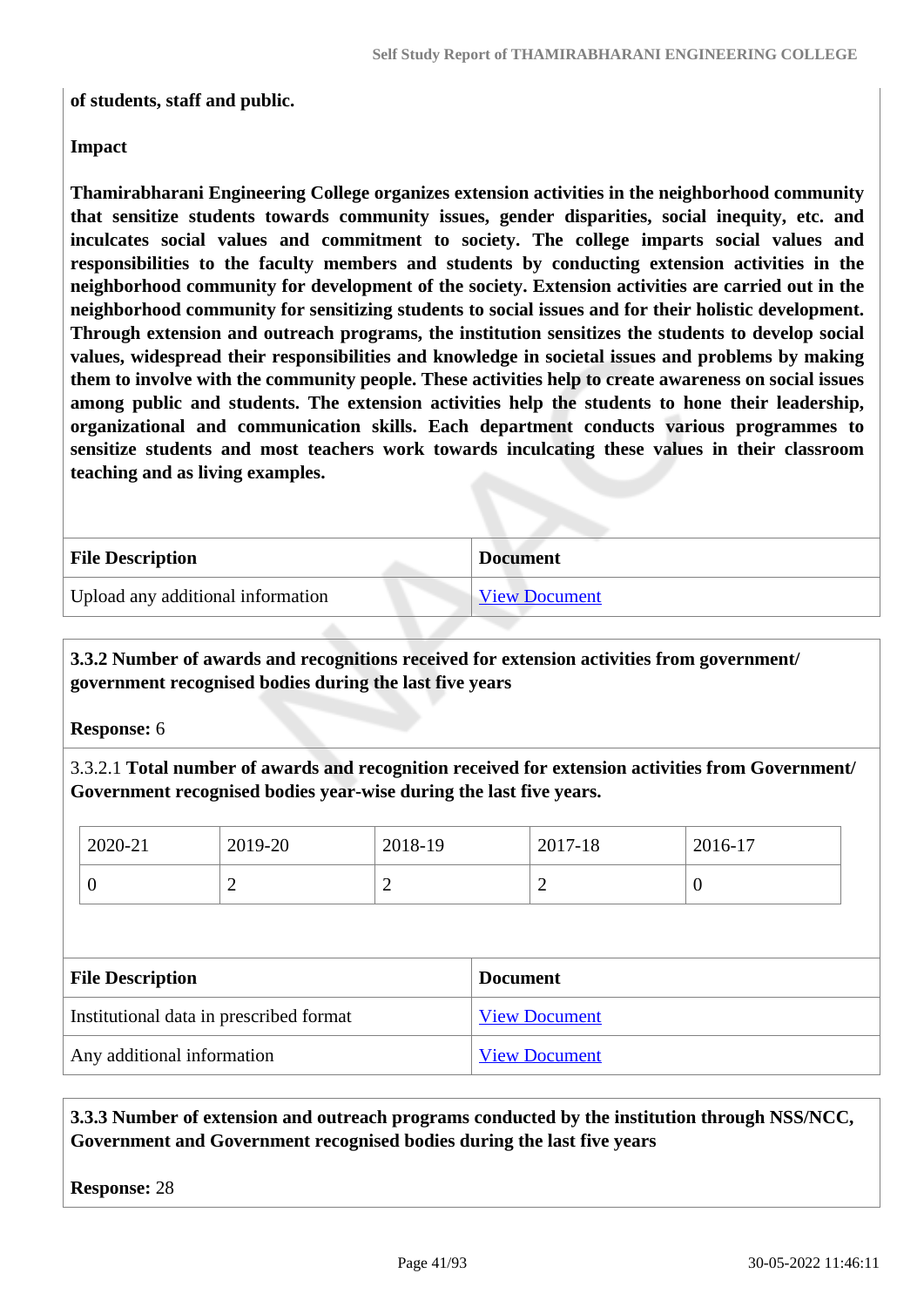**of students, staff and public.**

**Impact**

**Thamirabharani Engineering College organizes extension activities in the neighborhood community that sensitize students towards community issues, gender disparities, social inequity, etc. and inculcates social values and commitment to society. The college imparts social values and responsibilities to the faculty members and students by conducting extension activities in the neighborhood community for development of the society. Extension activities are carried out in the neighborhood community for sensitizing students to social issues and for their holistic development. Through extension and outreach programs, the institution sensitizes the students to develop social values, widespread their responsibilities and knowledge in societal issues and problems by making them to involve with the community people. These activities help to create awareness on social issues among public and students. The extension activities help the students to hone their leadership, organizational and communication skills. Each department conducts various programmes to sensitize students and most teachers work towards inculcating these values in their classroom teaching and as living examples.**

| File Description | Document |
| --- | --- |
| Upload any additional information | View Document |

**3.3.2 Number of awards and recognitions received for extension activities from government/ government recognised bodies during the last five years**

**Response:** 6

3.3.2.1 **Total number of awards and recognition received for extension activities from Government/ Government recognised bodies year-wise during the last five years.**

| 2020-21 | 2019-20 | 2018-19 | 2017-18 | 2016-17 |
| --- | --- | --- | --- | --- |
| 0 | 2 | 2 | 2 | 0 |

| File Description | Document |
| --- | --- |
| Institutional data in prescribed format | View Document |
| Any additional information | View Document |

**3.3.3 Number of extension and outreach programs conducted by the institution through NSS/NCC, Government and Government recognised bodies during the last five years**

**Response:** 28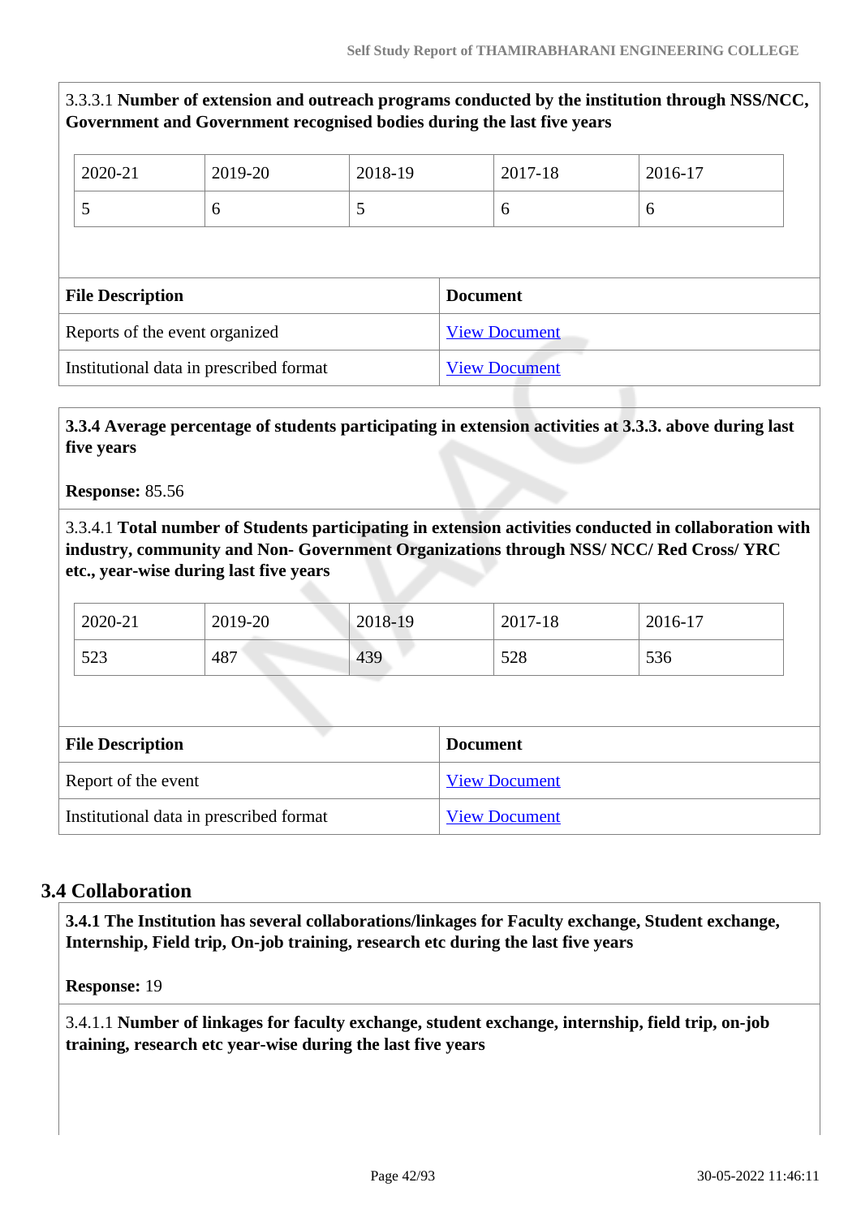3.3.3.1 **Number of extension and outreach programs conducted by the institution through NSS/NCC, Government and Government recognised bodies during the last five years**

| 2020-21 | 2019-20 | 2018-19 | 2017-18 | 2016-17 |
|---|---|---|---|---|
| 5 | 6 | 5 | 6 | 6 |

| File Description | Document |
|---|---|
| Reports of the event organized | View Document |
| Institutional data in prescribed format | View Document |

**3.3.4 Average percentage of students participating in extension activities at 3.3.3. above during last five years**

**Response:** 85.56

3.3.4.1 **Total number of Students participating in extension activities conducted in collaboration with industry, community and Non- Government Organizations through NSS/ NCC/ Red Cross/ YRC etc., year-wise during last five years**

| 2020-21 | 2019-20 | 2018-19 | 2017-18 | 2016-17 |
|---|---|---|---|---|
| 523 | 487 | 439 | 528 | 536 |

| File Description | Document |
|---|---|
| Report of the event | View Document |
| Institutional data in prescribed format | View Document |

## 3.4 Collaboration

**3.4.1 The Institution has several collaborations/linkages for Faculty exchange, Student exchange, Internship, Field trip, On-job training, research etc during the last five years**

**Response:** 19

3.4.1.1 **Number of linkages for faculty exchange, student exchange, internship, field trip, on-job training, research etc year-wise during the last five years**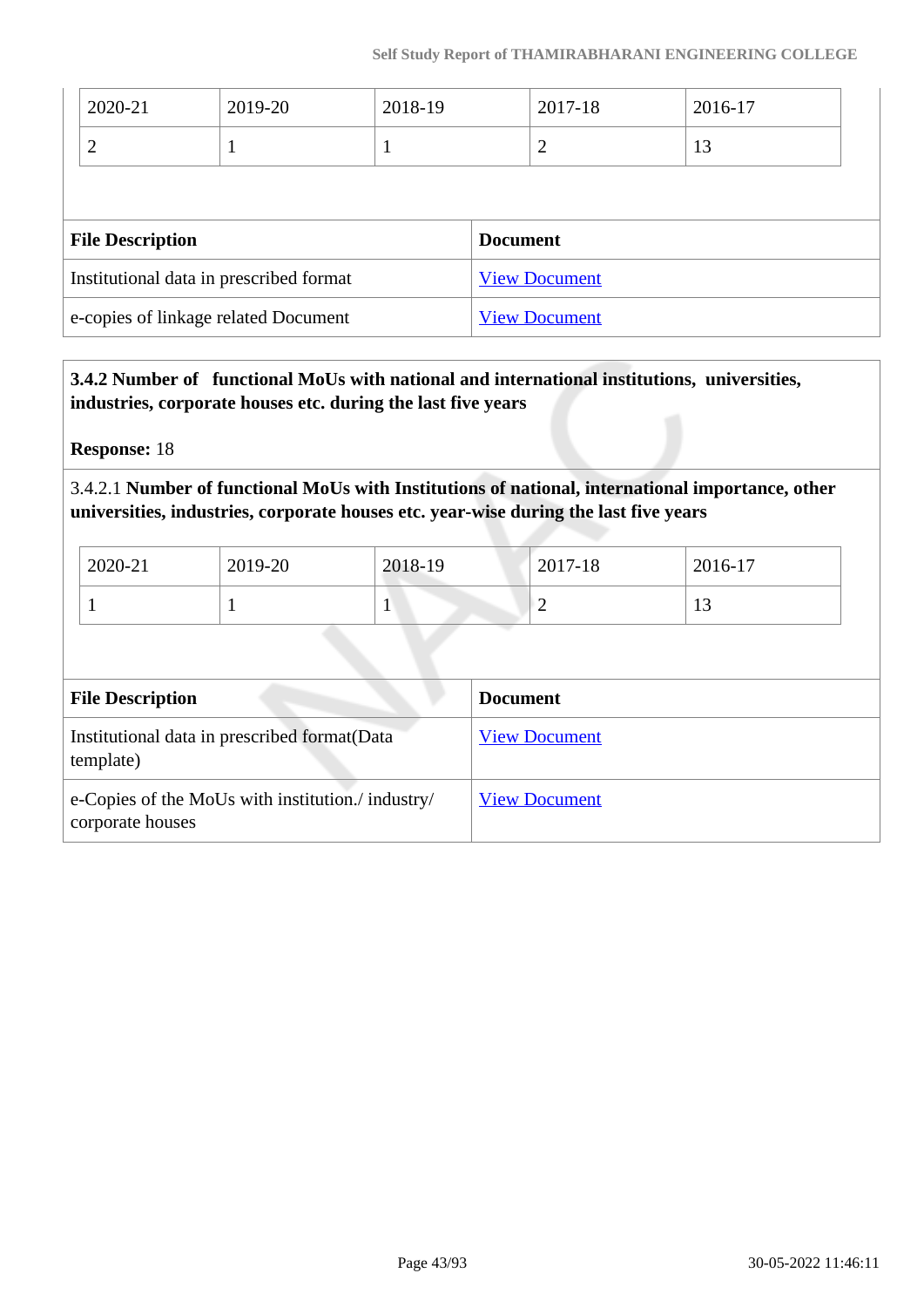| 2020-21 | 2019-20 | 2018-19 | 2017-18 | 2016-17 |
|---|---|---|---|---|
| 2 | 1 | 1 | 2 | 13 |

| File Description | Document |
|---|---|
| Institutional data in prescribed format | View Document |
| e-copies of linkage related Document | View Document |

**3.4.2 Number of functional MoUs with national and international institutions, universities, industries, corporate houses etc. during the last five years**

**Response:** 18

3.4.2.1 **Number of functional MoUs with Institutions of national, international importance, other universities, industries, corporate houses etc. year-wise during the last five years**

| 2020-21 | 2019-20 | 2018-19 | 2017-18 | 2016-17 |
|---|---|---|---|---|
| 1 | 1 | 1 | 2 | 13 |

| File Description | Document |
|---|---|
| Institutional data in prescribed format(Data template) | View Document |
| e-Copies of the MoUs with institution./ industry/ corporate houses | View Document |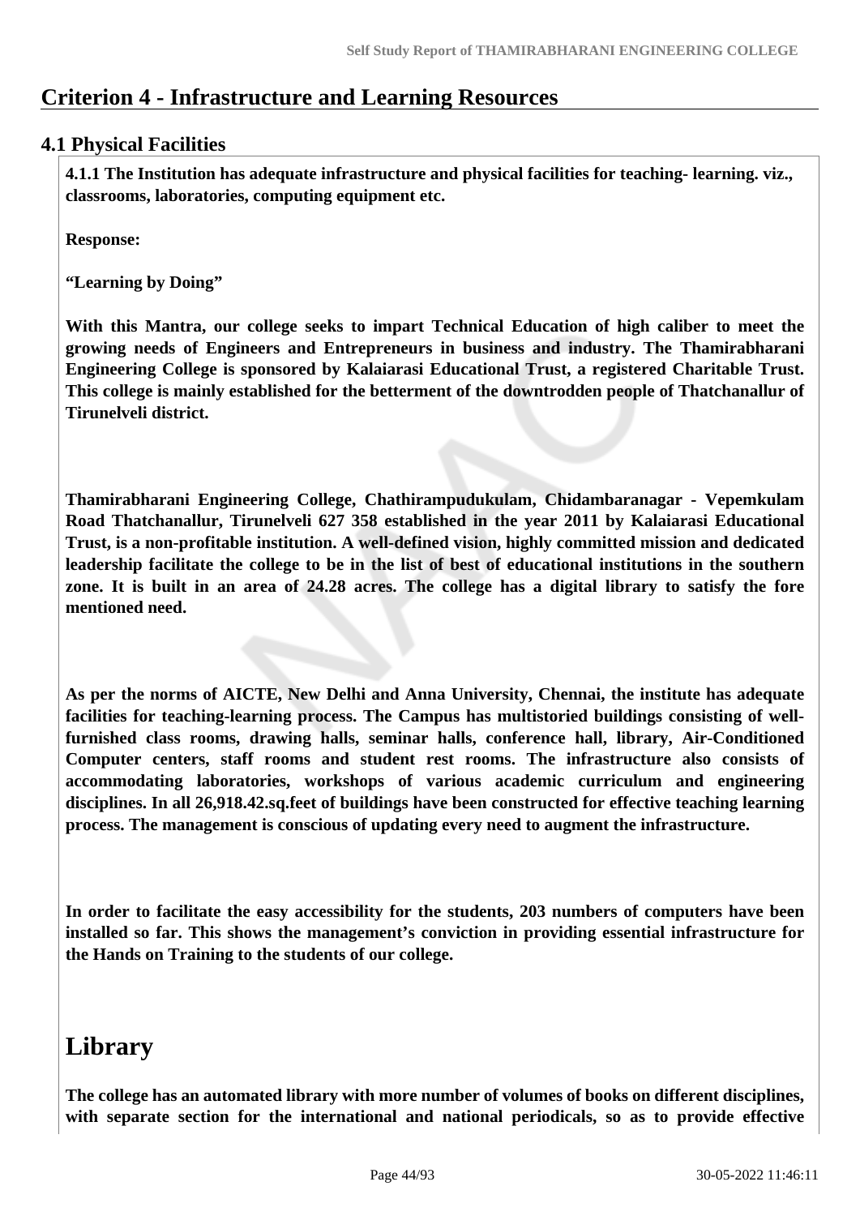# Criterion 4 - Infrastructure and Learning Resources

## 4.1 Physical Facilities

**4.1.1 The Institution has adequate infrastructure and physical facilities for teaching- learning. viz., classrooms, laboratories, computing equipment etc.**

**Response:**

**"Learning by Doing"**

**With this Mantra, our college seeks to impart Technical Education of high caliber to meet the growing needs of Engineers and Entrepreneurs in business and industry. The Thamirabharani Engineering College is sponsored by Kalaiarasi Educational Trust, a registered Charitable Trust. This college is mainly established for the betterment of the downtrodden people of Thatchanallur of Tirunelveli district.**

**Thamirabharani Engineering College, Chathirampudukulam, Chidambaranagar - Vepemkulam Road Thatchanallur, Tirunelveli 627 358 established in the year 2011 by Kalaiarasi Educational Trust, is a non-profitable institution. A well-defined vision, highly committed mission and dedicated leadership facilitate the college to be in the list of best of educational institutions in the southern zone. It is built in an area of 24.28 acres. The college has a digital library to satisfy the fore mentioned need.**

**As per the norms of AICTE, New Delhi and Anna University, Chennai, the institute has adequate facilities for teaching-learning process. The Campus has multistoried buildings consisting of well-furnished class rooms, drawing halls, seminar halls, conference hall, library, Air-Conditioned Computer centers, staff rooms and student rest rooms. The infrastructure also consists of accommodating laboratories, workshops of various academic curriculum and engineering disciplines. In all 26,918.42.sq.feet of buildings have been constructed for effective teaching learning process. The management is conscious of updating every need to augment the infrastructure.**

**In order to facilitate the easy accessibility for the students, 203 numbers of computers have been installed so far. This shows the management's conviction in providing essential infrastructure for the Hands on Training to the students of our college.**

# Library

**The college has an automated library with more number of volumes of books on different disciplines, with separate section for the international and national periodicals, so as to provide effective**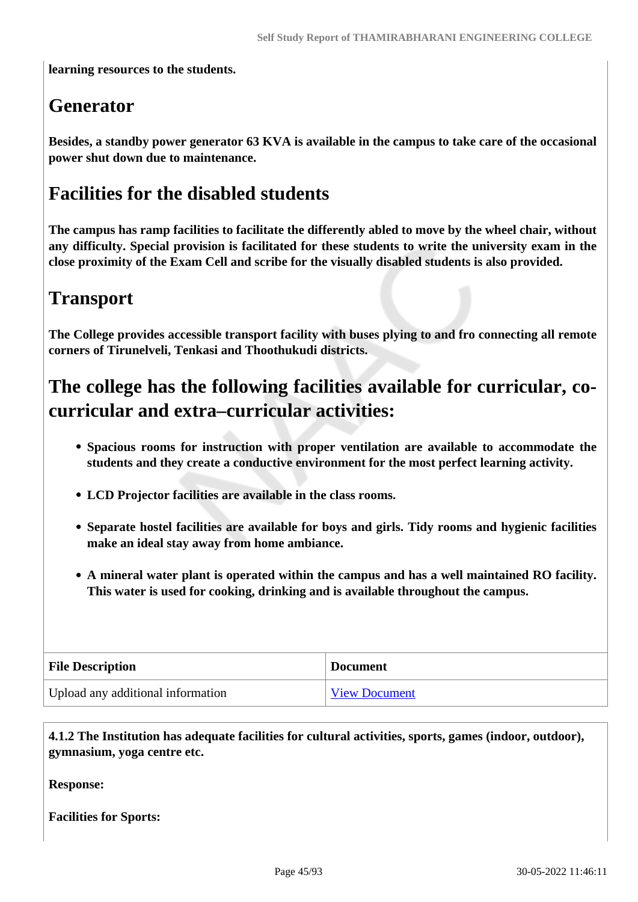**learning resources to the students.**

## Generator

**Besides, a standby power generator 63 KVA is available in the campus to take care of the occasional power shut down due to maintenance.**

## Facilities for the disabled students

**The campus has ramp facilities to facilitate the differently abled to move by the wheel chair, without any difficulty. Special provision is facilitated for these students to write the university exam in the close proximity of the Exam Cell and scribe for the visually disabled students is also provided.**

## Transport

**The College provides accessible transport facility with buses plying to and fro connecting all remote corners of Tirunelveli, Tenkasi and Thoothukudi districts.**

## The college has the following facilities available for curricular, co-curricular and extra–curricular activities:

- **Spacious rooms for instruction with proper ventilation are available to accommodate the students and they create a conductive environment for the most perfect learning activity.**
- **LCD Projector facilities are available in the class rooms.**
- **Separate hostel facilities are available for boys and girls. Tidy rooms and hygienic facilities make an ideal stay away from home ambiance.**
- **A mineral water plant is operated within the campus and has a well maintained RO facility. This water is used for cooking, drinking and is available throughout the campus.**

| File Description | Document |
|---|---|
| Upload any additional information | View Document |

**4.1.2 The Institution has adequate facilities for cultural activities, sports, games (indoor, outdoor), gymnasium, yoga centre etc.**

**Response:**

**Facilities for Sports:**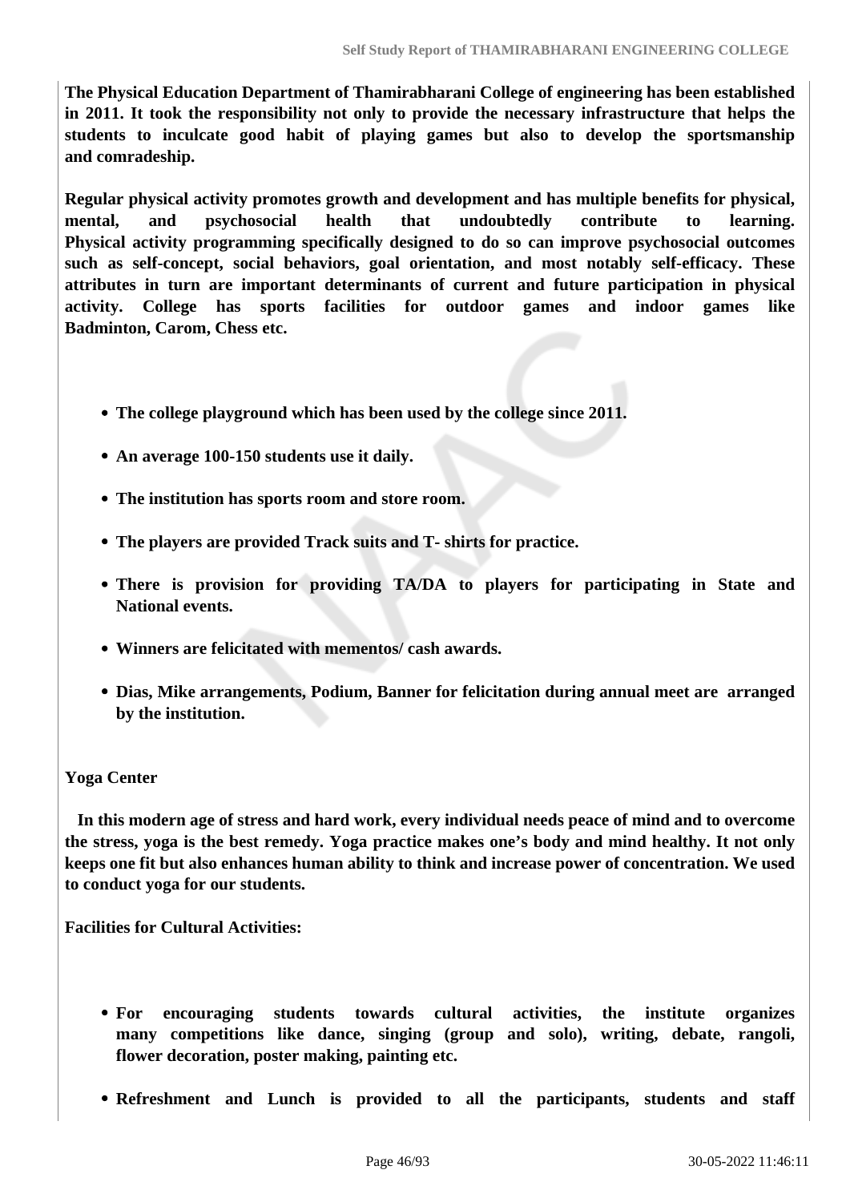**The Physical Education Department of Thamirabharani College of engineering has been established in 2011. It took the responsibility not only to provide the necessary infrastructure that helps the students to inculcate good habit of playing games but also to develop the sportsmanship and comradeship.**

**Regular physical activity promotes growth and development and has multiple benefits for physical, mental, and psychosocial health that undoubtedly contribute to learning. Physical activity programming specifically designed to do so can improve psychosocial outcomes such as self-concept, social behaviors, goal orientation, and most notably self-efficacy. These attributes in turn are important determinants of current and future participation in physical activity. College has sports facilities for outdoor games and indoor games like Badminton, Carom, Chess etc.**

- **The college playground which has been used by the college since 2011.**
- **An average 100-150 students use it daily.**
- **The institution has sports room and store room.**
- **The players are provided Track suits and T- shirts for practice.**
- **There is provision for providing TA/DA to players for participating in State and National events.**
- **Winners are felicitated with mementos/ cash awards.**
- **Dias, Mike arrangements, Podium, Banner for felicitation during annual meet are arranged by the institution.**

**Yoga Center**

**In this modern age of stress and hard work, every individual needs peace of mind and to overcome the stress, yoga is the best remedy. Yoga practice makes one's body and mind healthy. It not only keeps one fit but also enhances human ability to think and increase power of concentration. We used to conduct yoga for our students.**

**Facilities for Cultural Activities:**

- **For encouraging students towards cultural activities, the institute organizes many competitions like dance, singing (group and solo), writing, debate, rangoli, flower decoration, poster making, painting etc.**
- **Refreshment and Lunch is provided to all the participants, students and staff**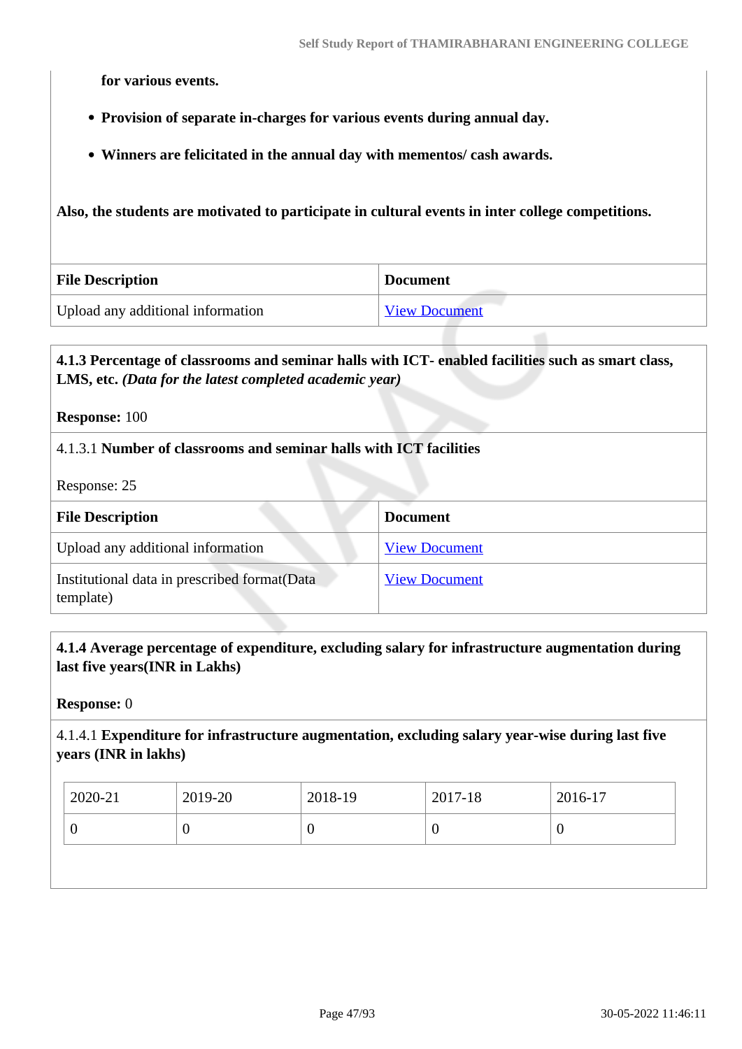**for various events.**

- **Provision of separate in-charges for various events during annual day.**
- **Winners are felicitated in the annual day with mementos/ cash awards.**

**Also, the students are motivated to participate in cultural events in inter college competitions.**

| File Description | Document |
|---|---|
| Upload any additional information | View Document |

**4.1.3 Percentage of classrooms and seminar halls with ICT- enabled facilities such as smart class, LMS, etc.** ***(Data for the latest completed academic year)***

**Response:** 100

4.1.3.1 **Number of classrooms and seminar halls with ICT facilities**

Response: 25

| File Description | Document |
|---|---|
| Upload any additional information | View Document |
| Institutional data in prescribed format(Data template) | View Document |

**4.1.4 Average percentage of expenditure, excluding salary for infrastructure augmentation during last five years(INR in Lakhs)**

**Response:** 0

4.1.4.1 **Expenditure for infrastructure augmentation, excluding salary year-wise during last five years (INR in lakhs)**

| 2020-21 | 2019-20 | 2018-19 | 2017-18 | 2016-17 |
|---|---|---|---|---|
| 0 | 0 | 0 | 0 | 0 |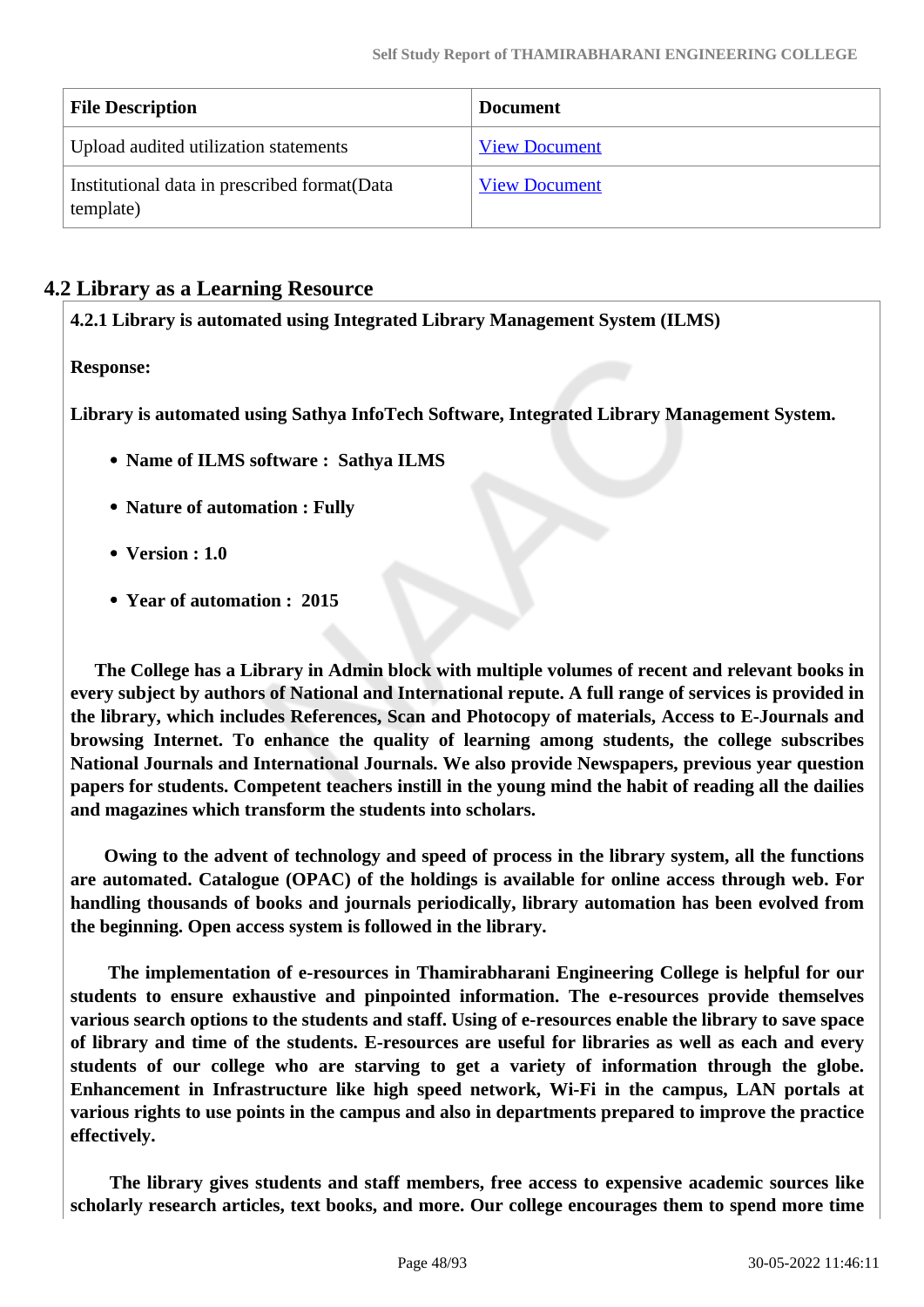| File Description | Document |
|---|---|
| Upload audited utilization statements | View Document |
| Institutional data in prescribed format(Data template) | View Document |

## 4.2 Library as a Learning Resource

**4.2.1 Library is automated using Integrated Library Management System (ILMS)**

**Response:**

**Library is automated using Sathya InfoTech Software, Integrated Library Management System.**

- **Name of ILMS software : Sathya ILMS**
- **Nature of automation : Fully**
- **Version : 1.0**
- **Year of automation : 2015**

**The College has a Library in Admin block with multiple volumes of recent and relevant books in every subject by authors of National and International repute. A full range of services is provided in the library, which includes References, Scan and Photocopy of materials, Access to E-Journals and browsing Internet. To enhance the quality of learning among students, the college subscribes National Journals and International Journals. We also provide Newspapers, previous year question papers for students. Competent teachers instill in the young mind the habit of reading all the dailies and magazines which transform the students into scholars.**

**Owing to the advent of technology and speed of process in the library system, all the functions are automated. Catalogue (OPAC) of the holdings is available for online access through web. For handling thousands of books and journals periodically, library automation has been evolved from the beginning. Open access system is followed in the library.**

**The implementation of e-resources in Thamirabharani Engineering College is helpful for our students to ensure exhaustive and pinpointed information. The e-resources provide themselves various search options to the students and staff. Using of e-resources enable the library to save space of library and time of the students. E-resources are useful for libraries as well as each and every students of our college who are starving to get a variety of information through the globe. Enhancement in Infrastructure like high speed network, Wi-Fi in the campus, LAN portals at various rights to use points in the campus and also in departments prepared to improve the practice effectively.**

**The library gives students and staff members, free access to expensive academic sources like scholarly research articles, text books, and more. Our college encourages them to spend more time**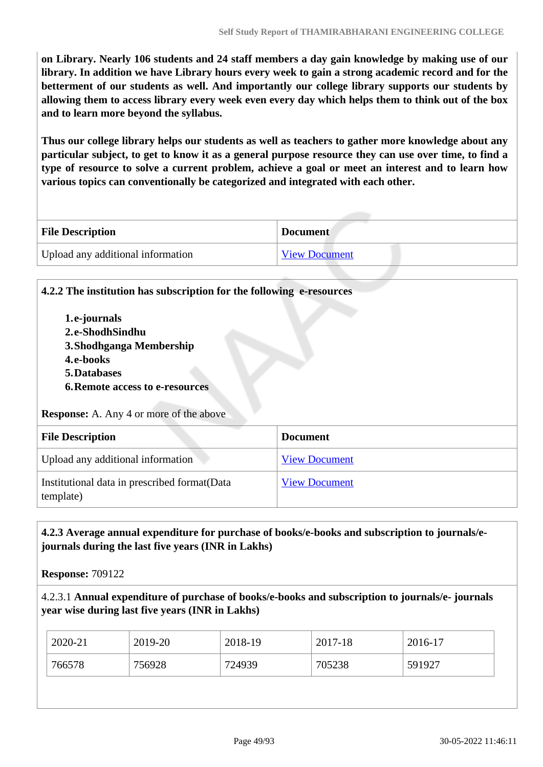**on Library. Nearly 106 students and 24 staff members a day gain knowledge by making use of our library. In addition we have Library hours every week to gain a strong academic record and for the betterment of our students as well. And importantly our college library supports our students by allowing them to access library every week even every day which helps them to think out of the box and to learn more beyond the syllabus.**

**Thus our college library helps our students as well as teachers to gather more knowledge about any particular subject, to get to know it as a general purpose resource they can use over time, to find a type of resource to solve a current problem, achieve a goal or meet an interest and to learn how various topics can conventionally be categorized and integrated with each other.**

| File Description | Document |
|---|---|
| Upload any additional information | View Document |

**4.2.2 The institution has subscription for the following e-resources**

1. **e-journals**
2. **e-ShodhSindhu**
3. **Shodhganga Membership**
4. **e-books**
5. **Databases**
6. **Remote access to e-resources**

**Response:** A. Any 4 or more of the above

| File Description | Document |
|---|---|
| Upload any additional information | View Document |
| Institutional data in prescribed format(Data template) | View Document |

**4.2.3 Average annual expenditure for purchase of books/e-books and subscription to journals/e-journals during the last five years (INR in Lakhs)**

**Response:** 709122

4.2.3.1 **Annual expenditure of purchase of books/e-books and subscription to journals/e- journals year wise during last five years (INR in Lakhs)**

| 2020-21 | 2019-20 | 2018-19 | 2017-18 | 2016-17 |
|---|---|---|---|---|
| 766578 | 756928 | 724939 | 705238 | 591927 |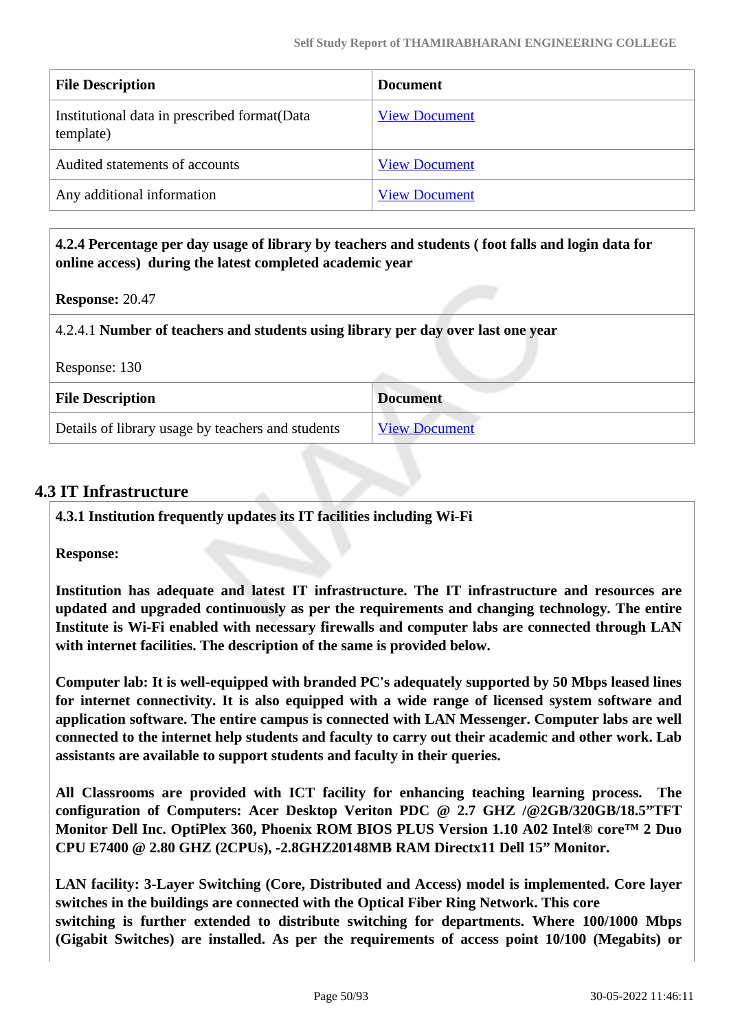| File Description | Document |
| --- | --- |
| Institutional data in prescribed format(Data template) | View Document |
| Audited statements of accounts | View Document |
| Any additional information | View Document |

**4.2.4 Percentage per day usage of library by teachers and students ( foot falls and login data for online access) during the latest completed academic year**

**Response:** 20.47

4.2.4.1 **Number of teachers and students using library per day over last one year**

Response: 130

| File Description | Document |
| --- | --- |
| Details of library usage by teachers and students | View Document |

## 4.3 IT Infrastructure

**4.3.1 Institution frequently updates its IT facilities including Wi-Fi**

**Response:**

**Institution has adequate and latest IT infrastructure. The IT infrastructure and resources are updated and upgraded continuously as per the requirements and changing technology. The entire Institute is Wi-Fi enabled with necessary firewalls and computer labs are connected through LAN with internet facilities. The description of the same is provided below.**

**Computer lab: It is well-equipped with branded PC's adequately supported by 50 Mbps leased lines for internet connectivity. It is also equipped with a wide range of licensed system software and application software. The entire campus is connected with LAN Messenger. Computer labs are well connected to the internet help students and faculty to carry out their academic and other work. Lab assistants are available to support students and faculty in their queries.**

**All Classrooms are provided with ICT facility for enhancing teaching learning process. The configuration of Computers: Acer Desktop Veriton PDC @ 2.7 GHZ /@2GB/320GB/18.5"TFT Monitor Dell Inc. OptiPlex 360, Phoenix ROM BIOS PLUS Version 1.10 A02 Intel® core™ 2 Duo CPU E7400 @ 2.80 GHZ (2CPUs), -2.8GHZ20148MB RAM Directx11 Dell 15" Monitor.**

**LAN facility: 3-Layer Switching (Core, Distributed and Access) model is implemented. Core layer switches in the buildings are connected with the Optical Fiber Ring Network. This core switching is further extended to distribute switching for departments. Where 100/1000 Mbps (Gigabit Switches) are installed. As per the requirements of access point 10/100 (Megabits) or**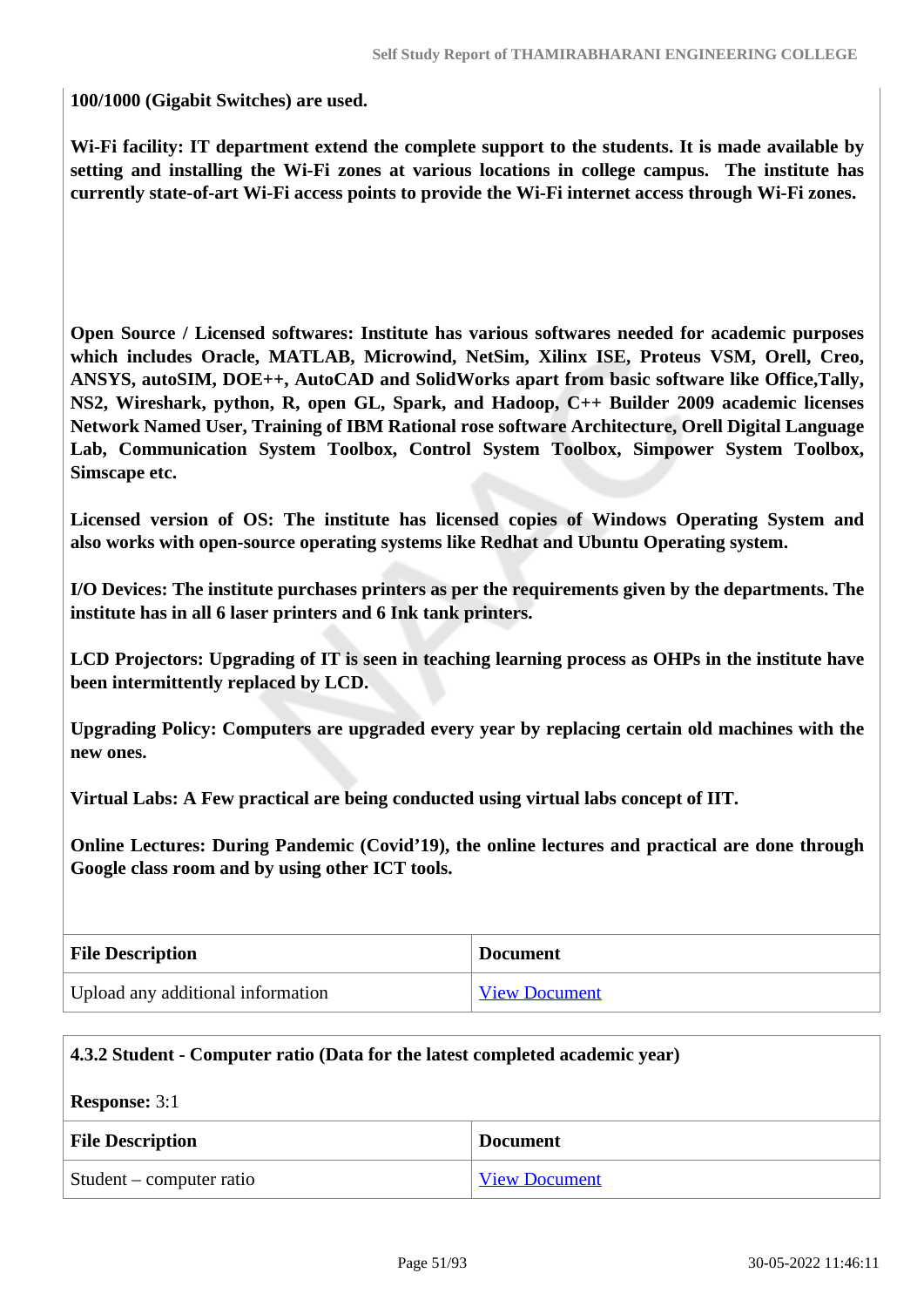**100/1000 (Gigabit Switches) are used.**

**Wi-Fi facility: IT department extend the complete support to the students. It is made available by setting and installing the Wi-Fi zones at various locations in college campus. The institute has currently state-of-art Wi-Fi access points to provide the Wi-Fi internet access through Wi-Fi zones.**

**Open Source / Licensed softwares: Institute has various softwares needed for academic purposes which includes Oracle, MATLAB, Microwind, NetSim, Xilinx ISE, Proteus VSM, Orell, Creo, ANSYS, autoSIM, DOE++, AutoCAD and SolidWorks apart from basic software like Office,Tally, NS2, Wireshark, python, R, open GL, Spark, and Hadoop, C++ Builder 2009 academic licenses Network Named User, Training of IBM Rational rose software Architecture, Orell Digital Language Lab, Communication System Toolbox, Control System Toolbox, Simpower System Toolbox, Simscape etc.**

**Licensed version of OS: The institute has licensed copies of Windows Operating System and also works with open-source operating systems like Redhat and Ubuntu Operating system.**

**I/O Devices: The institute purchases printers as per the requirements given by the departments. The institute has in all 6 laser printers and 6 Ink tank printers.**

**LCD Projectors: Upgrading of IT is seen in teaching learning process as OHPs in the institute have been intermittently replaced by LCD.**

**Upgrading Policy: Computers are upgraded every year by replacing certain old machines with the new ones.**

**Virtual Labs: A Few practical are being conducted using virtual labs concept of IIT.**

**Online Lectures: During Pandemic (Covid'19), the online lectures and practical are done through Google class room and by using other ICT tools.**

| File Description | Document |
|---|---|
| Upload any additional information | View Document |

**4.3.2 Student - Computer ratio (Data for the latest completed academic year)**

**Response:** 3:1

| File Description | Document |
|---|---|
| Student – computer ratio | View Document |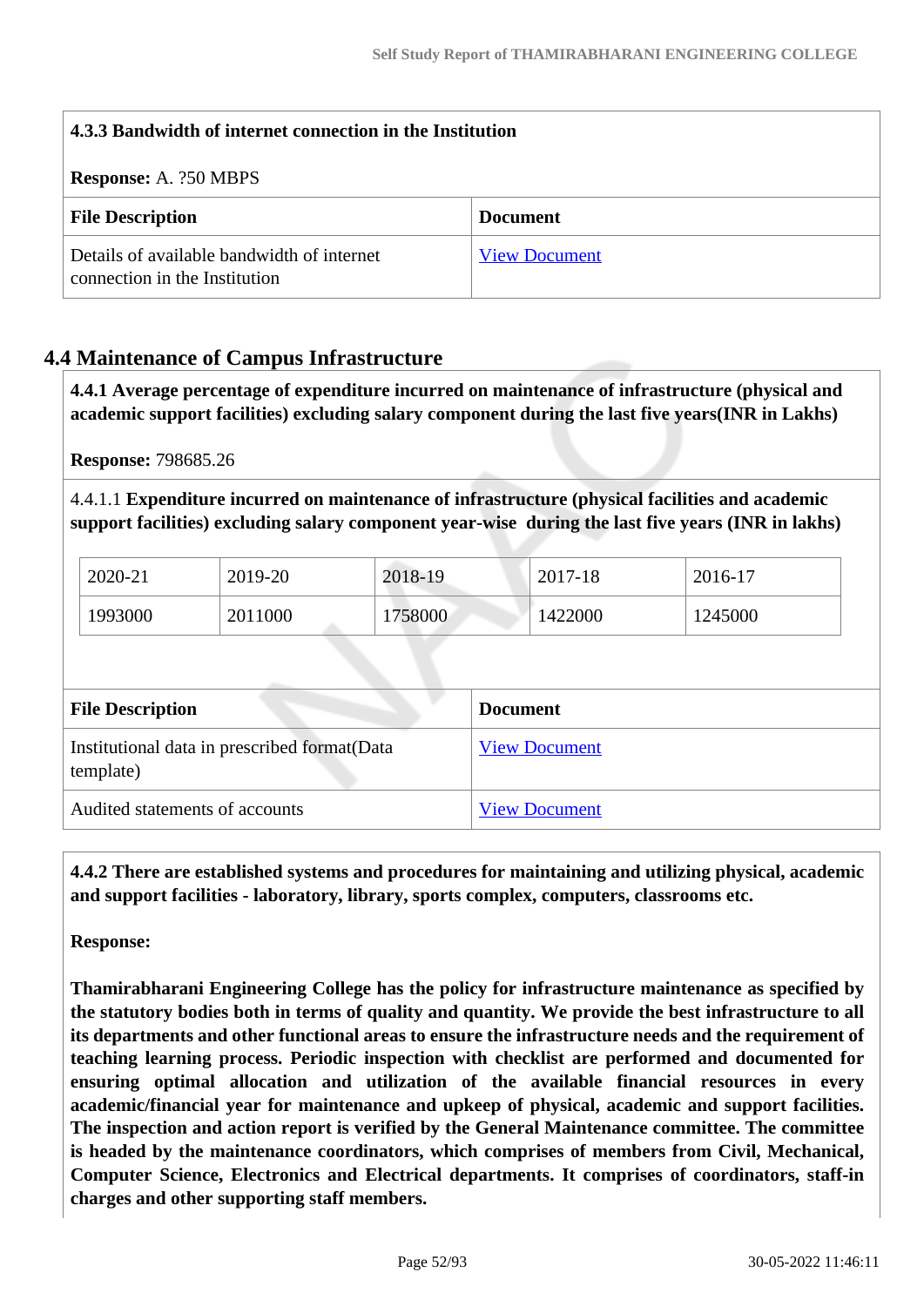| **4.3.3 Bandwidth of internet connection in the Institution**<br><br>**Response:** A. ?50 MBPS | |
|---|---|
| **File Description** | **Document** |
| Details of available bandwidth of internet connection in the Institution | View Document |

## 4.4 Maintenance of Campus Infrastructure

**4.4.1 Average percentage of expenditure incurred on maintenance of infrastructure (physical and academic support facilities) excluding salary component during the last five years(INR in Lakhs)**

**Response:** 798685.26

4.4.1.1 **Expenditure incurred on maintenance of infrastructure (physical facilities and academic support facilities) excluding salary component year-wise during the last five years (INR in lakhs)**

| 2020-21 | 2019-20 | 2018-19 | 2017-18 | 2016-17 |
|---|---|---|---|---|
| 1993000 | 2011000 | 1758000 | 1422000 | 1245000 |

| **File Description** | **Document** |
|---|---|
| Institutional data in prescribed format(Data template) | View Document |
| Audited statements of accounts | View Document |

**4.4.2 There are established systems and procedures for maintaining and utilizing physical, academic and support facilities - laboratory, library, sports complex, computers, classrooms etc.**

**Response:**

**Thamirabharani Engineering College has the policy for infrastructure maintenance as specified by the statutory bodies both in terms of quality and quantity. We provide the best infrastructure to all its departments and other functional areas to ensure the infrastructure needs and the requirement of teaching learning process. Periodic inspection with checklist are performed and documented for ensuring optimal allocation and utilization of the available financial resources in every academic/financial year for maintenance and upkeep of physical, academic and support facilities. The inspection and action report is verified by the General Maintenance committee. The committee is headed by the maintenance coordinators, which comprises of members from Civil, Mechanical, Computer Science, Electronics and Electrical departments. It comprises of coordinators, staff-in charges and other supporting staff members.**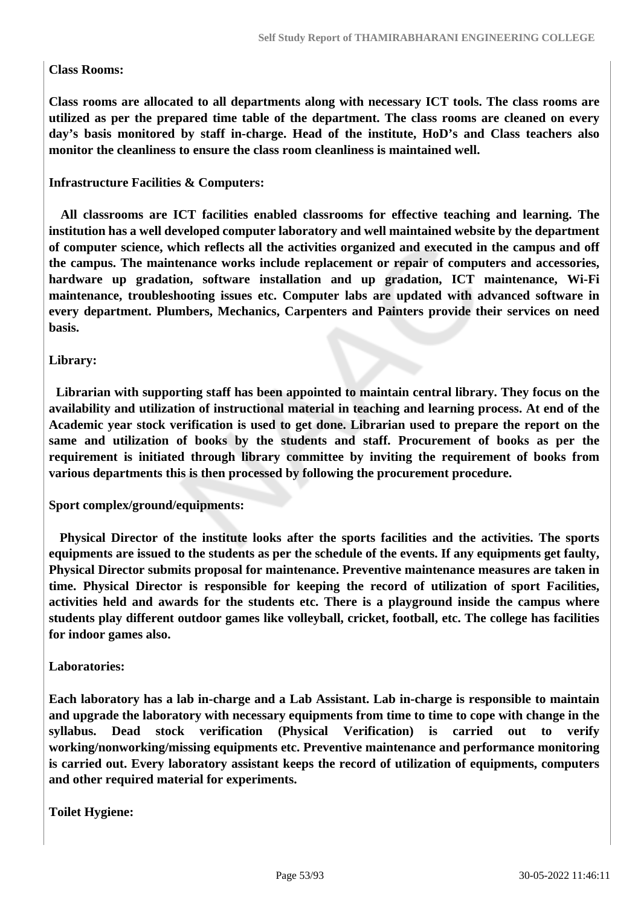**Class Rooms:**

**Class rooms are allocated to all departments along with necessary ICT tools. The class rooms are utilized as per the prepared time table of the department. The class rooms are cleaned on every day's basis monitored by staff in-charge. Head of the institute, HoD's and Class teachers also monitor the cleanliness to ensure the class room cleanliness is maintained well.**

**Infrastructure Facilities & Computers:**

**All classrooms are ICT facilities enabled classrooms for effective teaching and learning. The institution has a well developed computer laboratory and well maintained website by the department of computer science, which reflects all the activities organized and executed in the campus and off the campus. The maintenance works include replacement or repair of computers and accessories, hardware up gradation, software installation and up gradation, ICT maintenance, Wi-Fi maintenance, troubleshooting issues etc. Computer labs are updated with advanced software in every department. Plumbers, Mechanics, Carpenters and Painters provide their services on need basis.**

**Library:**

**Librarian with supporting staff has been appointed to maintain central library. They focus on the availability and utilization of instructional material in teaching and learning process. At end of the Academic year stock verification is used to get done. Librarian used to prepare the report on the same and utilization of books by the students and staff. Procurement of books as per the requirement is initiated through library committee by inviting the requirement of books from various departments this is then processed by following the procurement procedure.**

**Sport complex/ground/equipments:**

**Physical Director of the institute looks after the sports facilities and the activities. The sports equipments are issued to the students as per the schedule of the events. If any equipments get faulty, Physical Director submits proposal for maintenance. Preventive maintenance measures are taken in time. Physical Director is responsible for keeping the record of utilization of sport Facilities, activities held and awards for the students etc. There is a playground inside the campus where students play different outdoor games like volleyball, cricket, football, etc. The college has facilities for indoor games also.**

**Laboratories:**

**Each laboratory has a lab in-charge and a Lab Assistant. Lab in-charge is responsible to maintain and upgrade the laboratory with necessary equipments from time to time to cope with change in the syllabus. Dead stock verification (Physical Verification) is carried out to verify working/nonworking/missing equipments etc. Preventive maintenance and performance monitoring is carried out. Every laboratory assistant keeps the record of utilization of equipments, computers and other required material for experiments.**

**Toilet Hygiene:**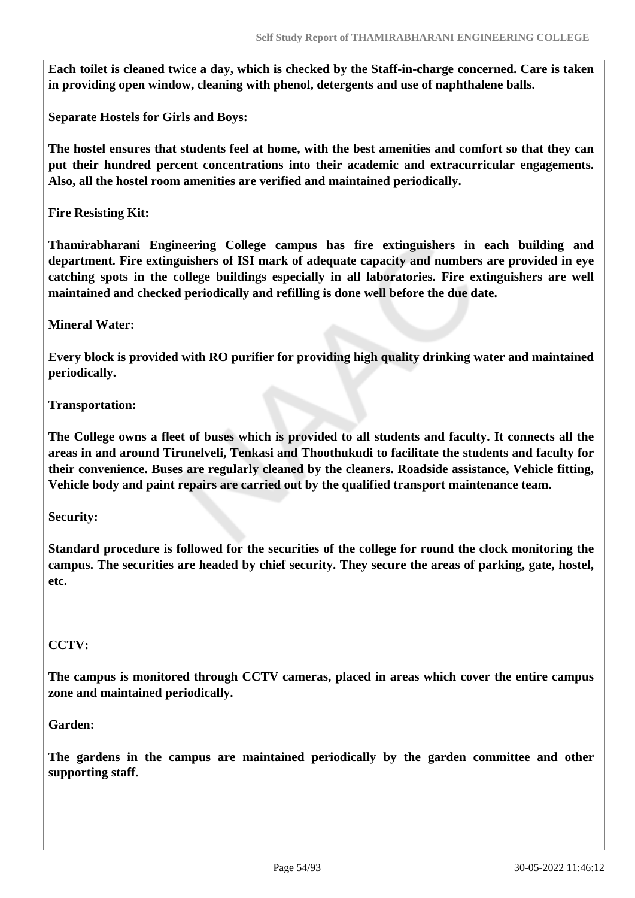**Each toilet is cleaned twice a day, which is checked by the Staff-in-charge concerned. Care is taken in providing open window, cleaning with phenol, detergents and use of naphthalene balls.**

**Separate Hostels for Girls and Boys:**

**The hostel ensures that students feel at home, with the best amenities and comfort so that they can put their hundred percent concentrations into their academic and extracurricular engagements. Also, all the hostel room amenities are verified and maintained periodically.**

**Fire Resisting Kit:**

**Thamirabharani Engineering College campus has fire extinguishers in each building and department. Fire extinguishers of ISI mark of adequate capacity and numbers are provided in eye catching spots in the college buildings especially in all laboratories. Fire extinguishers are well maintained and checked periodically and refilling is done well before the due date.**

**Mineral Water:**

**Every block is provided with RO purifier for providing high quality drinking water and maintained periodically.**

**Transportation:**

**The College owns a fleet of buses which is provided to all students and faculty. It connects all the areas in and around Tirunelveli, Tenkasi and Thoothukudi to facilitate the students and faculty for their convenience. Buses are regularly cleaned by the cleaners. Roadside assistance, Vehicle fitting, Vehicle body and paint repairs are carried out by the qualified transport maintenance team.**

**Security:**

**Standard procedure is followed for the securities of the college for round the clock monitoring the campus. The securities are headed by chief security. They secure the areas of parking, gate, hostel, etc.**

**CCTV:**

**The campus is monitored through CCTV cameras, placed in areas which cover the entire campus zone and maintained periodically.**

**Garden:**

**The gardens in the campus are maintained periodically by the garden committee and other supporting staff.**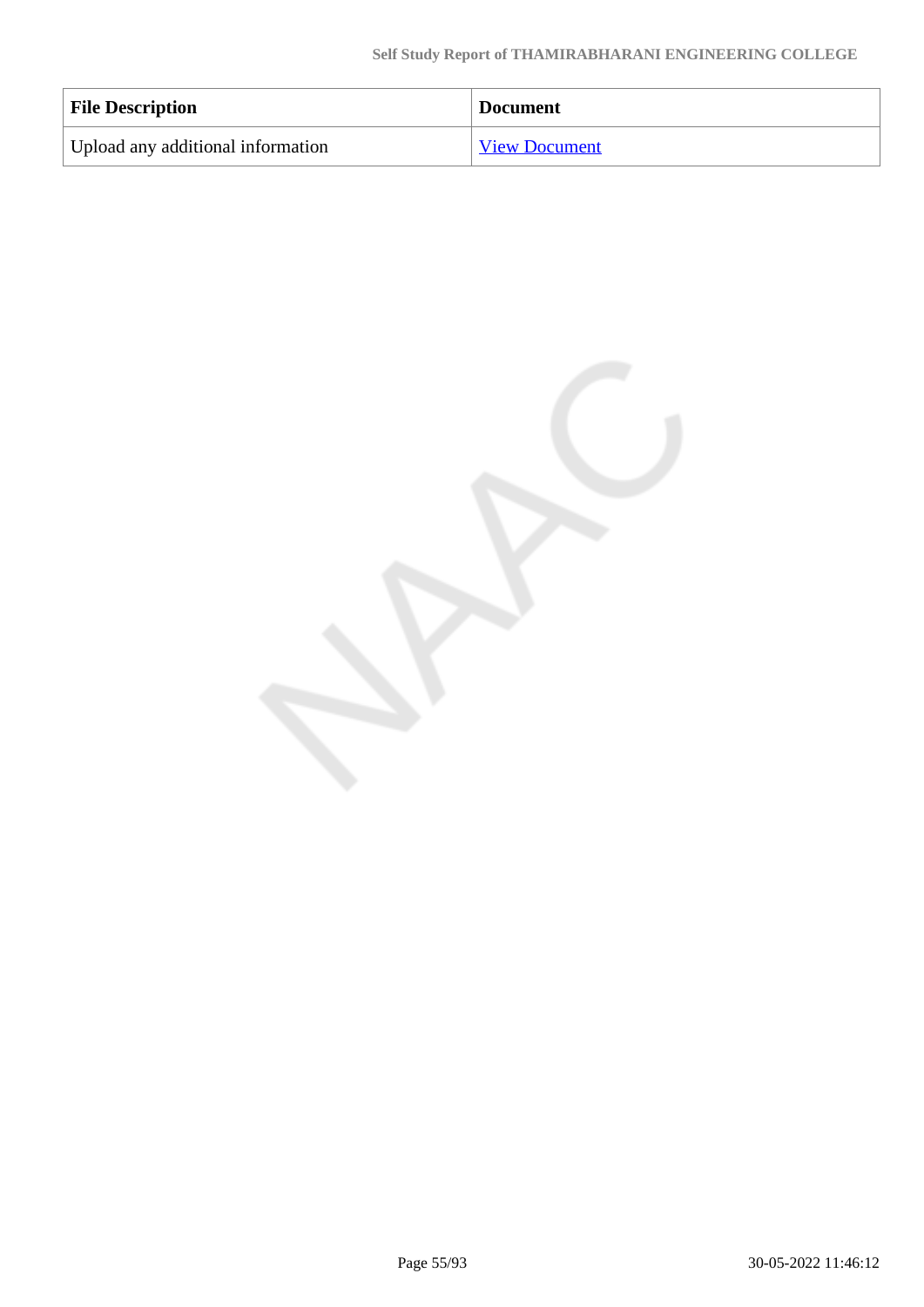| File Description | Document |
| --- | --- |
| Upload any additional information | View Document |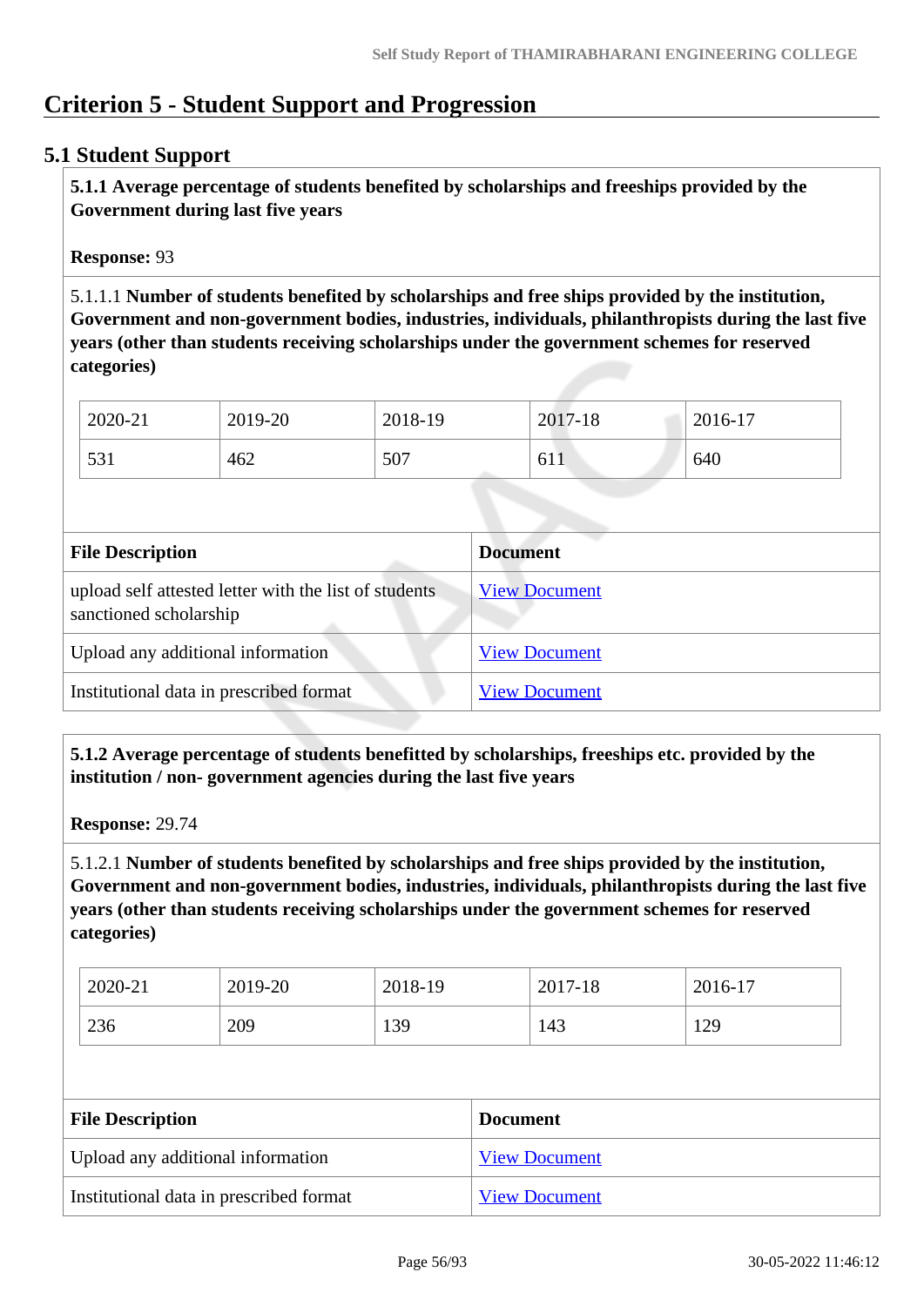# Criterion 5 - Student Support and Progression

## 5.1 Student Support

**5.1.1 Average percentage of students benefited by scholarships and freeships provided by the Government during last five years**

**Response:** 93

5.1.1.1 **Number of students benefited by scholarships and free ships provided by the institution, Government and non-government bodies, industries, individuals, philanthropists during the last five years (other than students receiving scholarships under the government schemes for reserved categories)**

| 2020-21 | 2019-20 | 2018-19 | 2017-18 | 2016-17 |
|---|---|---|---|---|
| 531 | 462 | 507 | 611 | 640 |

| File Description | Document |
|---|---|
| upload self attested letter with the list of students sanctioned scholarship | View Document |
| Upload any additional information | View Document |
| Institutional data in prescribed format | View Document |

**5.1.2 Average percentage of students benefitted by scholarships, freeships etc. provided by the institution / non- government agencies during the last five years**

**Response:** 29.74

5.1.2.1 **Number of students benefited by scholarships and free ships provided by the institution, Government and non-government bodies, industries, individuals, philanthropists during the last five years (other than students receiving scholarships under the government schemes for reserved categories)**

| 2020-21 | 2019-20 | 2018-19 | 2017-18 | 2016-17 |
|---|---|---|---|---|
| 236 | 209 | 139 | 143 | 129 |

| File Description | Document |
|---|---|
| Upload any additional information | View Document |
| Institutional data in prescribed format | View Document |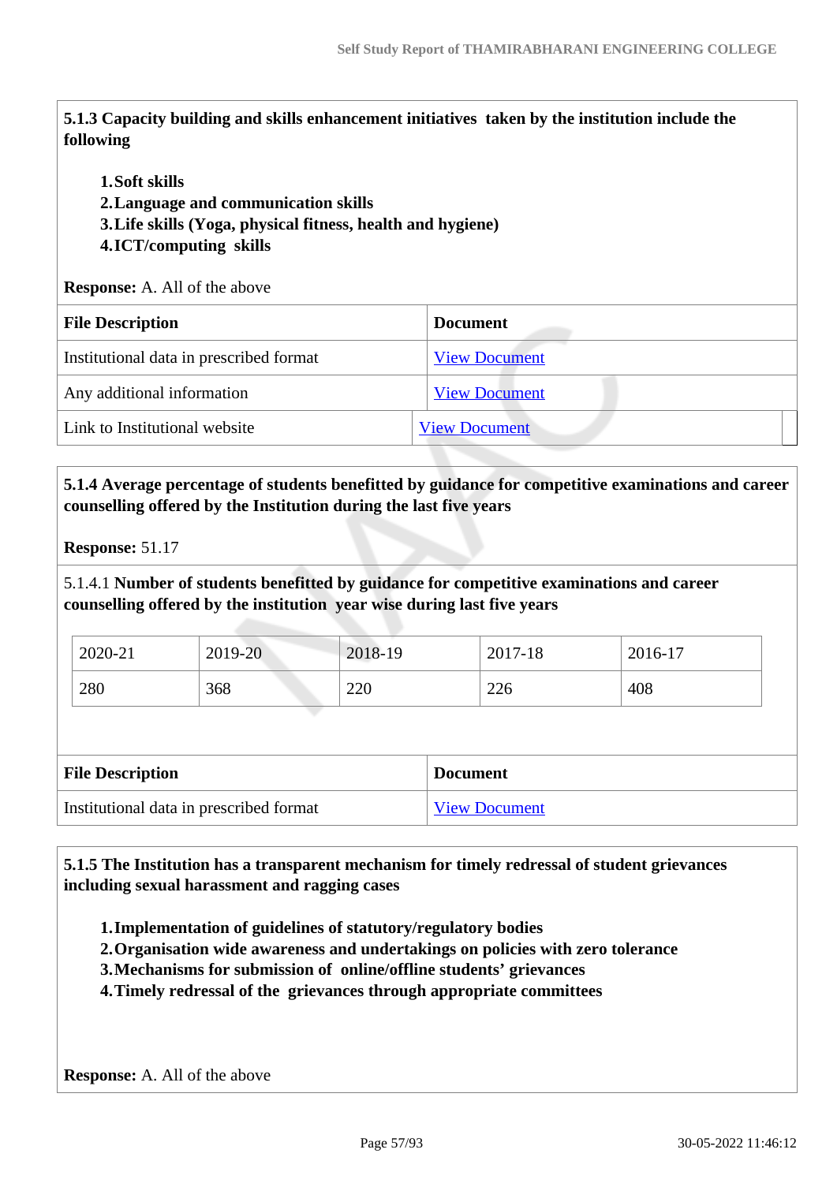**5.1.3 Capacity building and skills enhancement initiatives taken by the institution include the following**

1. **Soft skills**
2. **Language and communication skills**
3. **Life skills (Yoga, physical fitness, health and hygiene)**
4. **ICT/computing skills**

**Response:** A. All of the above

| File Description | Document |
|---|---|
| Institutional data in prescribed format | View Document |
| Any additional information | View Document |
| Link to Institutional website | View Document |

**5.1.4 Average percentage of students benefitted by guidance for competitive examinations and career counselling offered by the Institution during the last five years**

**Response:** 51.17

5.1.4.1 **Number of students benefitted by guidance for competitive examinations and career counselling offered by the institution year wise during last five years**

| 2020-21 | 2019-20 | 2018-19 | 2017-18 | 2016-17 |
|---|---|---|---|---|
| 280 | 368 | 220 | 226 | 408 |

| File Description | Document |
|---|---|
| Institutional data in prescribed format | View Document |

**5.1.5 The Institution has a transparent mechanism for timely redressal of student grievances including sexual harassment and ragging cases**

1. **Implementation of guidelines of statutory/regulatory bodies**
2. **Organisation wide awareness and undertakings on policies with zero tolerance**
3. **Mechanisms for submission of online/offline students' grievances**
4. **Timely redressal of the grievances through appropriate committees**

**Response:** A. All of the above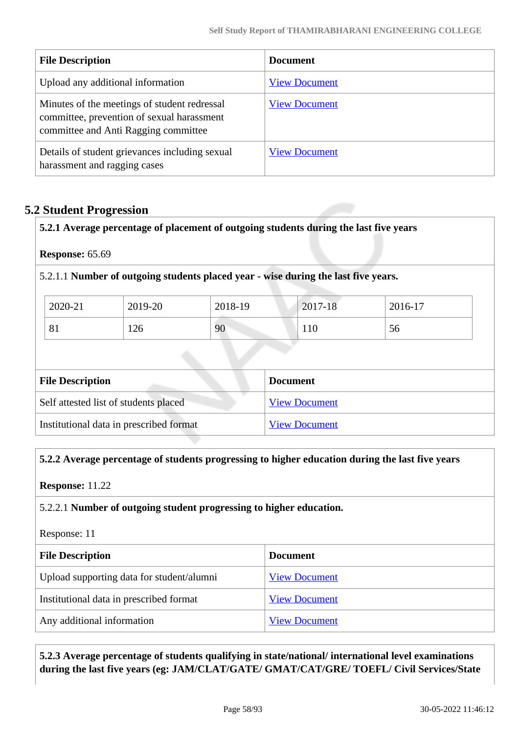| File Description | Document |
|---|---|
| Upload any additional information | View Document |
| Minutes of the meetings of student redressal committee, prevention of sexual harassment committee and Anti Ragging committee | View Document |
| Details of student grievances including sexual harassment and ragging cases | View Document |

## 5.2 Student Progression

**5.2.1 Average percentage of placement of outgoing students during the last five years**

**Response:** 65.69

5.2.1.1 **Number of outgoing students placed year - wise during the last five years.**

| 2020-21 | 2019-20 | 2018-19 | 2017-18 | 2016-17 |
|---|---|---|---|---|
| 81 | 126 | 90 | 110 | 56 |

| File Description | Document |
|---|---|
| Self attested list of students placed | View Document |
| Institutional data in prescribed format | View Document |

**5.2.2 Average percentage of students progressing to higher education during the last five years**

**Response:** 11.22

5.2.2.1 **Number of outgoing student progressing to higher education.**

Response: 11

| File Description | Document |
|---|---|
| Upload supporting data for student/alumni | View Document |
| Institutional data in prescribed format | View Document |
| Any additional information | View Document |

**5.2.3 Average percentage of students qualifying in state/national/ international level examinations during the last five years (eg: JAM/CLAT/GATE/ GMAT/CAT/GRE/ TOEFL/ Civil Services/State**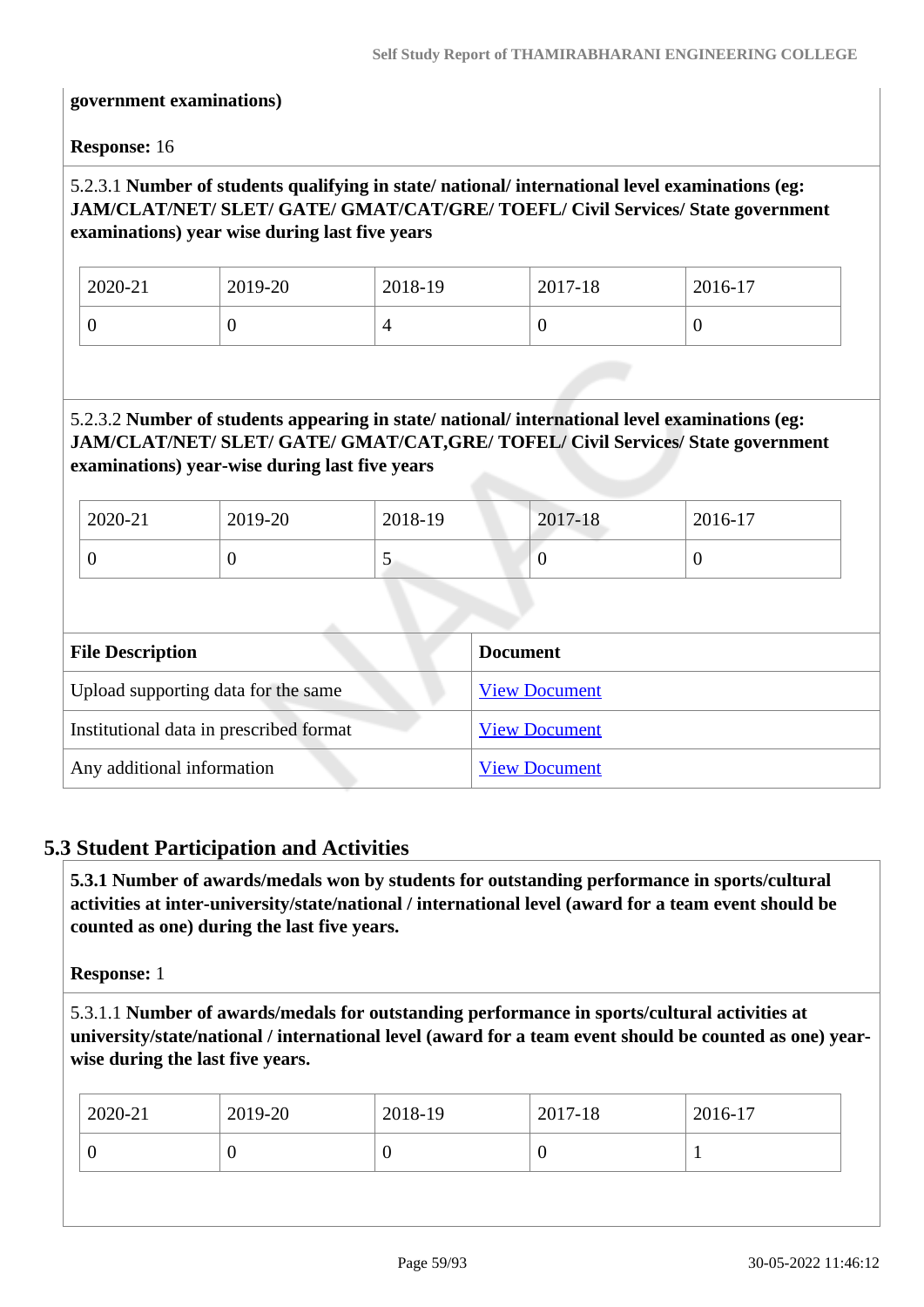**government examinations)**

**Response:** 16

5.2.3.1 **Number of students qualifying in state/ national/ international level examinations (eg: JAM/CLAT/NET/ SLET/ GATE/ GMAT/CAT/GRE/ TOEFL/ Civil Services/ State government examinations) year wise during last five years**

| 2020-21 | 2019-20 | 2018-19 | 2017-18 | 2016-17 |
|---|---|---|---|---|
| 0 | 0 | 4 | 0 | 0 |

5.2.3.2 **Number of students appearing in state/ national/ international level examinations (eg: JAM/CLAT/NET/ SLET/ GATE/ GMAT/CAT,GRE/ TOFEL/ Civil Services/ State government examinations) year-wise during last five years**

| 2020-21 | 2019-20 | 2018-19 | 2017-18 | 2016-17 |
|---|---|---|---|---|
| 0 | 0 | 5 | 0 | 0 |

| File Description | Document |
|---|---|
| Upload supporting data for the same | View Document |
| Institutional data in prescribed format | View Document |
| Any additional information | View Document |

## 5.3 Student Participation and Activities

**5.3.1 Number of awards/medals won by students for outstanding performance in sports/cultural activities at inter-university/state/national / international level (award for a team event should be counted as one) during the last five years.**

**Response:** 1

5.3.1.1 **Number of awards/medals for outstanding performance in sports/cultural activities at university/state/national / international level (award for a team event should be counted as one) year-wise during the last five years.**

| 2020-21 | 2019-20 | 2018-19 | 2017-18 | 2016-17 |
|---|---|---|---|---|
| 0 | 0 | 0 | 0 | 1 |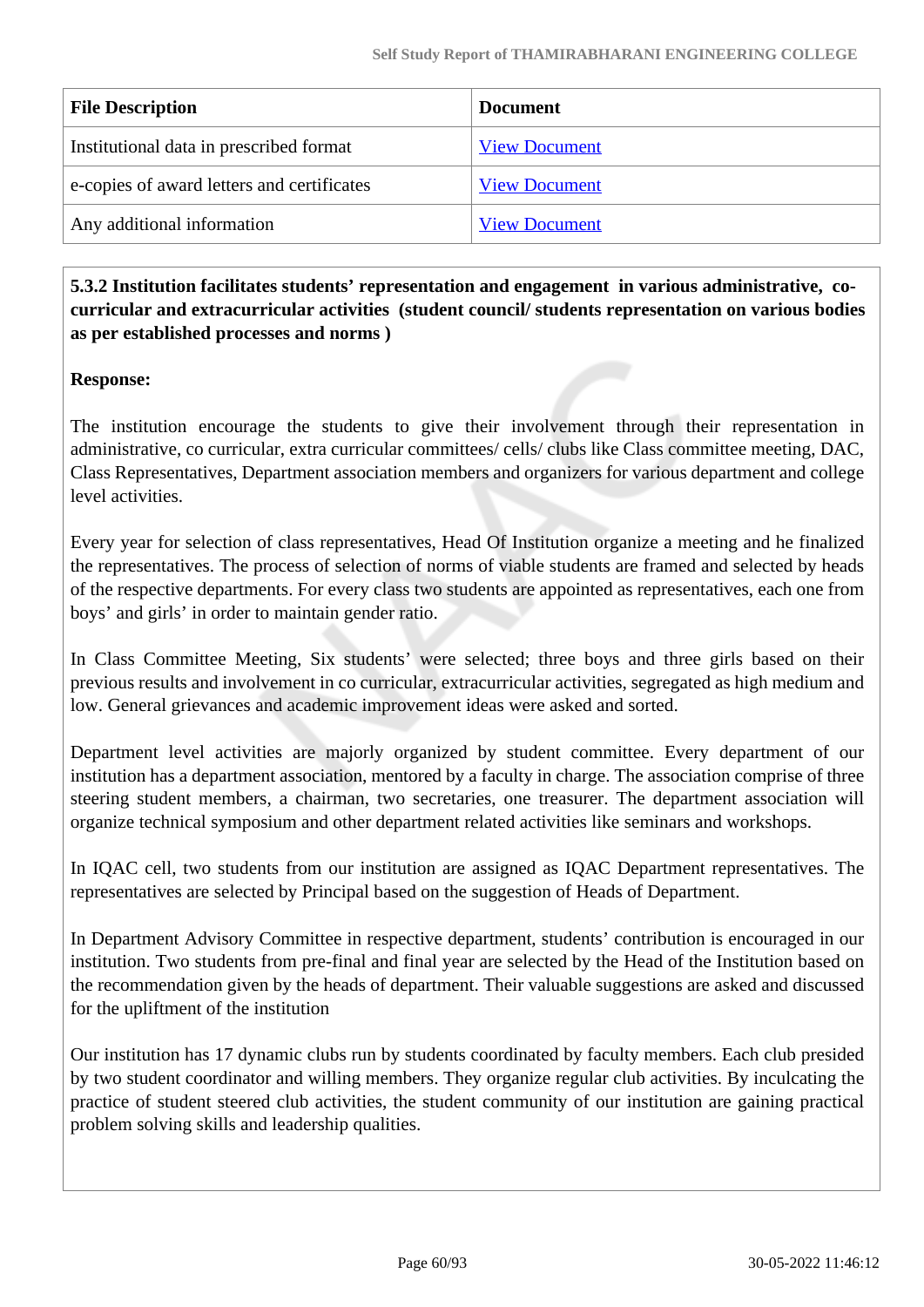| File Description | Document |
|---|---|
| Institutional data in prescribed format | View Document |
| e-copies of award letters and certificates | View Document |
| Any additional information | View Document |

**5.3.2 Institution facilitates students' representation and engagement in various administrative, co-curricular and extracurricular activities (student council/ students representation on various bodies as per established processes and norms )**

**Response:**

The institution encourage the students to give their involvement through their representation in administrative, co curricular, extra curricular committees/ cells/ clubs like Class committee meeting, DAC, Class Representatives, Department association members and organizers for various department and college level activities.

Every year for selection of class representatives, Head Of Institution organize a meeting and he finalized the representatives. The process of selection of norms of viable students are framed and selected by heads of the respective departments. For every class two students are appointed as representatives, each one from boys' and girls' in order to maintain gender ratio.

In Class Committee Meeting, Six students' were selected; three boys and three girls based on their previous results and involvement in co curricular, extracurricular activities, segregated as high medium and low. General grievances and academic improvement ideas were asked and sorted.

Department level activities are majorly organized by student committee. Every department of our institution has a department association, mentored by a faculty in charge. The association comprise of three steering student members, a chairman, two secretaries, one treasurer. The department association will organize technical symposium and other department related activities like seminars and workshops.

In IQAC cell, two students from our institution are assigned as IQAC Department representatives. The representatives are selected by Principal based on the suggestion of Heads of Department.

In Department Advisory Committee in respective department, students' contribution is encouraged in our institution. Two students from pre-final and final year are selected by the Head of the Institution based on the recommendation given by the heads of department. Their valuable suggestions are asked and discussed for the upliftment of the institution

Our institution has 17 dynamic clubs run by students coordinated by faculty members. Each club presided by two student coordinator and willing members. They organize regular club activities. By inculcating the practice of student steered club activities, the student community of our institution are gaining practical problem solving skills and leadership qualities.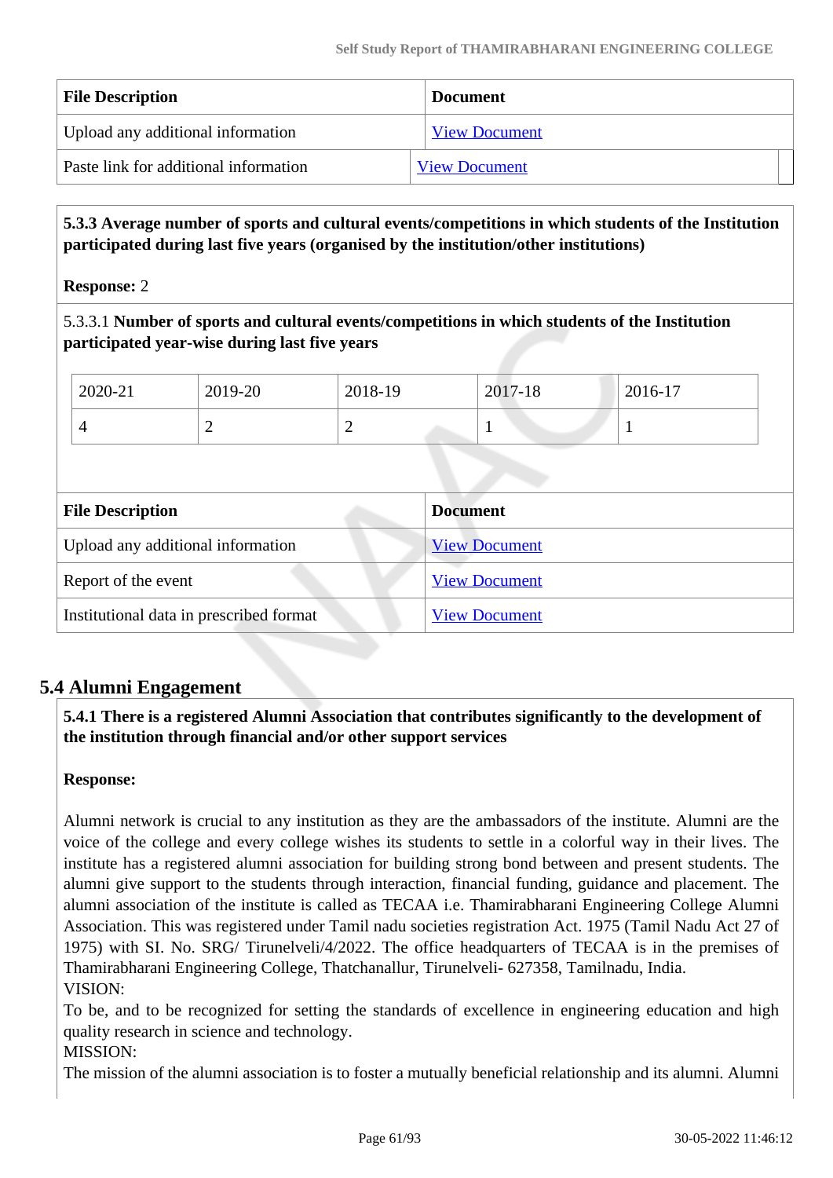| File Description | Document |
|---|---|
| Upload any additional information | View Document |
| Paste link for additional information | View Document |

**5.3.3 Average number of sports and cultural events/competitions in which students of the Institution participated during last five years (organised by the institution/other institutions)**

**Response:** 2

5.3.3.1 **Number of sports and cultural events/competitions in which students of the Institution participated year-wise during last five years**

| 2020-21 | 2019-20 | 2018-19 | 2017-18 | 2016-17 |
|---|---|---|---|---|
| 4 | 2 | 2 | 1 | 1 |

| File Description | Document |
|---|---|
| Upload any additional information | View Document |
| Report of the event | View Document |
| Institutional data in prescribed format | View Document |

## 5.4 Alumni Engagement

**5.4.1 There is a registered Alumni Association that contributes significantly to the development of the institution through financial and/or other support services**

**Response:**

Alumni network is crucial to any institution as they are the ambassadors of the institute. Alumni are the voice of the college and every college wishes its students to settle in a colorful way in their lives. The institute has a registered alumni association for building strong bond between and present students. The alumni give support to the students through interaction, financial funding, guidance and placement. The alumni association of the institute is called as TECAA i.e. Thamirabharani Engineering College Alumni Association. This was registered under Tamil nadu societies registration Act. 1975 (Tamil Nadu Act 27 of 1975) with SI. No. SRG/ Tirunelveli/4/2022. The office headquarters of TECAA is in the premises of Thamirabharani Engineering College, Thatchanallur, Tirunelveli- 627358, Tamilnadu, India.
VISION:
To be, and to be recognized for setting the standards of excellence in engineering education and high quality research in science and technology.
MISSION:
The mission of the alumni association is to foster a mutually beneficial relationship and its alumni. Alumni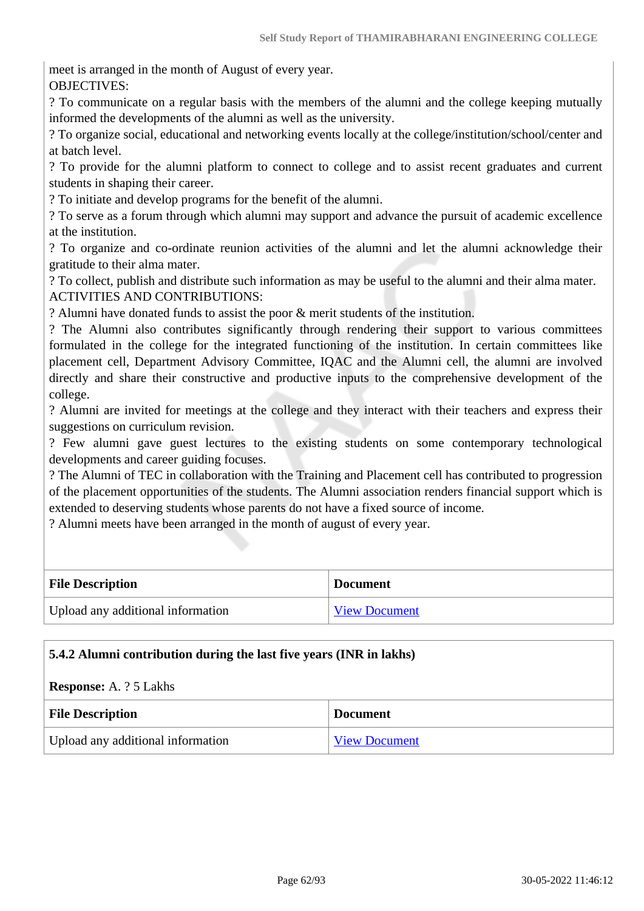meet is arranged in the month of August of every year.

OBJECTIVES:

? To communicate on a regular basis with the members of the alumni and the college keeping mutually informed the developments of the alumni as well as the university.

? To organize social, educational and networking events locally at the college/institution/school/center and at batch level.

? To provide for the alumni platform to connect to college and to assist recent graduates and current students in shaping their career.

? To initiate and develop programs for the benefit of the alumni.

? To serve as a forum through which alumni may support and advance the pursuit of academic excellence at the institution.

? To organize and co-ordinate reunion activities of the alumni and let the alumni acknowledge their gratitude to their alma mater.

? To collect, publish and distribute such information as may be useful to the alumni and their alma mater.

ACTIVITIES AND CONTRIBUTIONS:

? Alumni have donated funds to assist the poor & merit students of the institution.

? The Alumni also contributes significantly through rendering their support to various committees formulated in the college for the integrated functioning of the institution. In certain committees like placement cell, Department Advisory Committee, IQAC and the Alumni cell, the alumni are involved directly and share their constructive and productive inputs to the comprehensive development of the college.

? Alumni are invited for meetings at the college and they interact with their teachers and express their suggestions on curriculum revision.

? Few alumni gave guest lectures to the existing students on some contemporary technological developments and career guiding focuses.

? The Alumni of TEC in collaboration with the Training and Placement cell has contributed to progression of the placement opportunities of the students. The Alumni association renders financial support which is extended to deserving students whose parents do not have a fixed source of income.

? Alumni meets have been arranged in the month of august of every year.

| File Description | Document |
|---|---|
| Upload any additional information | View Document |

**5.4.2 Alumni contribution during the last five years (INR in lakhs)**

**Response:** A. ? 5 Lakhs

| File Description | Document |
|---|---|
| Upload any additional information | View Document |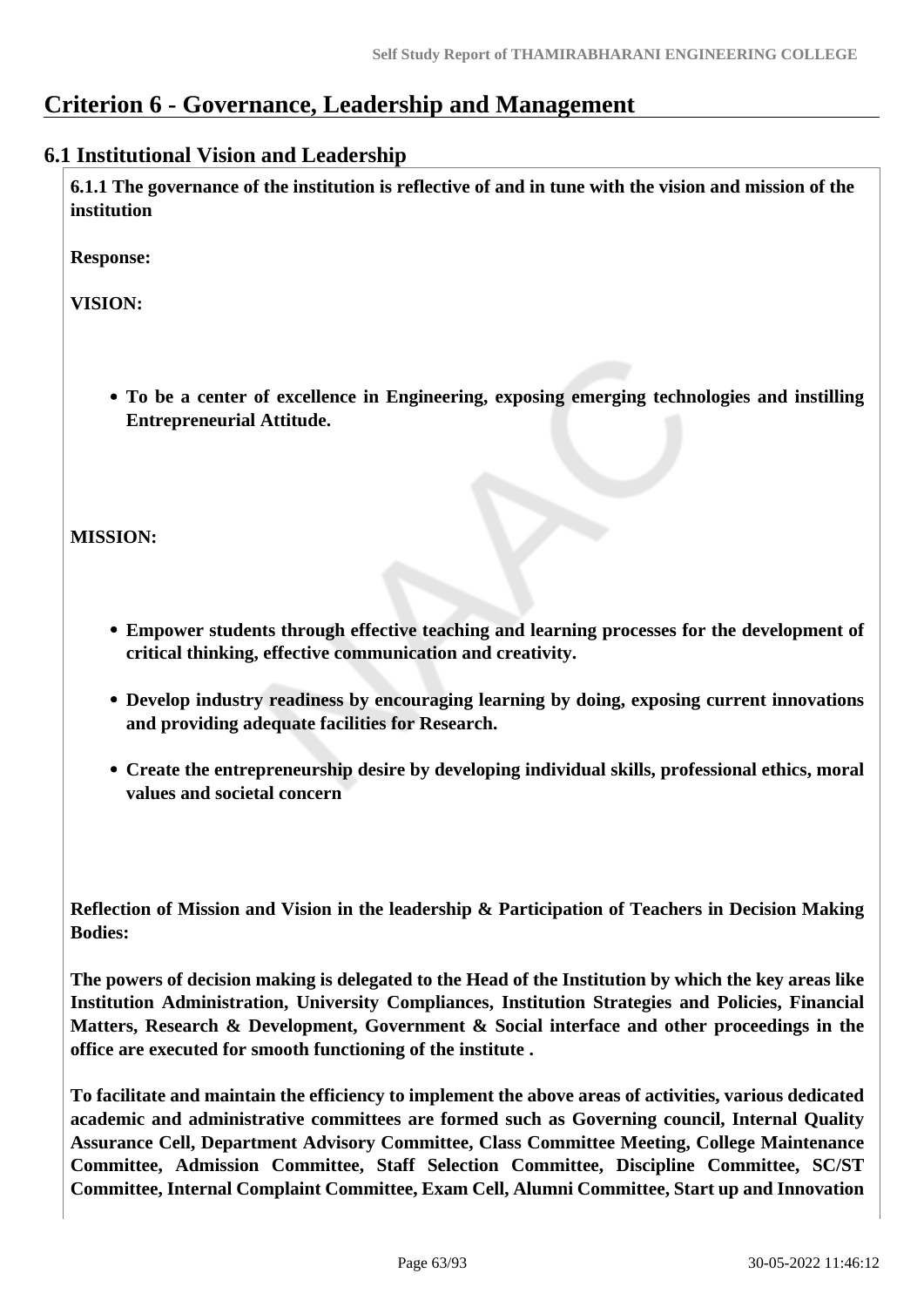# Criterion 6 - Governance, Leadership and Management

## 6.1 Institutional Vision and Leadership

**6.1.1 The governance of the institution is reflective of and in tune with the vision and mission of the institution**

**Response:**

**VISION:**

- **To be a center of excellence in Engineering, exposing emerging technologies and instilling Entrepreneurial Attitude.**

**MISSION:**

- **Empower students through effective teaching and learning processes for the development of critical thinking, effective communication and creativity.**
- **Develop industry readiness by encouraging learning by doing, exposing current innovations and providing adequate facilities for Research.**
- **Create the entrepreneurship desire by developing individual skills, professional ethics, moral values and societal concern**

**Reflection of Mission and Vision in the leadership & Participation of Teachers in Decision Making Bodies:**

**The powers of decision making is delegated to the Head of the Institution by which the key areas like Institution Administration, University Compliances, Institution Strategies and Policies, Financial Matters, Research & Development, Government & Social interface and other proceedings in the office are executed for smooth functioning of the institute .**

**To facilitate and maintain the efficiency to implement the above areas of activities, various dedicated academic and administrative committees are formed such as Governing council, Internal Quality Assurance Cell, Department Advisory Committee, Class Committee Meeting, College Maintenance Committee, Admission Committee, Staff Selection Committee, Discipline Committee, SC/ST Committee, Internal Complaint Committee, Exam Cell, Alumni Committee, Start up and Innovation**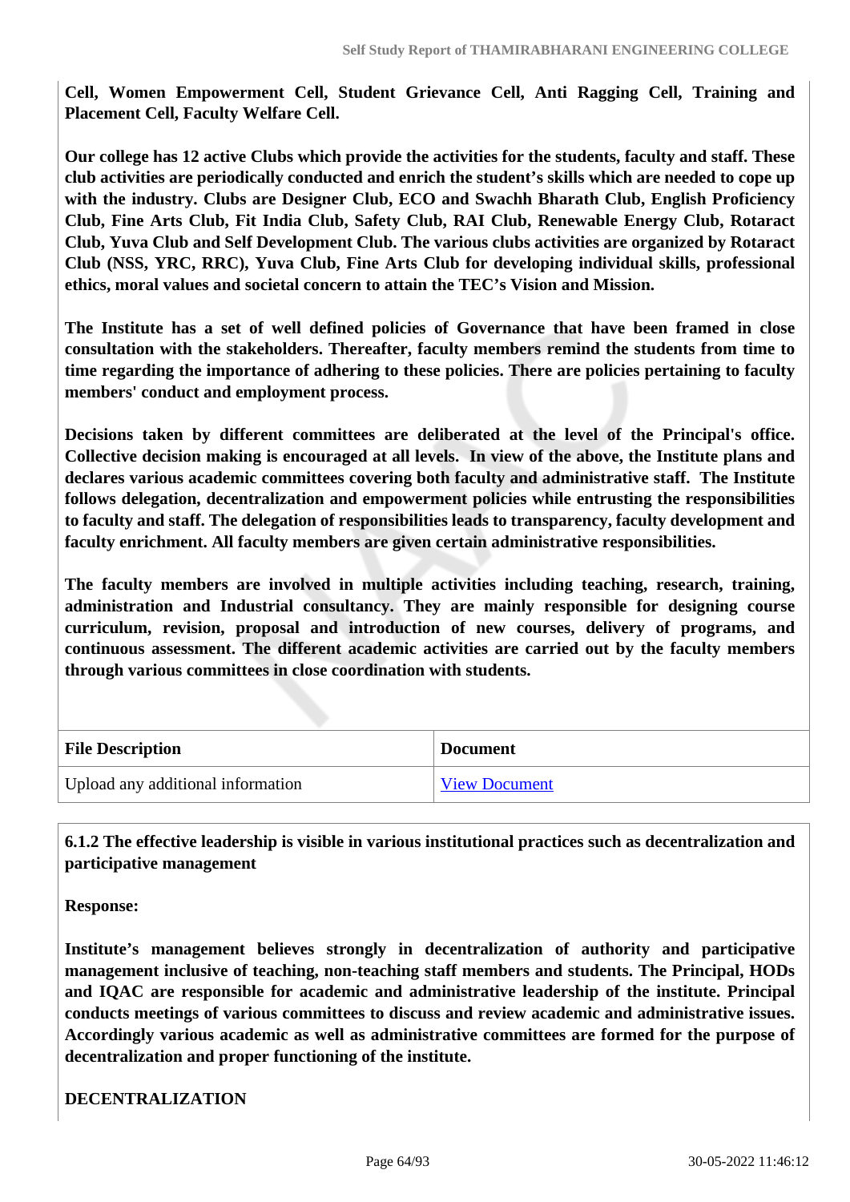**Cell, Women Empowerment Cell, Student Grievance Cell, Anti Ragging Cell, Training and Placement Cell, Faculty Welfare Cell.**

**Our college has 12 active Clubs which provide the activities for the students, faculty and staff. These club activities are periodically conducted and enrich the student's skills which are needed to cope up with the industry. Clubs are Designer Club, ECO and Swachh Bharath Club, English Proficiency Club, Fine Arts Club, Fit India Club, Safety Club, RAI Club, Renewable Energy Club, Rotaract Club, Yuva Club and Self Development Club. The various clubs activities are organized by Rotaract Club (NSS, YRC, RRC), Yuva Club, Fine Arts Club for developing individual skills, professional ethics, moral values and societal concern to attain the TEC's Vision and Mission.**

**The Institute has a set of well defined policies of Governance that have been framed in close consultation with the stakeholders. Thereafter, faculty members remind the students from time to time regarding the importance of adhering to these policies. There are policies pertaining to faculty members' conduct and employment process.**

**Decisions taken by different committees are deliberated at the level of the Principal's office. Collective decision making is encouraged at all levels. In view of the above, the Institute plans and declares various academic committees covering both faculty and administrative staff. The Institute follows delegation, decentralization and empowerment policies while entrusting the responsibilities to faculty and staff. The delegation of responsibilities leads to transparency, faculty development and faculty enrichment. All faculty members are given certain administrative responsibilities.**

**The faculty members are involved in multiple activities including teaching, research, training, administration and Industrial consultancy. They are mainly responsible for designing course curriculum, revision, proposal and introduction of new courses, delivery of programs, and continuous assessment. The different academic activities are carried out by the faculty members through various committees in close coordination with students.**

| File Description | Document |
|---|---|
| Upload any additional information | View Document |

**6.1.2 The effective leadership is visible in various institutional practices such as decentralization and participative management**

**Response:**

**Institute's management believes strongly in decentralization of authority and participative management inclusive of teaching, non-teaching staff members and students. The Principal, HODs and IQAC are responsible for academic and administrative leadership of the institute. Principal conducts meetings of various committees to discuss and review academic and administrative issues. Accordingly various academic as well as administrative committees are formed for the purpose of decentralization and proper functioning of the institute.**

**DECENTRALIZATION**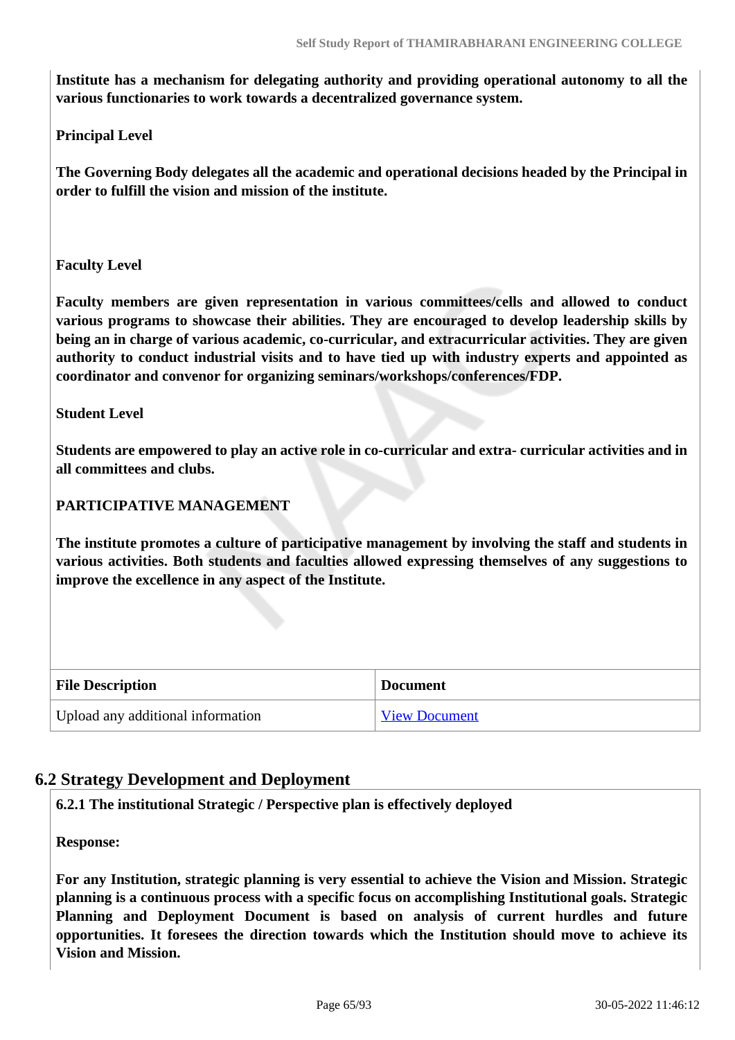**Institute has a mechanism for delegating authority and providing operational autonomy to all the various functionaries to work towards a decentralized governance system.**

**Principal Level**

**The Governing Body delegates all the academic and operational decisions headed by the Principal in order to fulfill the vision and mission of the institute.**

**Faculty Level**

**Faculty members are given representation in various committees/cells and allowed to conduct various programs to showcase their abilities. They are encouraged to develop leadership skills by being an in charge of various academic, co-curricular, and extracurricular activities. They are given authority to conduct industrial visits and to have tied up with industry experts and appointed as coordinator and convenor for organizing seminars/workshops/conferences/FDP.**

**Student Level**

**Students are empowered to play an active role in co-curricular and extra- curricular activities and in all committees and clubs.**

**PARTICIPATIVE MANAGEMENT**

**The institute promotes a culture of participative management by involving the staff and students in various activities. Both students and faculties allowed expressing themselves of any suggestions to improve the excellence in any aspect of the Institute.**

| File Description | Document |
|---|---|
| Upload any additional information | View Document |

## 6.2 Strategy Development and Deployment

**6.2.1 The institutional Strategic / Perspective plan is effectively deployed**

**Response:**

**For any Institution, strategic planning is very essential to achieve the Vision and Mission. Strategic planning is a continuous process with a specific focus on accomplishing Institutional goals. Strategic Planning and Deployment Document is based on analysis of current hurdles and future opportunities. It foresees the direction towards which the Institution should move to achieve its Vision and Mission.**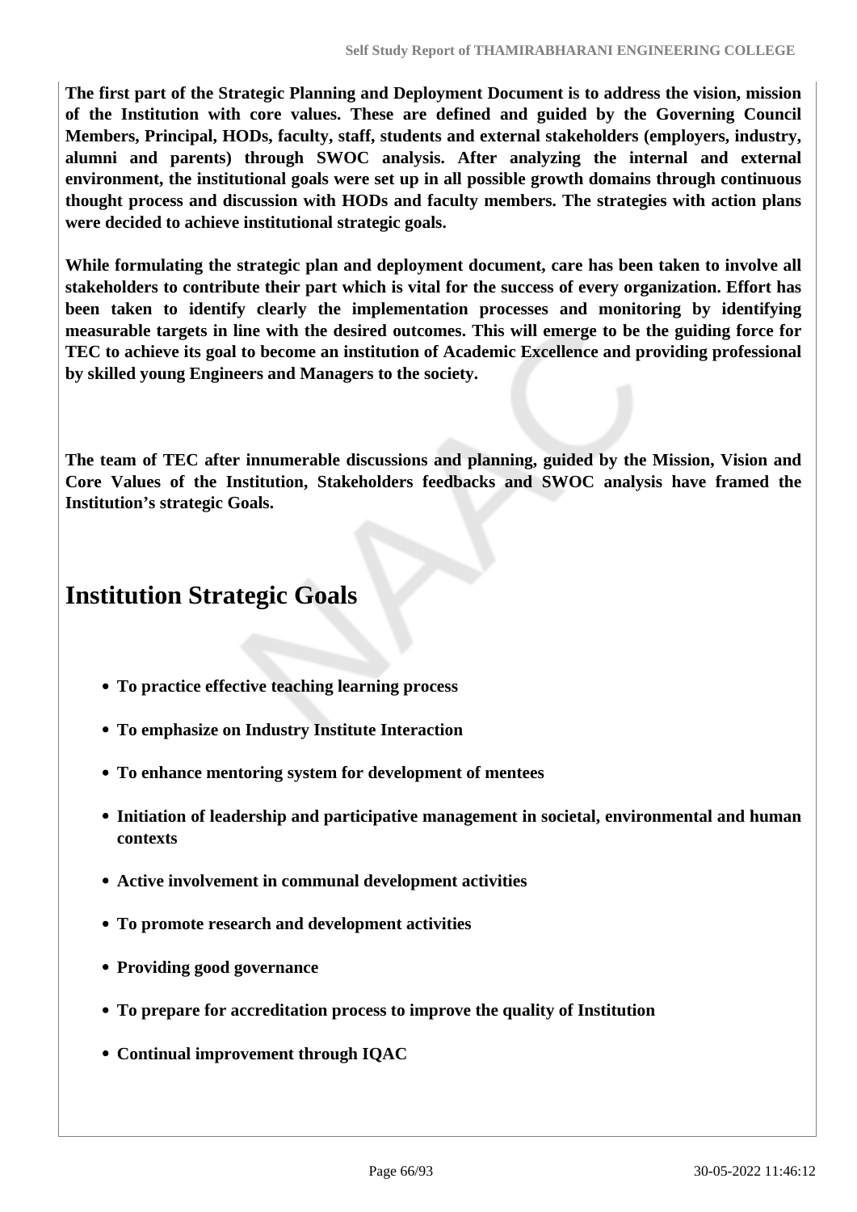**The first part of the Strategic Planning and Deployment Document is to address the vision, mission of the Institution with core values. These are defined and guided by the Governing Council Members, Principal, HODs, faculty, staff, students and external stakeholders (employers, industry, alumni and parents) through SWOC analysis. After analyzing the internal and external environment, the institutional goals were set up in all possible growth domains through continuous thought process and discussion with HODs and faculty members. The strategies with action plans were decided to achieve institutional strategic goals.**

**While formulating the strategic plan and deployment document, care has been taken to involve all stakeholders to contribute their part which is vital for the success of every organization. Effort has been taken to identify clearly the implementation processes and monitoring by identifying measurable targets in line with the desired outcomes. This will emerge to be the guiding force for TEC to achieve its goal to become an institution of Academic Excellence and providing professional by skilled young Engineers and Managers to the society.**

**The team of TEC after innumerable discussions and planning, guided by the Mission, Vision and Core Values of the Institution, Stakeholders feedbacks and SWOC analysis have framed the Institution's strategic Goals.**

# Institution Strategic Goals

- **To practice effective teaching learning process**
- **To emphasize on Industry Institute Interaction**
- **To enhance mentoring system for development of mentees**
- **Initiation of leadership and participative management in societal, environmental and human contexts**
- **Active involvement in communal development activities**
- **To promote research and development activities**
- **Providing good governance**
- **To prepare for accreditation process to improve the quality of Institution**
- **Continual improvement through IQAC**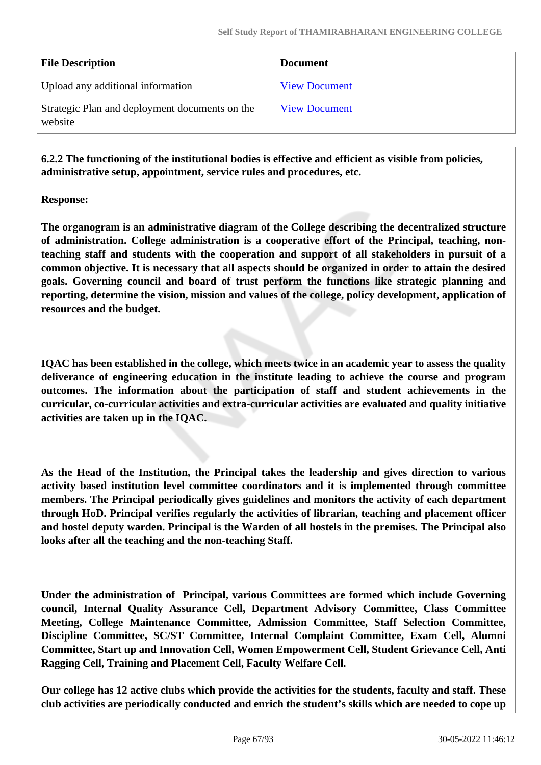| File Description | Document |
| --- | --- |
| Upload any additional information | View Document |
| Strategic Plan and deployment documents on the website | View Document |

**6.2.2 The functioning of the institutional bodies is effective and efficient as visible from policies, administrative setup, appointment, service rules and procedures, etc.**

**Response:**

**The organogram is an administrative diagram of the College describing the decentralized structure of administration. College administration is a cooperative effort of the Principal, teaching, non-teaching staff and students with the cooperation and support of all stakeholders in pursuit of a common objective. It is necessary that all aspects should be organized in order to attain the desired goals. Governing council and board of trust perform the functions like strategic planning and reporting, determine the vision, mission and values of the college, policy development, application of resources and the budget.**

**IQAC has been established in the college, which meets twice in an academic year to assess the quality deliverance of engineering education in the institute leading to achieve the course and program outcomes. The information about the participation of staff and student achievements in the curricular, co-curricular activities and extra-curricular activities are evaluated and quality initiative activities are taken up in the IQAC.**

**As the Head of the Institution, the Principal takes the leadership and gives direction to various activity based institution level committee coordinators and it is implemented through committee members. The Principal periodically gives guidelines and monitors the activity of each department through HoD. Principal verifies regularly the activities of librarian, teaching and placement officer and hostel deputy warden. Principal is the Warden of all hostels in the premises. The Principal also looks after all the teaching and the non-teaching Staff.**

**Under the administration of Principal, various Committees are formed which include Governing council, Internal Quality Assurance Cell, Department Advisory Committee, Class Committee Meeting, College Maintenance Committee, Admission Committee, Staff Selection Committee, Discipline Committee, SC/ST Committee, Internal Complaint Committee, Exam Cell, Alumni Committee, Start up and Innovation Cell, Women Empowerment Cell, Student Grievance Cell, Anti Ragging Cell, Training and Placement Cell, Faculty Welfare Cell.**

**Our college has 12 active clubs which provide the activities for the students, faculty and staff. These club activities are periodically conducted and enrich the student's skills which are needed to cope up**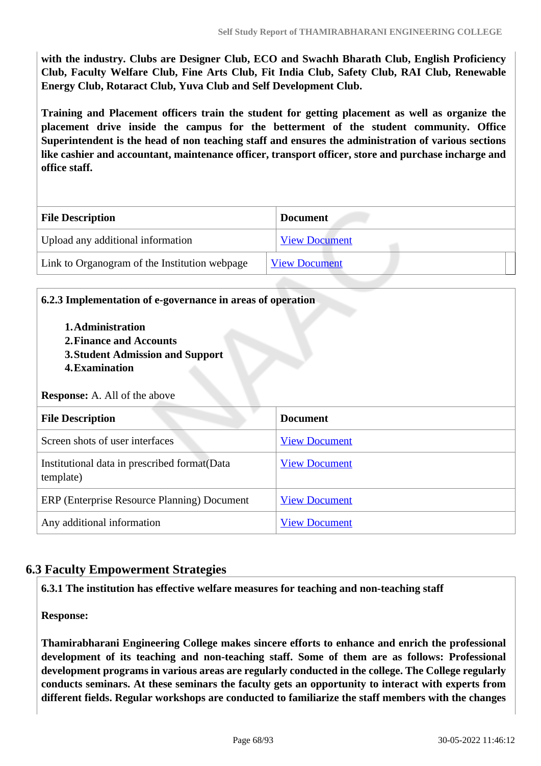**with the industry. Clubs are Designer Club, ECO and Swachh Bharath Club, English Proficiency Club, Faculty Welfare Club, Fine Arts Club, Fit India Club, Safety Club, RAI Club, Renewable Energy Club, Rotaract Club, Yuva Club and Self Development Club.**

**Training and Placement officers train the student for getting placement as well as organize the placement drive inside the campus for the betterment of the student community. Office Superintendent is the head of non teaching staff and ensures the administration of various sections like cashier and accountant, maintenance officer, transport officer, store and purchase incharge and office staff.**

| File Description | Document |
|---|---|
| Upload any additional information | View Document |
| Link to Organogram of the Institution webpage | View Document |

**6.2.3 Implementation of e-governance in areas of operation**

1. **Administration**
2. **Finance and Accounts**
3. **Student Admission and Support**
4. **Examination**

**Response:** A. All of the above

| File Description | Document |
|---|---|
| Screen shots of user interfaces | View Document |
| Institutional data in prescribed format(Data template) | View Document |
| ERP (Enterprise Resource Planning) Document | View Document |
| Any additional information | View Document |

## 6.3 Faculty Empowerment Strategies

**6.3.1 The institution has effective welfare measures for teaching and non-teaching staff**

**Response:**

**Thamirabharani Engineering College makes sincere efforts to enhance and enrich the professional development of its teaching and non-teaching staff. Some of them are as follows: Professional development programs in various areas are regularly conducted in the college. The College regularly conducts seminars. At these seminars the faculty gets an opportunity to interact with experts from different fields. Regular workshops are conducted to familiarize the staff members with the changes**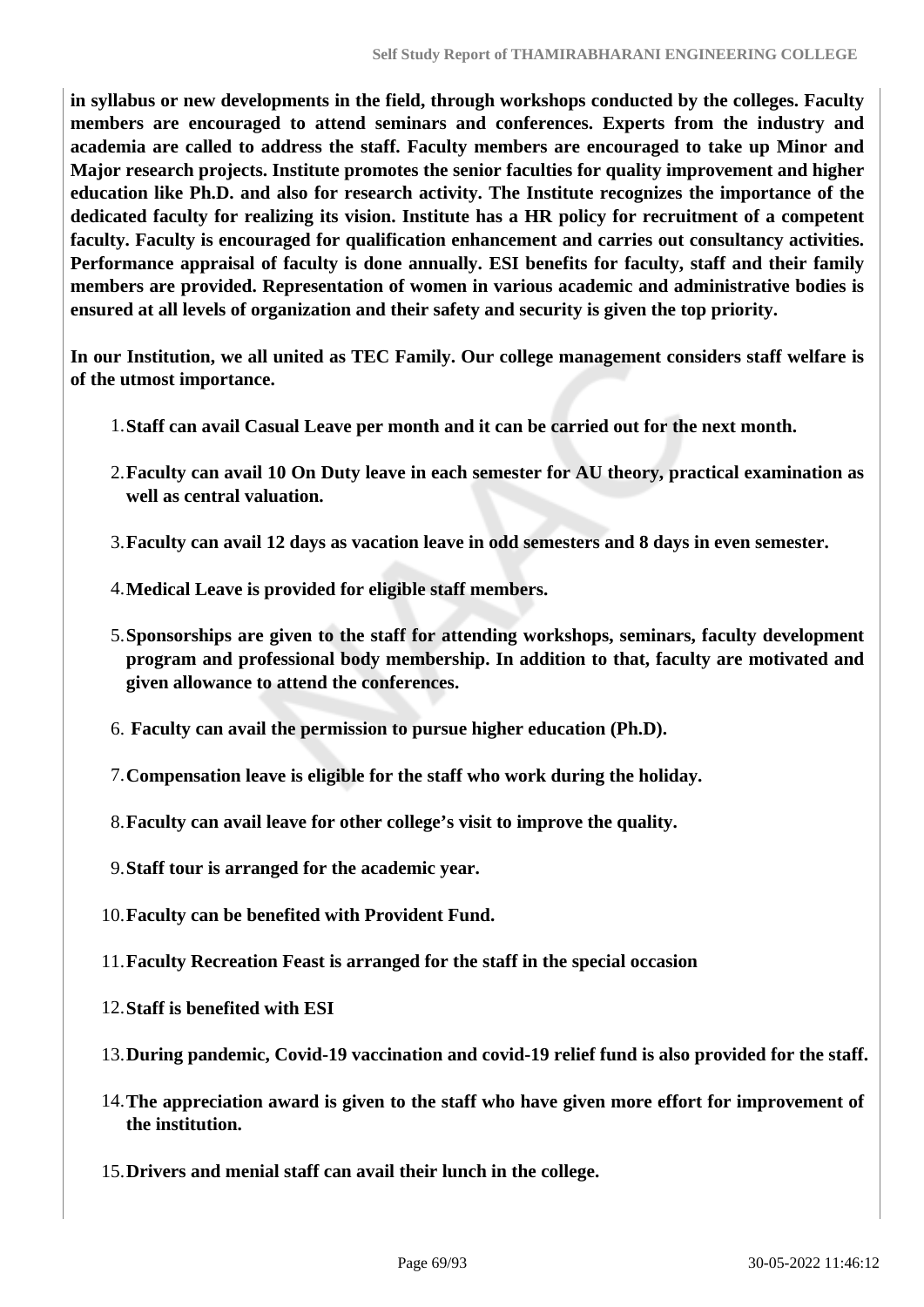**in syllabus or new developments in the field, through workshops conducted by the colleges. Faculty members are encouraged to attend seminars and conferences. Experts from the industry and academia are called to address the staff. Faculty members are encouraged to take up Minor and Major research projects. Institute promotes the senior faculties for quality improvement and higher education like Ph.D. and also for research activity. The Institute recognizes the importance of the dedicated faculty for realizing its vision. Institute has a HR policy for recruitment of a competent faculty. Faculty is encouraged for qualification enhancement and carries out consultancy activities. Performance appraisal of faculty is done annually. ESI benefits for faculty, staff and their family members are provided. Representation of women in various academic and administrative bodies is ensured at all levels of organization and their safety and security is given the top priority.**

**In our Institution, we all united as TEC Family. Our college management considers staff welfare is of the utmost importance.**

1. **Staff can avail Casual Leave per month and it can be carried out for the next month.**
2. **Faculty can avail 10 On Duty leave in each semester for AU theory, practical examination as well as central valuation.**
3. **Faculty can avail 12 days as vacation leave in odd semesters and 8 days in even semester.**
4. **Medical Leave is provided for eligible staff members.**
5. **Sponsorships are given to the staff for attending workshops, seminars, faculty development program and professional body membership. In addition to that, faculty are motivated and given allowance to attend the conferences.**
6. **Faculty can avail the permission to pursue higher education (Ph.D).**
7. **Compensation leave is eligible for the staff who work during the holiday.**
8. **Faculty can avail leave for other college's visit to improve the quality.**
9. **Staff tour is arranged for the academic year.**
10. **Faculty can be benefited with Provident Fund.**
11. **Faculty Recreation Feast is arranged for the staff in the special occasion**
12. **Staff is benefited with ESI**
13. **During pandemic, Covid-19 vaccination and covid-19 relief fund is also provided for the staff.**
14. **The appreciation award is given to the staff who have given more effort for improvement of the institution.**
15. **Drivers and menial staff can avail their lunch in the college.**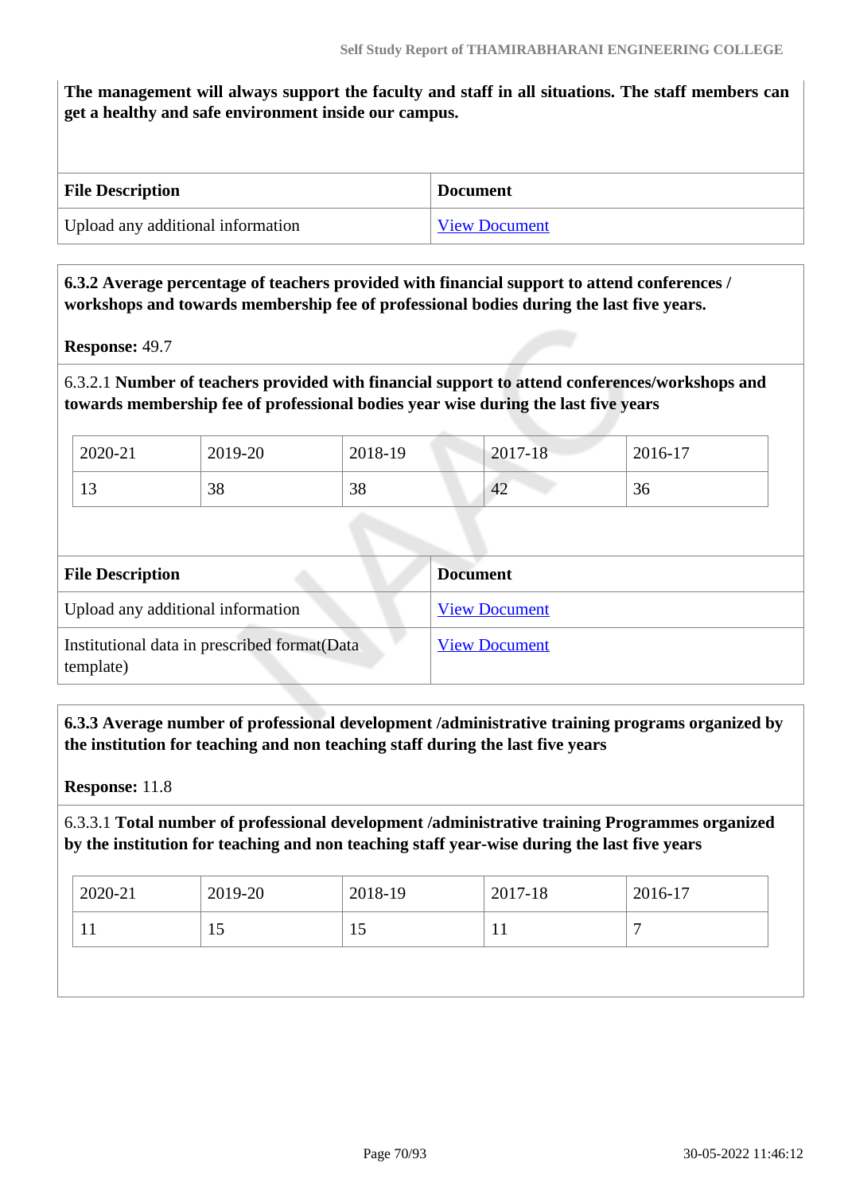**The management will always support the faculty and staff in all situations. The staff members can get a healthy and safe environment inside our campus.**

| File Description | Document |
| --- | --- |
| Upload any additional information | View Document |

**6.3.2 Average percentage of teachers provided with financial support to attend conferences / workshops and towards membership fee of professional bodies during the last five years.**

**Response:** 49.7

6.3.2.1 **Number of teachers provided with financial support to attend conferences/workshops and towards membership fee of professional bodies year wise during the last five years**

| 2020-21 | 2019-20 | 2018-19 | 2017-18 | 2016-17 |
| --- | --- | --- | --- | --- |
| 13 | 38 | 38 | 42 | 36 |

| File Description | Document |
| --- | --- |
| Upload any additional information | View Document |
| Institutional data in prescribed format(Data template) | View Document |

**6.3.3 Average number of professional development /administrative training programs organized by the institution for teaching and non teaching staff during the last five years**

**Response:** 11.8

6.3.3.1 **Total number of professional development /administrative training Programmes organized by the institution for teaching and non teaching staff year-wise during the last five years**

| 2020-21 | 2019-20 | 2018-19 | 2017-18 | 2016-17 |
| --- | --- | --- | --- | --- |
| 11 | 15 | 15 | 11 | 7 |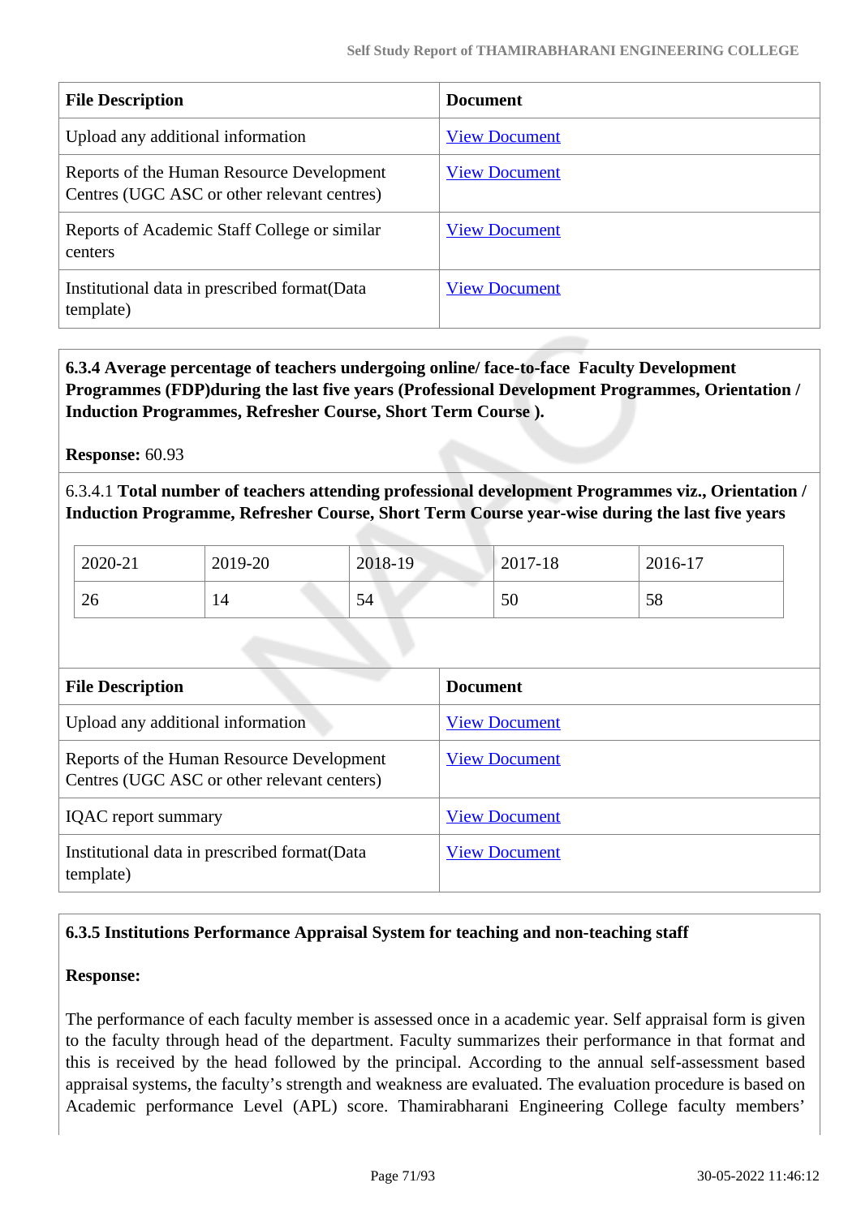| File Description | Document |
|---|---|
| Upload any additional information | View Document |
| Reports of the Human Resource Development Centres (UGC ASC or other relevant centres) | View Document |
| Reports of Academic Staff College or similar centers | View Document |
| Institutional data in prescribed format(Data template) | View Document |

**6.3.4 Average percentage of teachers undergoing online/ face-to-face Faculty Development Programmes (FDP)during the last five years (Professional Development Programmes, Orientation / Induction Programmes, Refresher Course, Short Term Course ).**

**Response:** 60.93

6.3.4.1 **Total number of teachers attending professional development Programmes viz., Orientation / Induction Programme, Refresher Course, Short Term Course year-wise during the last five years**

| 2020-21 | 2019-20 | 2018-19 | 2017-18 | 2016-17 |
|---|---|---|---|---|
| 26 | 14 | 54 | 50 | 58 |

| File Description | Document |
|---|---|
| Upload any additional information | View Document |
| Reports of the Human Resource Development Centres (UGC ASC or other relevant centers) | View Document |
| IQAC report summary | View Document |
| Institutional data in prescribed format(Data template) | View Document |

**6.3.5 Institutions Performance Appraisal System for teaching and non-teaching staff**

**Response:**

The performance of each faculty member is assessed once in a academic year. Self appraisal form is given to the faculty through head of the department. Faculty summarizes their performance in that format and this is received by the head followed by the principal. According to the annual self-assessment based appraisal systems, the faculty's strength and weakness are evaluated. The evaluation procedure is based on Academic performance Level (APL) score. Thamirabharani Engineering College faculty members'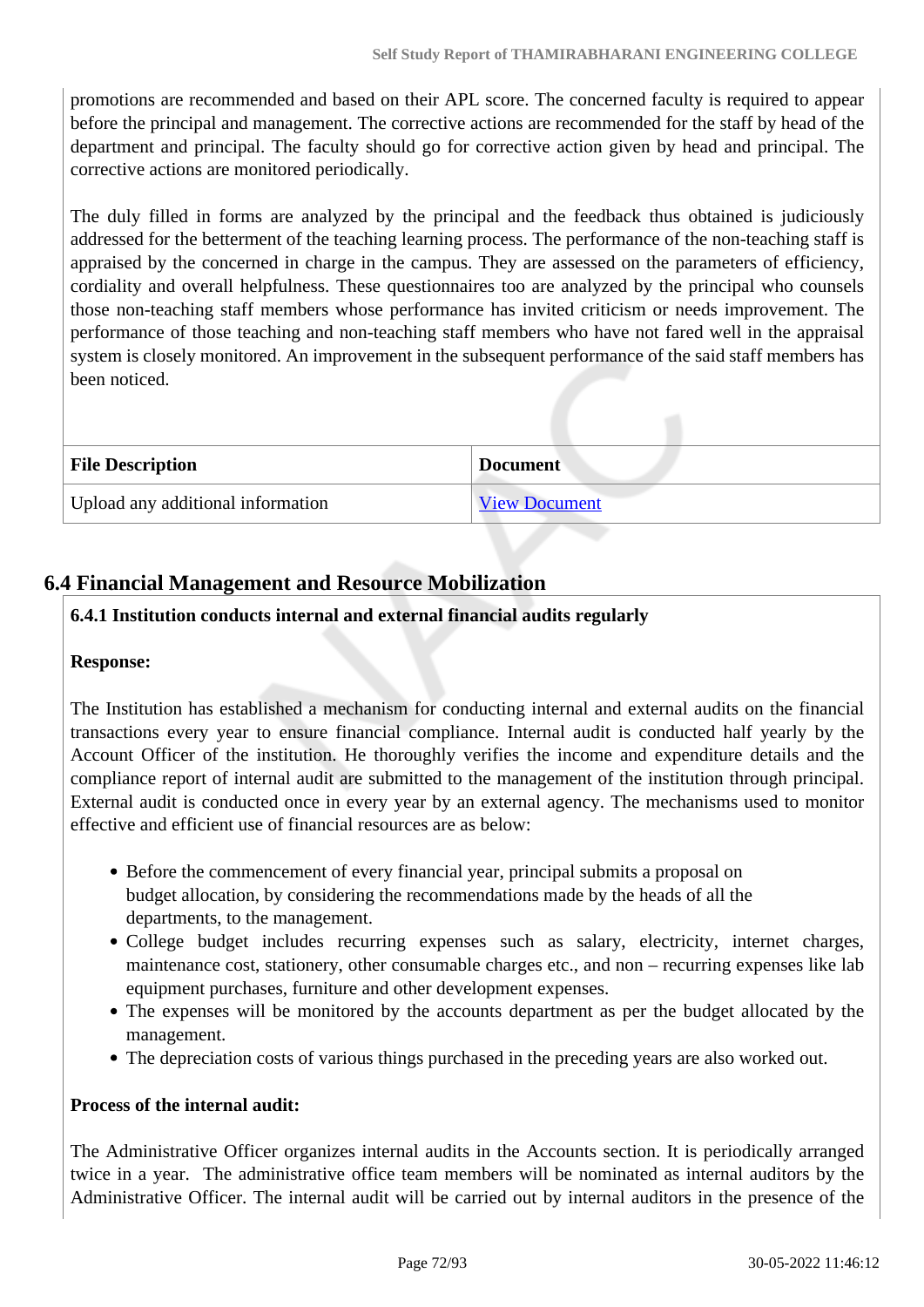promotions are recommended and based on their APL score. The concerned faculty is required to appear before the principal and management. The corrective actions are recommended for the staff by head of the department and principal. The faculty should go for corrective action given by head and principal. The corrective actions are monitored periodically.

The duly filled in forms are analyzed by the principal and the feedback thus obtained is judiciously addressed for the betterment of the teaching learning process. The performance of the non-teaching staff is appraised by the concerned in charge in the campus. They are assessed on the parameters of efficiency, cordiality and overall helpfulness. These questionnaires too are analyzed by the principal who counsels those non-teaching staff members whose performance has invited criticism or needs improvement. The performance of those teaching and non-teaching staff members who have not fared well in the appraisal system is closely monitored. An improvement in the subsequent performance of the said staff members has been noticed.

| File Description | Document |
| --- | --- |
| Upload any additional information | View Document |

## 6.4 Financial Management and Resource Mobilization

**6.4.1 Institution conducts internal and external financial audits regularly**

**Response:**

The Institution has established a mechanism for conducting internal and external audits on the financial transactions every year to ensure financial compliance. Internal audit is conducted half yearly by the Account Officer of the institution. He thoroughly verifies the income and expenditure details and the compliance report of internal audit are submitted to the management of the institution through principal. External audit is conducted once in every year by an external agency. The mechanisms used to monitor effective and efficient use of financial resources are as below:

- Before the commencement of every financial year, principal submits a proposal on budget allocation, by considering the recommendations made by the heads of all the departments, to the management.
- College budget includes recurring expenses such as salary, electricity, internet charges, maintenance cost, stationery, other consumable charges etc., and non – recurring expenses like lab equipment purchases, furniture and other development expenses.
- The expenses will be monitored by the accounts department as per the budget allocated by the management.
- The depreciation costs of various things purchased in the preceding years are also worked out.

**Process of the internal audit:**

The Administrative Officer organizes internal audits in the Accounts section. It is periodically arranged twice in a year. The administrative office team members will be nominated as internal auditors by the Administrative Officer. The internal audit will be carried out by internal auditors in the presence of the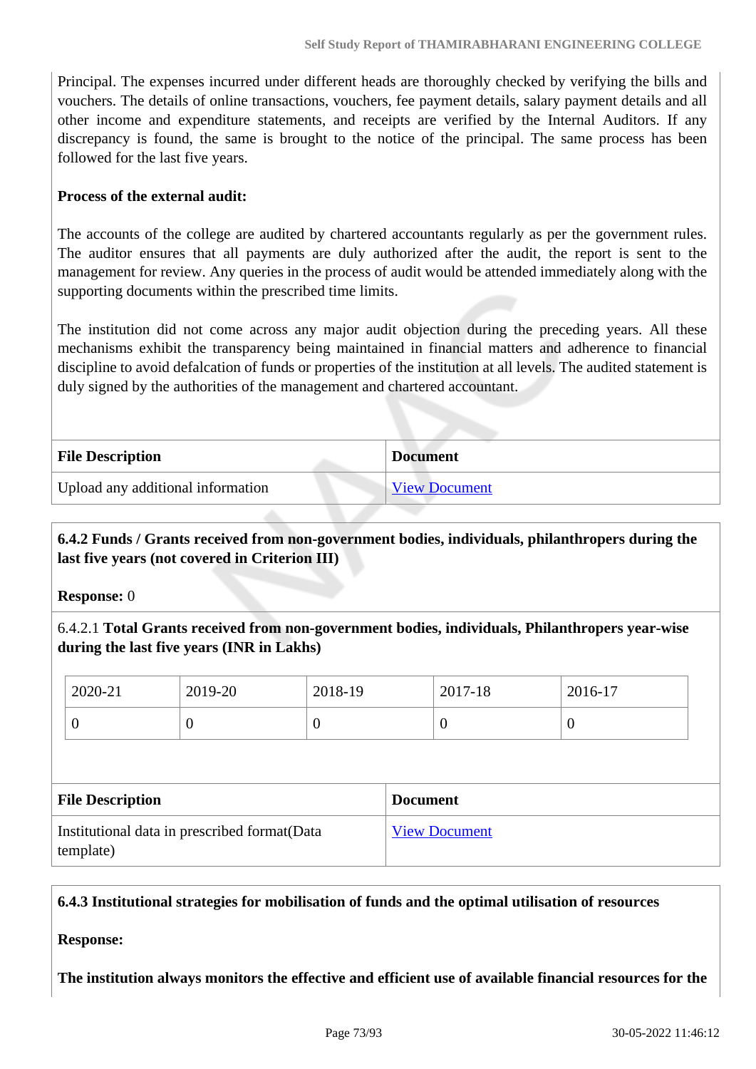Principal. The expenses incurred under different heads are thoroughly checked by verifying the bills and vouchers. The details of online transactions, vouchers, fee payment details, salary payment details and all other income and expenditure statements, and receipts are verified by the Internal Auditors. If any discrepancy is found, the same is brought to the notice of the principal. The same process has been followed for the last five years.

**Process of the external audit:**

The accounts of the college are audited by chartered accountants regularly as per the government rules. The auditor ensures that all payments are duly authorized after the audit, the report is sent to the management for review. Any queries in the process of audit would be attended immediately along with the supporting documents within the prescribed time limits.

The institution did not come across any major audit objection during the preceding years. All these mechanisms exhibit the transparency being maintained in financial matters and adherence to financial discipline to avoid defalcation of funds or properties of the institution at all levels. The audited statement is duly signed by the authorities of the management and chartered accountant.

| File Description | Document |
|---|---|
| Upload any additional information | View Document |

**6.4.2 Funds / Grants received from non-government bodies, individuals, philanthropers during the last five years (not covered in Criterion III)**

**Response:** 0

6.4.2.1 **Total Grants received from non-government bodies, individuals, Philanthropers year-wise during the last five years (INR in Lakhs)**

| 2020-21 | 2019-20 | 2018-19 | 2017-18 | 2016-17 |
|---|---|---|---|---|
| 0 | 0 | 0 | 0 | 0 |

| File Description | Document |
|---|---|
| Institutional data in prescribed format(Data template) | View Document |

**6.4.3 Institutional strategies for mobilisation of funds and the optimal utilisation of resources**

**Response:**

**The institution always monitors the effective and efficient use of available financial resources for the**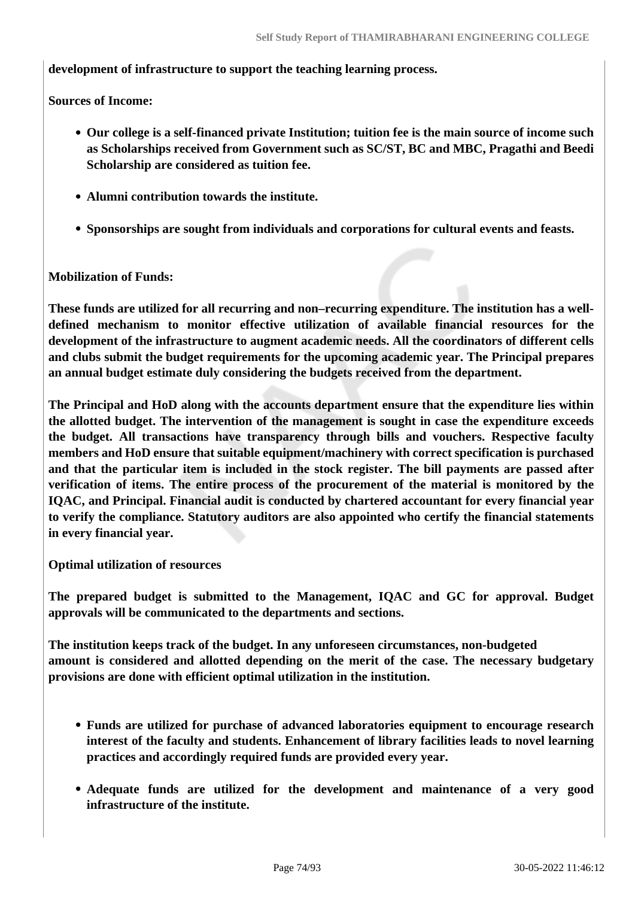**development of infrastructure to support the teaching learning process.**

**Sources of Income:**

- **Our college is a self-financed private Institution; tuition fee is the main source of income such as Scholarships received from Government such as SC/ST, BC and MBC, Pragathi and Beedi Scholarship are considered as tuition fee.**
- **Alumni contribution towards the institute.**
- **Sponsorships are sought from individuals and corporations for cultural events and feasts.**

**Mobilization of Funds:**

**These funds are utilized for all recurring and non–recurring expenditure. The institution has a well-defined mechanism to monitor effective utilization of available financial resources for the development of the infrastructure to augment academic needs. All the coordinators of different cells and clubs submit the budget requirements for the upcoming academic year. The Principal prepares an annual budget estimate duly considering the budgets received from the department.**

**The Principal and HoD along with the accounts department ensure that the expenditure lies within the allotted budget. The intervention of the management is sought in case the expenditure exceeds the budget. All transactions have transparency through bills and vouchers. Respective faculty members and HoD ensure that suitable equipment/machinery with correct specification is purchased and that the particular item is included in the stock register. The bill payments are passed after verification of items. The entire process of the procurement of the material is monitored by the IQAC, and Principal. Financial audit is conducted by chartered accountant for every financial year to verify the compliance. Statutory auditors are also appointed who certify the financial statements in every financial year.**

**Optimal utilization of resources**

**The prepared budget is submitted to the Management, IQAC and GC for approval. Budget approvals will be communicated to the departments and sections.**

**The institution keeps track of the budget. In any unforeseen circumstances, non-budgeted amount is considered and allotted depending on the merit of the case. The necessary budgetary provisions are done with efficient optimal utilization in the institution.**

- **Funds are utilized for purchase of advanced laboratories equipment to encourage research interest of the faculty and students. Enhancement of library facilities leads to novel learning practices and accordingly required funds are provided every year.**
- **Adequate funds are utilized for the development and maintenance of a very good infrastructure of the institute.**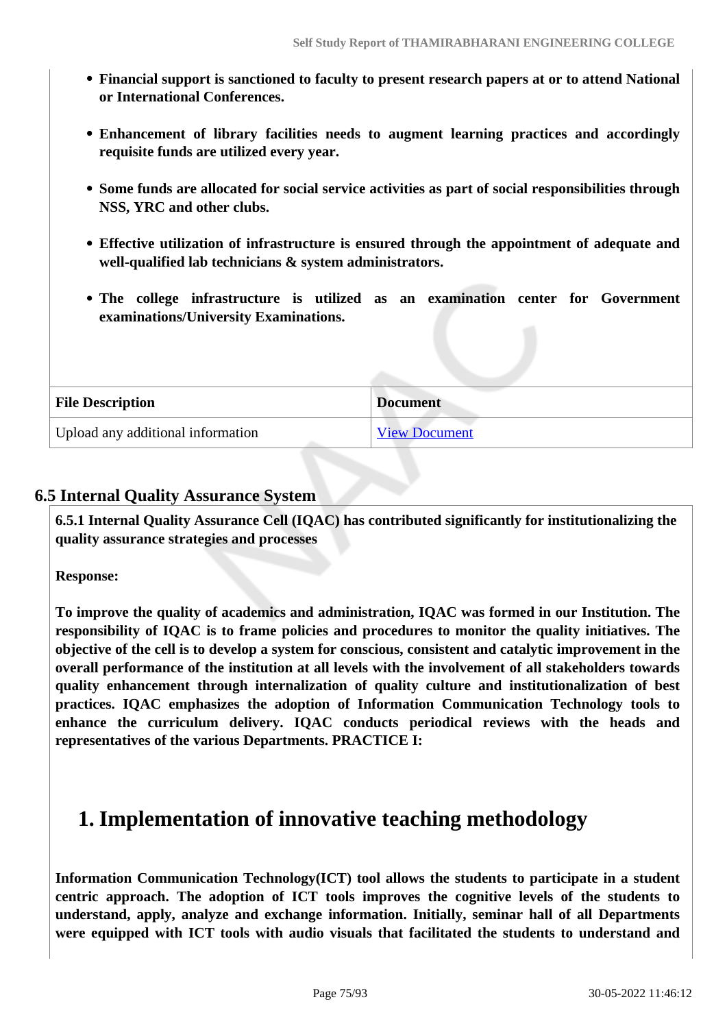- **Financial support is sanctioned to faculty to present research papers at or to attend National or International Conferences.**
- **Enhancement of library facilities needs to augment learning practices and accordingly requisite funds are utilized every year.**
- **Some funds are allocated for social service activities as part of social responsibilities through NSS, YRC and other clubs.**
- **Effective utilization of infrastructure is ensured through the appointment of adequate and well-qualified lab technicians & system administrators.**
- **The college infrastructure is utilized as an examination center for Government examinations/University Examinations.**

| File Description | Document |
| --- | --- |
| Upload any additional information | View Document |

## 6.5 Internal Quality Assurance System

**6.5.1 Internal Quality Assurance Cell (IQAC) has contributed significantly for institutionalizing the quality assurance strategies and processes**

**Response:**

**To improve the quality of academics and administration, IQAC was formed in our Institution. The responsibility of IQAC is to frame policies and procedures to monitor the quality initiatives. The objective of the cell is to develop a system for conscious, consistent and catalytic improvement in the overall performance of the institution at all levels with the involvement of all stakeholders towards quality enhancement through internalization of quality culture and institutionalization of best practices. IQAC emphasizes the adoption of Information Communication Technology tools to enhance the curriculum delivery. IQAC conducts periodical reviews with the heads and representatives of the various Departments. PRACTICE I:**

# 1. Implementation of innovative teaching methodology

**Information Communication Technology(ICT) tool allows the students to participate in a student centric approach. The adoption of ICT tools improves the cognitive levels of the students to understand, apply, analyze and exchange information. Initially, seminar hall of all Departments were equipped with ICT tools with audio visuals that facilitated the students to understand and**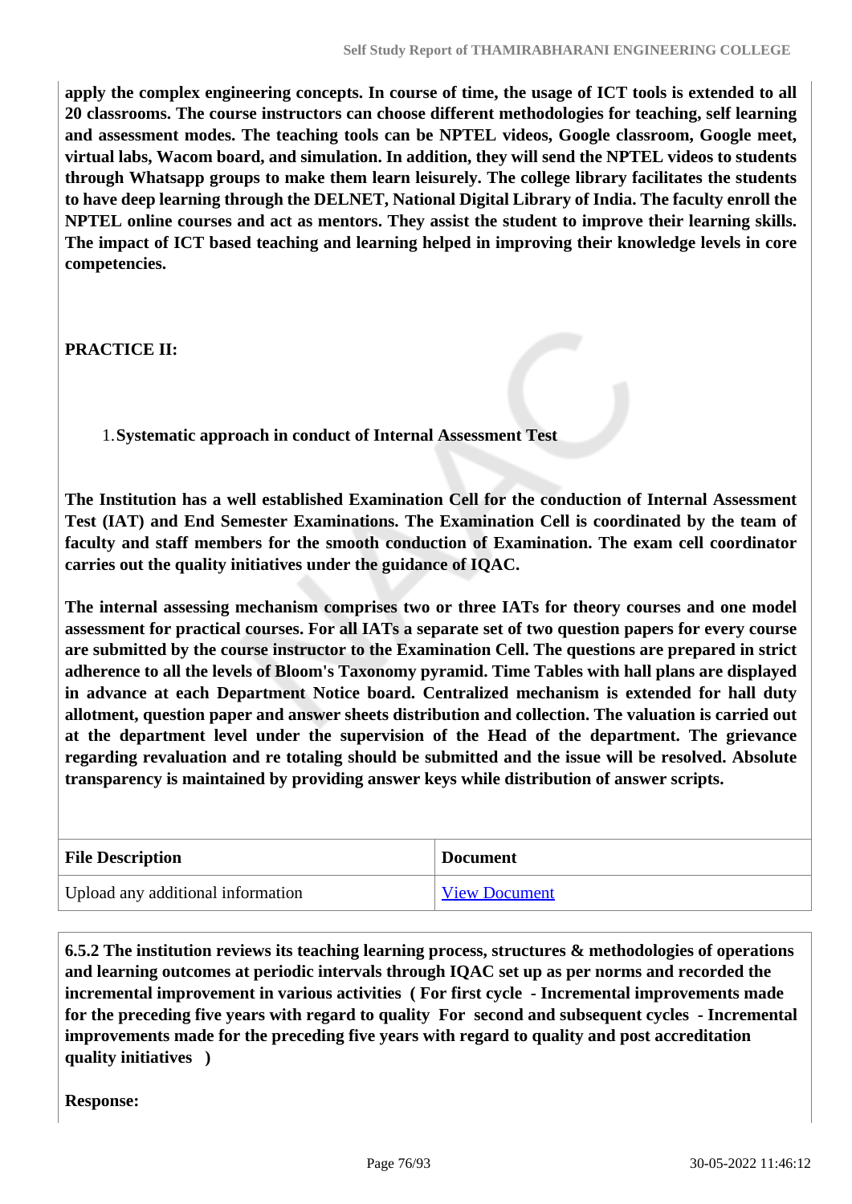**apply the complex engineering concepts. In course of time, the usage of ICT tools is extended to all 20 classrooms. The course instructors can choose different methodologies for teaching, self learning and assessment modes. The teaching tools can be NPTEL videos, Google classroom, Google meet, virtual labs, Wacom board, and simulation. In addition, they will send the NPTEL videos to students through Whatsapp groups to make them learn leisurely. The college library facilitates the students to have deep learning through the DELNET, National Digital Library of India. The faculty enroll the NPTEL online courses and act as mentors. They assist the student to improve their learning skills. The impact of ICT based teaching and learning helped in improving their knowledge levels in core competencies.**

**PRACTICE II:**

1. **Systematic approach in conduct of Internal Assessment Test**

**The Institution has a well established Examination Cell for the conduction of Internal Assessment Test (IAT) and End Semester Examinations. The Examination Cell is coordinated by the team of faculty and staff members for the smooth conduction of Examination. The exam cell coordinator carries out the quality initiatives under the guidance of IQAC.**

**The internal assessing mechanism comprises two or three IATs for theory courses and one model assessment for practical courses. For all IATs a separate set of two question papers for every course are submitted by the course instructor to the Examination Cell. The questions are prepared in strict adherence to all the levels of Bloom's Taxonomy pyramid. Time Tables with hall plans are displayed in advance at each Department Notice board. Centralized mechanism is extended for hall duty allotment, question paper and answer sheets distribution and collection. The valuation is carried out at the department level under the supervision of the Head of the department. The grievance regarding revaluation and re totaling should be submitted and the issue will be resolved. Absolute transparency is maintained by providing answer keys while distribution of answer scripts.**

| File Description | Document |
|---|---|
| Upload any additional information | View Document |

**6.5.2 The institution reviews its teaching learning process, structures & methodologies of operations and learning outcomes at periodic intervals through IQAC set up as per norms and recorded the incremental improvement in various activities ( For first cycle - Incremental improvements made for the preceding five years with regard to quality For second and subsequent cycles - Incremental improvements made for the preceding five years with regard to quality and post accreditation quality initiatives )**

**Response:**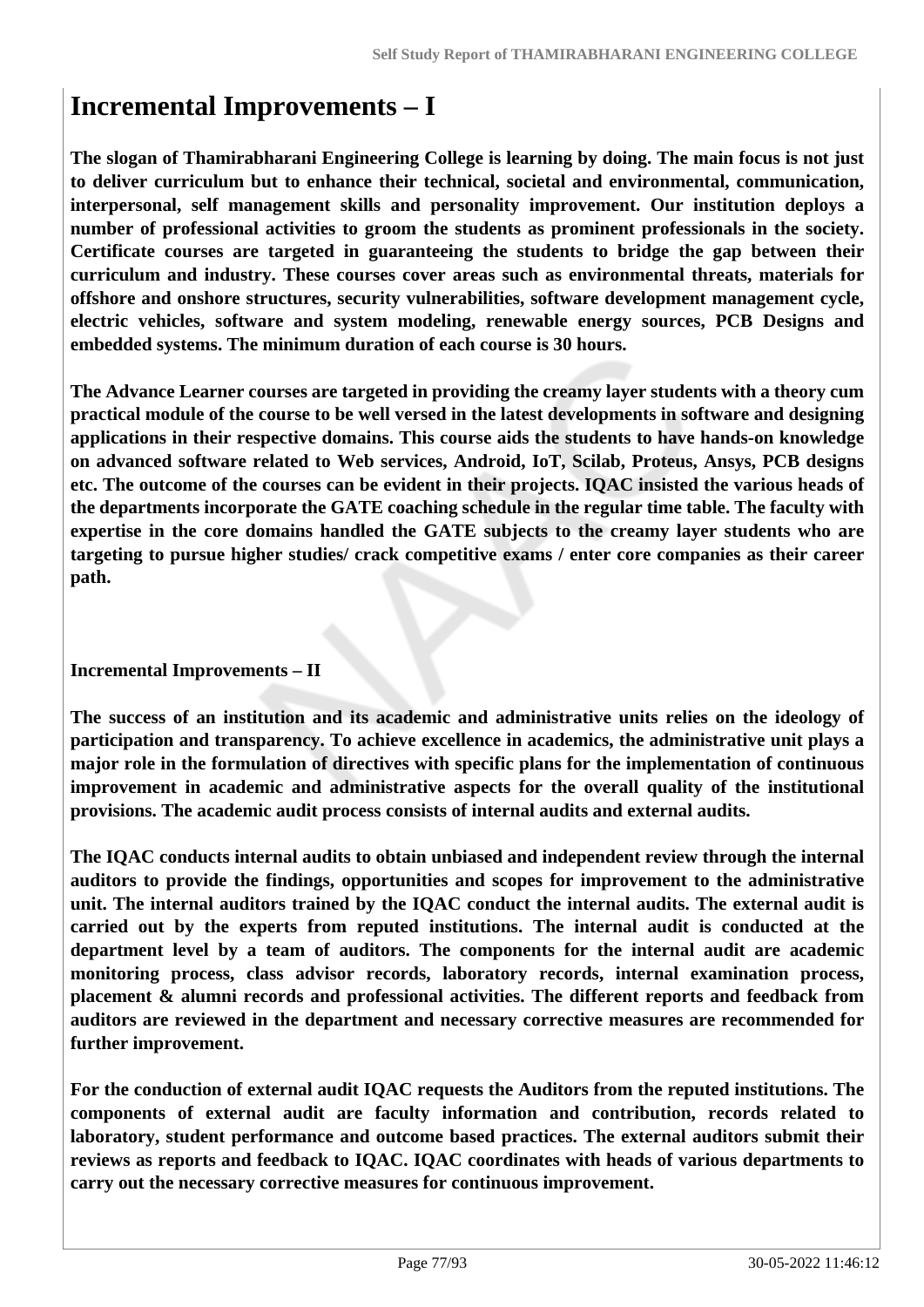# Incremental Improvements – I

**The slogan of Thamirabharani Engineering College is learning by doing. The main focus is not just to deliver curriculum but to enhance their technical, societal and environmental, communication, interpersonal, self management skills and personality improvement. Our institution deploys a number of professional activities to groom the students as prominent professionals in the society. Certificate courses are targeted in guaranteeing the students to bridge the gap between their curriculum and industry. These courses cover areas such as environmental threats, materials for offshore and onshore structures, security vulnerabilities, software development management cycle, electric vehicles, software and system modeling, renewable energy sources, PCB Designs and embedded systems. The minimum duration of each course is 30 hours.**

**The Advance Learner courses are targeted in providing the creamy layer students with a theory cum practical module of the course to be well versed in the latest developments in software and designing applications in their respective domains. This course aids the students to have hands-on knowledge on advanced software related to Web services, Android, IoT, Scilab, Proteus, Ansys, PCB designs etc. The outcome of the courses can be evident in their projects. IQAC insisted the various heads of the departments incorporate the GATE coaching schedule in the regular time table. The faculty with expertise in the core domains handled the GATE subjects to the creamy layer students who are targeting to pursue higher studies/ crack competitive exams / enter core companies as their career path.**

**Incremental Improvements – II**

**The success of an institution and its academic and administrative units relies on the ideology of participation and transparency. To achieve excellence in academics, the administrative unit plays a major role in the formulation of directives with specific plans for the implementation of continuous improvement in academic and administrative aspects for the overall quality of the institutional provisions. The academic audit process consists of internal audits and external audits.**

**The IQAC conducts internal audits to obtain unbiased and independent review through the internal auditors to provide the findings, opportunities and scopes for improvement to the administrative unit. The internal auditors trained by the IQAC conduct the internal audits. The external audit is carried out by the experts from reputed institutions. The internal audit is conducted at the department level by a team of auditors. The components for the internal audit are academic monitoring process, class advisor records, laboratory records, internal examination process, placement & alumni records and professional activities. The different reports and feedback from auditors are reviewed in the department and necessary corrective measures are recommended for further improvement.**

**For the conduction of external audit IQAC requests the Auditors from the reputed institutions. The components of external audit are faculty information and contribution, records related to laboratory, student performance and outcome based practices. The external auditors submit their reviews as reports and feedback to IQAC. IQAC coordinates with heads of various departments to carry out the necessary corrective measures for continuous improvement.**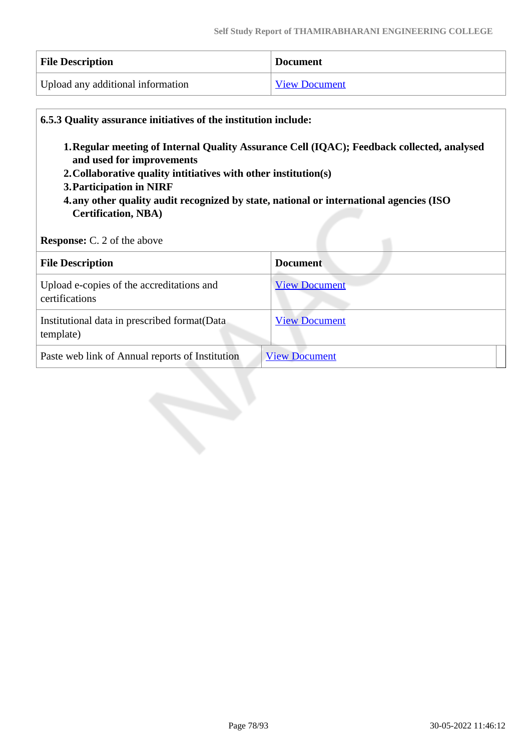| File Description | Document |
|---|---|
| Upload any additional information | View Document |

**6.5.3 Quality assurance initiatives of the institution include:**

1. **Regular meeting of Internal Quality Assurance Cell (IQAC); Feedback collected, analysed and used for improvements**
2. **Collaborative quality intitiatives with other institution(s)**
3. **Participation in NIRF**
4. **any other quality audit recognized by state, national or international agencies (ISO Certification, NBA)**

**Response:** C. 2 of the above

| File Description | Document |
|---|---|
| Upload e-copies of the accreditations and certifications | View Document |
| Institutional data in prescribed format(Data template) | View Document |
| Paste web link of Annual reports of Institution | View Document |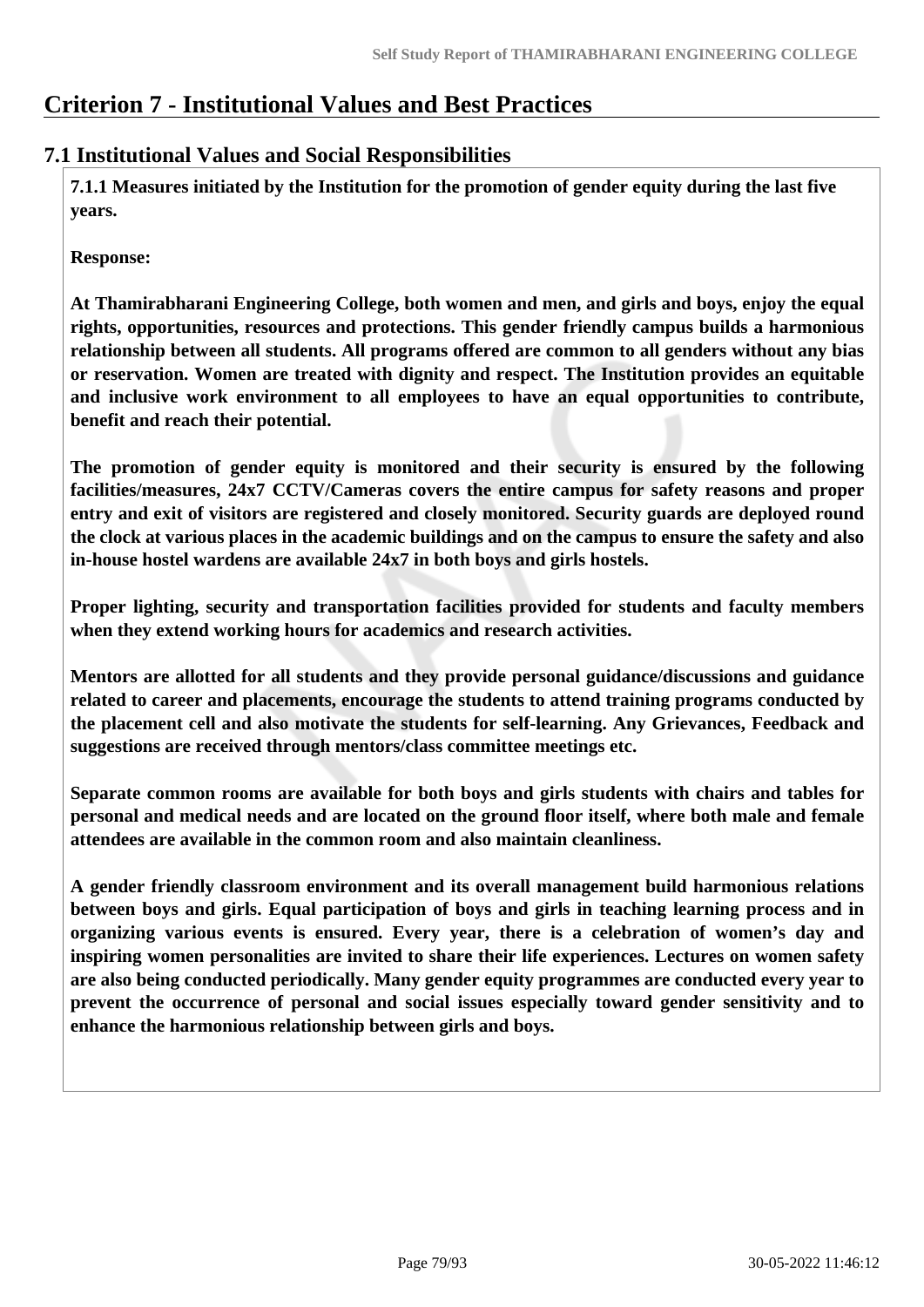# Criterion 7 - Institutional Values and Best Practices

## 7.1 Institutional Values and Social Responsibilities

**7.1.1 Measures initiated by the Institution for the promotion of gender equity during the last five years.**

**Response:**

**At Thamirabharani Engineering College, both women and men, and girls and boys, enjoy the equal rights, opportunities, resources and protections. This gender friendly campus builds a harmonious relationship between all students. All programs offered are common to all genders without any bias or reservation. Women are treated with dignity and respect. The Institution provides an equitable and inclusive work environment to all employees to have an equal opportunities to contribute, benefit and reach their potential.**

**The promotion of gender equity is monitored and their security is ensured by the following facilities/measures, 24x7 CCTV/Cameras covers the entire campus for safety reasons and proper entry and exit of visitors are registered and closely monitored. Security guards are deployed round the clock at various places in the academic buildings and on the campus to ensure the safety and also in-house hostel wardens are available 24x7 in both boys and girls hostels.**

**Proper lighting, security and transportation facilities provided for students and faculty members when they extend working hours for academics and research activities.**

**Mentors are allotted for all students and they provide personal guidance/discussions and guidance related to career and placements, encourage the students to attend training programs conducted by the placement cell and also motivate the students for self-learning. Any Grievances, Feedback and suggestions are received through mentors/class committee meetings etc.**

**Separate common rooms are available for both boys and girls students with chairs and tables for personal and medical needs and are located on the ground floor itself, where both male and female attendees are available in the common room and also maintain cleanliness.**

**A gender friendly classroom environment and its overall management build harmonious relations between boys and girls. Equal participation of boys and girls in teaching learning process and in organizing various events is ensured. Every year, there is a celebration of women's day and inspiring women personalities are invited to share their life experiences. Lectures on women safety are also being conducted periodically. Many gender equity programmes are conducted every year to prevent the occurrence of personal and social issues especially toward gender sensitivity and to enhance the harmonious relationship between girls and boys.**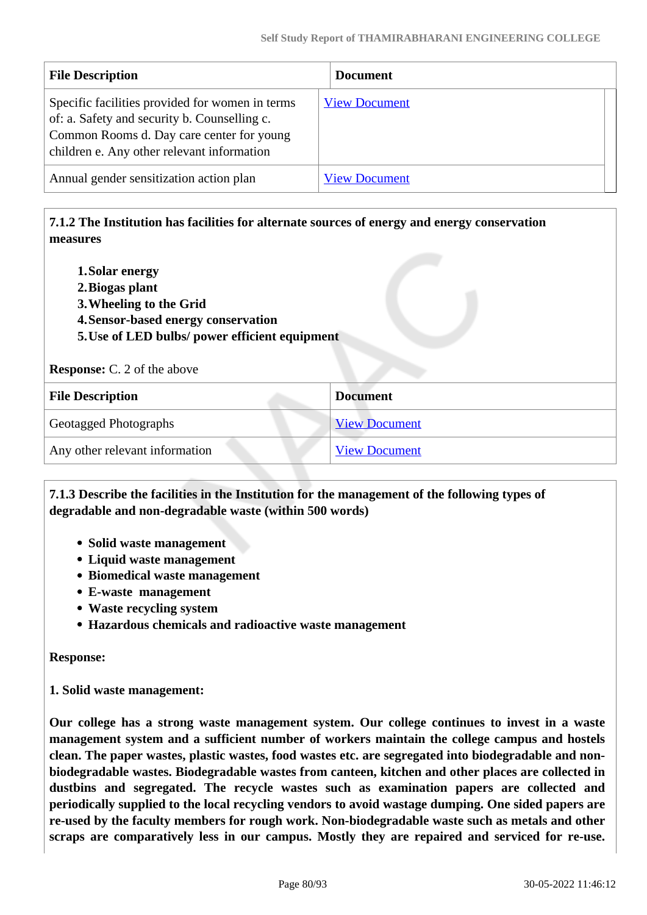| File Description | Document |
|---|---|
| Specific facilities provided for women in terms of: a. Safety and security b. Counselling c. Common Rooms d. Day care center for young children e. Any other relevant information | View Document |
| Annual gender sensitization action plan | View Document |

**7.1.2 The Institution has facilities for alternate sources of energy and energy conservation measures**

1. **Solar energy**
2. **Biogas plant**
3. **Wheeling to the Grid**
4. **Sensor-based energy conservation**
5. **Use of LED bulbs/ power efficient equipment**

**Response:** C. 2 of the above

| File Description | Document |
|---|---|
| Geotagged Photographs | View Document |
| Any other relevant information | View Document |

**7.1.3 Describe the facilities in the Institution for the management of the following types of degradable and non-degradable waste (within 500 words)**

- **Solid waste management**
- **Liquid waste management**
- **Biomedical waste management**
- **E-waste management**
- **Waste recycling system**
- **Hazardous chemicals and radioactive waste management**

**Response:**

**1. Solid waste management:**

**Our college has a strong waste management system. Our college continues to invest in a waste management system and a sufficient number of workers maintain the college campus and hostels clean. The paper wastes, plastic wastes, food wastes etc. are segregated into biodegradable and non-biodegradable wastes. Biodegradable wastes from canteen, kitchen and other places are collected in dustbins and segregated. The recycle wastes such as examination papers are collected and periodically supplied to the local recycling vendors to avoid wastage dumping. One sided papers are re-used by the faculty members for rough work. Non-biodegradable waste such as metals and other scraps are comparatively less in our campus. Mostly they are repaired and serviced for re-use.**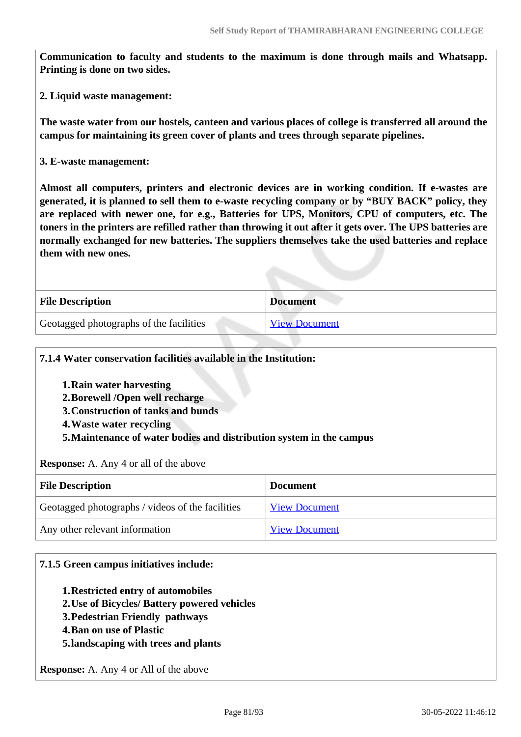**Communication to faculty and students to the maximum is done through mails and Whatsapp. Printing is done on two sides.**

**2. Liquid waste management:**

**The waste water from our hostels, canteen and various places of college is transferred all around the campus for maintaining its green cover of plants and trees through separate pipelines.**

**3. E-waste management:**

**Almost all computers, printers and electronic devices are in working condition. If e-wastes are generated, it is planned to sell them to e-waste recycling company or by "BUY BACK" policy, they are replaced with newer one, for e.g., Batteries for UPS, Monitors, CPU of computers, etc. The toners in the printers are refilled rather than throwing it out after it gets over. The UPS batteries are normally exchanged for new batteries. The suppliers themselves take the used batteries and replace them with new ones.**

| File Description | Document |
|---|---|
| Geotagged photographs of the facilities | View Document |

**7.1.4 Water conservation facilities available in the Institution:**

1. **Rain water harvesting**
2. **Borewell /Open well recharge**
3. **Construction of tanks and bunds**
4. **Waste water recycling**
5. **Maintenance of water bodies and distribution system in the campus**

**Response:** A. Any 4 or all of the above

| File Description | Document |
|---|---|
| Geotagged photographs / videos of the facilities | View Document |
| Any other relevant information | View Document |

**7.1.5 Green campus initiatives include:**

1. **Restricted entry of automobiles**
2. **Use of Bicycles/ Battery powered vehicles**
3. **Pedestrian Friendly pathways**
4. **Ban on use of Plastic**
5. **landscaping with trees and plants**

**Response:** A. Any 4 or All of the above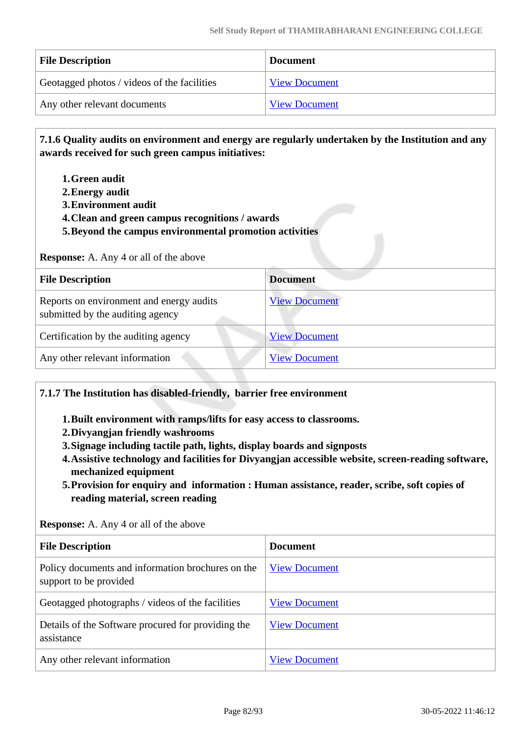| File Description | Document |
| --- | --- |
| Geotagged photos / videos of the facilities | View Document |
| Any other relevant documents | View Document |

**7.1.6 Quality audits on environment and energy are regularly undertaken by the Institution and any awards received for such green campus initiatives:**

1. **Green audit**
2. **Energy audit**
3. **Environment audit**
4. **Clean and green campus recognitions / awards**
5. **Beyond the campus environmental promotion activities**

**Response:** A. Any 4 or all of the above

| File Description | Document |
| --- | --- |
| Reports on environment and energy audits submitted by the auditing agency | View Document |
| Certification by the auditing agency | View Document |
| Any other relevant information | View Document |

**7.1.7 The Institution has disabled-friendly, barrier free environment**

1. **Built environment with ramps/lifts for easy access to classrooms.**
2. **Divyangjan friendly washrooms**
3. **Signage including tactile path, lights, display boards and signposts**
4. **Assistive technology and facilities for Divyangjan accessible website, screen-reading software, mechanized equipment**
5. **Provision for enquiry and information : Human assistance, reader, scribe, soft copies of reading material, screen reading**

**Response:** A. Any 4 or all of the above

| File Description | Document |
| --- | --- |
| Policy documents and information brochures on the support to be provided | View Document |
| Geotagged photographs / videos of the facilities | View Document |
| Details of the Software procured for providing the assistance | View Document |
| Any other relevant information | View Document |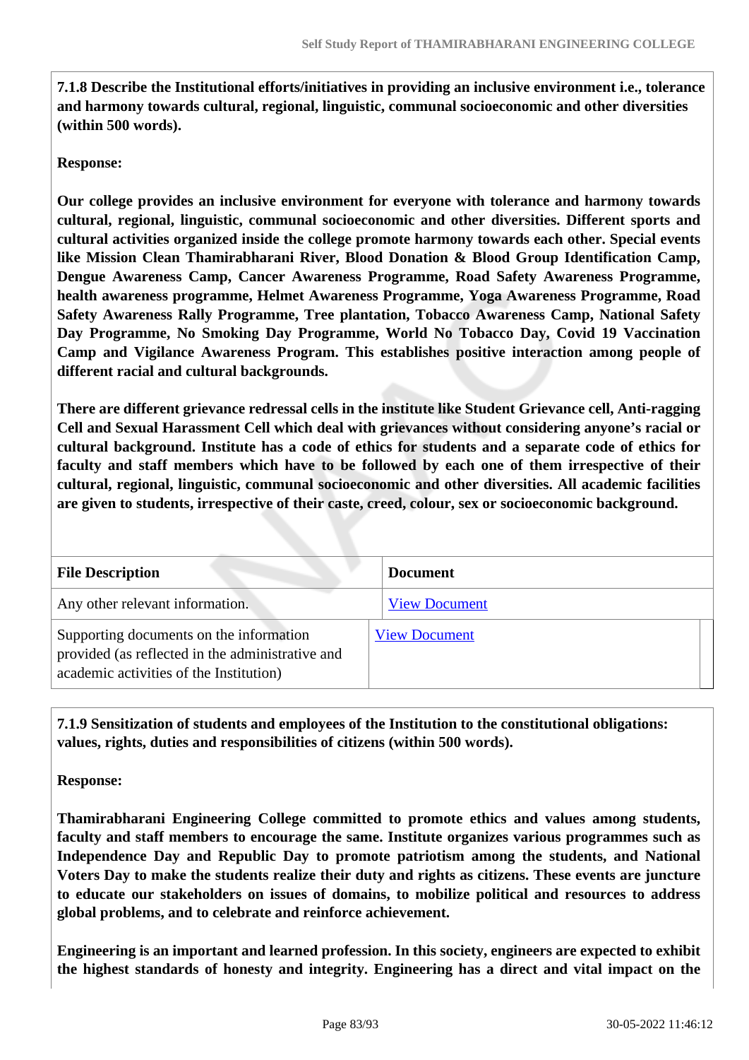**7.1.8 Describe the Institutional efforts/initiatives in providing an inclusive environment i.e., tolerance and harmony towards cultural, regional, linguistic, communal socioeconomic and other diversities (within 500 words).**

**Response:**

**Our college provides an inclusive environment for everyone with tolerance and harmony towards cultural, regional, linguistic, communal socioeconomic and other diversities. Different sports and cultural activities organized inside the college promote harmony towards each other. Special events like Mission Clean Thamirabharani River, Blood Donation & Blood Group Identification Camp, Dengue Awareness Camp, Cancer Awareness Programme, Road Safety Awareness Programme, health awareness programme, Helmet Awareness Programme, Yoga Awareness Programme, Road Safety Awareness Rally Programme, Tree plantation, Tobacco Awareness Camp, National Safety Day Programme, No Smoking Day Programme, World No Tobacco Day, Covid 19 Vaccination Camp and Vigilance Awareness Program. This establishes positive interaction among people of different racial and cultural backgrounds.**

**There are different grievance redressal cells in the institute like Student Grievance cell, Anti-ragging Cell and Sexual Harassment Cell which deal with grievances without considering anyone's racial or cultural background. Institute has a code of ethics for students and a separate code of ethics for faculty and staff members which have to be followed by each one of them irrespective of their cultural, regional, linguistic, communal socioeconomic and other diversities. All academic facilities are given to students, irrespective of their caste, creed, colour, sex or socioeconomic background.**

| File Description | Document |
| --- | --- |
| Any other relevant information. | View Document |
| Supporting documents on the information provided (as reflected in the administrative and academic activities of the Institution) | View Document |

**7.1.9 Sensitization of students and employees of the Institution to the constitutional obligations: values, rights, duties and responsibilities of citizens (within 500 words).**

**Response:**

**Thamirabharani Engineering College committed to promote ethics and values among students, faculty and staff members to encourage the same. Institute organizes various programmes such as Independence Day and Republic Day to promote patriotism among the students, and National Voters Day to make the students realize their duty and rights as citizens. These events are juncture to educate our stakeholders on issues of domains, to mobilize political and resources to address global problems, and to celebrate and reinforce achievement.**

**Engineering is an important and learned profession. In this society, engineers are expected to exhibit the highest standards of honesty and integrity. Engineering has a direct and vital impact on the**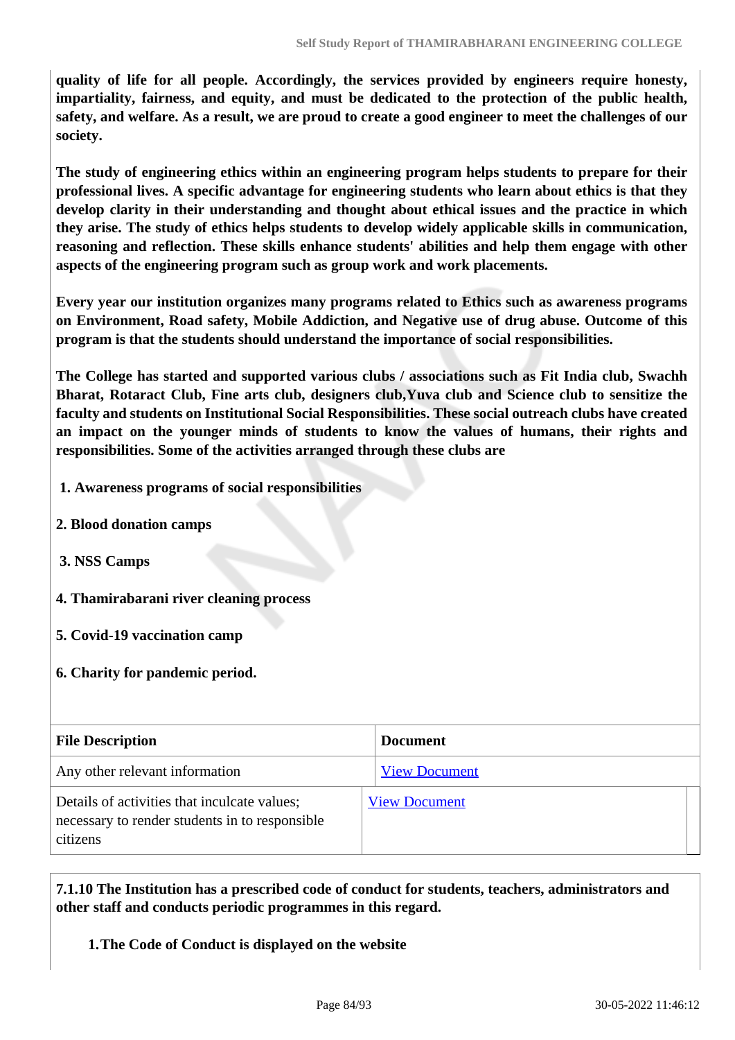**quality of life for all people. Accordingly, the services provided by engineers require honesty, impartiality, fairness, and equity, and must be dedicated to the protection of the public health, safety, and welfare. As a result, we are proud to create a good engineer to meet the challenges of our society.**

**The study of engineering ethics within an engineering program helps students to prepare for their professional lives. A specific advantage for engineering students who learn about ethics is that they develop clarity in their understanding and thought about ethical issues and the practice in which they arise. The study of ethics helps students to develop widely applicable skills in communication, reasoning and reflection. These skills enhance students' abilities and help them engage with other aspects of the engineering program such as group work and work placements.**

**Every year our institution organizes many programs related to Ethics such as awareness programs on Environment, Road safety, Mobile Addiction, and Negative use of drug abuse. Outcome of this program is that the students should understand the importance of social responsibilities.**

**The College has started and supported various clubs / associations such as Fit India club, Swachh Bharat, Rotaract Club, Fine arts club, designers club,Yuva club and Science club to sensitize the faculty and students on Institutional Social Responsibilities. These social outreach clubs have created an impact on the younger minds of students to know the values of humans, their rights and responsibilities. Some of the activities arranged through these clubs are**

**1. Awareness programs of social responsibilities**

**2. Blood donation camps**

**3. NSS Camps**

**4. Thamirabarani river cleaning process**

**5. Covid-19 vaccination camp**

**6. Charity for pandemic period.**

| File Description | Document |
|---|---|
| Any other relevant information | View Document |
| Details of activities that inculcate values; necessary to render students in to responsible citizens | View Document |

**7.1.10 The Institution has a prescribed code of conduct for students, teachers, administrators and other staff and conducts periodic programmes in this regard.**

**1.The Code of Conduct is displayed on the website**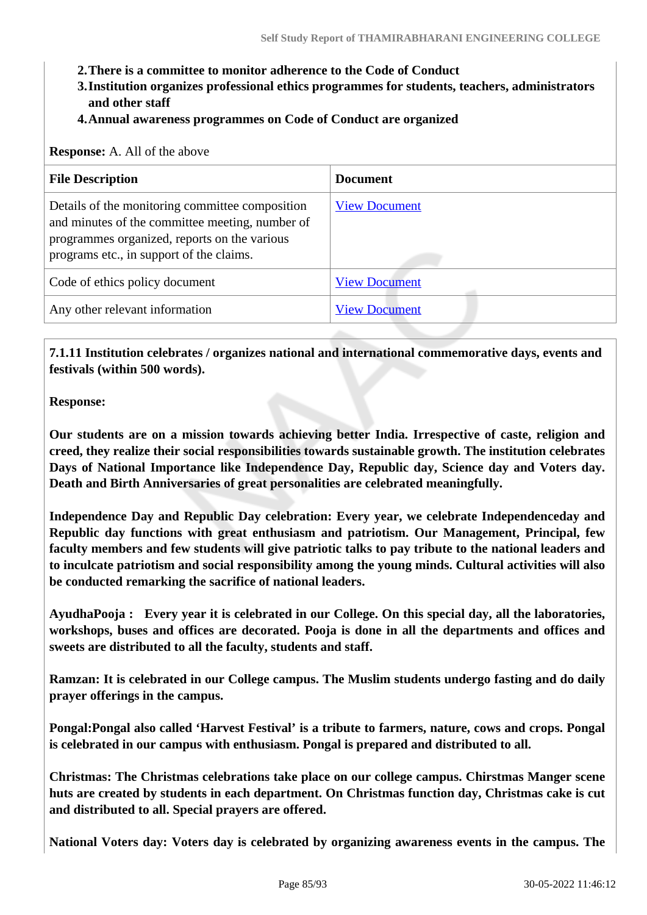2. **There is a committee to monitor adherence to the Code of Conduct**
3. **Institution organizes professional ethics programmes for students, teachers, administrators and other staff**
4. **Annual awareness programmes on Code of Conduct are organized**

**Response:** A. All of the above

| File Description | Document |
|---|---|
| Details of the monitoring committee composition and minutes of the committee meeting, number of programmes organized, reports on the various programs etc., in support of the claims. | View Document |
| Code of ethics policy document | View Document |
| Any other relevant information | View Document |

**7.1.11 Institution celebrates / organizes national and international commemorative days, events and festivals (within 500 words).**

**Response:**

**Our students are on a mission towards achieving better India. Irrespective of caste, religion and creed, they realize their social responsibilities towards sustainable growth. The institution celebrates Days of National Importance like Independence Day, Republic day, Science day and Voters day. Death and Birth Anniversaries of great personalities are celebrated meaningfully.**

**Independence Day and Republic Day celebration: Every year, we celebrate Independenceday and Republic day functions with great enthusiasm and patriotism. Our Management, Principal, few faculty members and few students will give patriotic talks to pay tribute to the national leaders and to inculcate patriotism and social responsibility among the young minds. Cultural activities will also be conducted remarking the sacrifice of national leaders.**

**AyudhaPooja : Every year it is celebrated in our College. On this special day, all the laboratories, workshops, buses and offices are decorated. Pooja is done in all the departments and offices and sweets are distributed to all the faculty, students and staff.**

**Ramzan: It is celebrated in our College campus. The Muslim students undergo fasting and do daily prayer offerings in the campus.**

**Pongal:Pongal also called 'Harvest Festival' is a tribute to farmers, nature, cows and crops. Pongal is celebrated in our campus with enthusiasm. Pongal is prepared and distributed to all.**

**Christmas: The Christmas celebrations take place on our college campus. Chirstmas Manger scene huts are created by students in each department. On Christmas function day, Christmas cake is cut and distributed to all. Special prayers are offered.**

**National Voters day: Voters day is celebrated by organizing awareness events in the campus. The**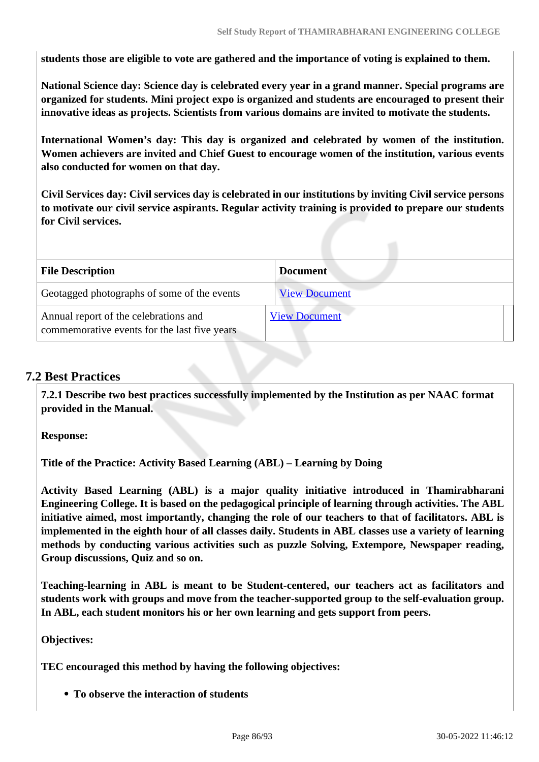**students those are eligible to vote are gathered and the importance of voting is explained to them.**

**National Science day: Science day is celebrated every year in a grand manner. Special programs are organized for students. Mini project expo is organized and students are encouraged to present their innovative ideas as projects. Scientists from various domains are invited to motivate the students.**

**International Women's day: This day is organized and celebrated by women of the institution. Women achievers are invited and Chief Guest to encourage women of the institution, various events also conducted for women on that day.**

**Civil Services day: Civil services day is celebrated in our institutions by inviting Civil service persons to motivate our civil service aspirants. Regular activity training is provided to prepare our students for Civil services.**

| File Description | Document |
| --- | --- |
| Geotagged photographs of some of the events | View Document |
| Annual report of the celebrations and commemorative events for the last five years | View Document |

## 7.2 Best Practices

**7.2.1 Describe two best practices successfully implemented by the Institution as per NAAC format provided in the Manual.**

**Response:**

**Title of the Practice: Activity Based Learning (ABL) – Learning by Doing**

**Activity Based Learning (ABL) is a major quality initiative introduced in Thamirabharani Engineering College. It is based on the pedagogical principle of learning through activities. The ABL initiative aimed, most importantly, changing the role of our teachers to that of facilitators. ABL is implemented in the eighth hour of all classes daily. Students in ABL classes use a variety of learning methods by conducting various activities such as puzzle Solving, Extempore, Newspaper reading, Group discussions, Quiz and so on.**

**Teaching-learning in ABL is meant to be Student-centered, our teachers act as facilitators and students work with groups and move from the teacher-supported group to the self-evaluation group. In ABL, each student monitors his or her own learning and gets support from peers.**

**Objectives:**

**TEC encouraged this method by having the following objectives:**

- **To observe the interaction of students**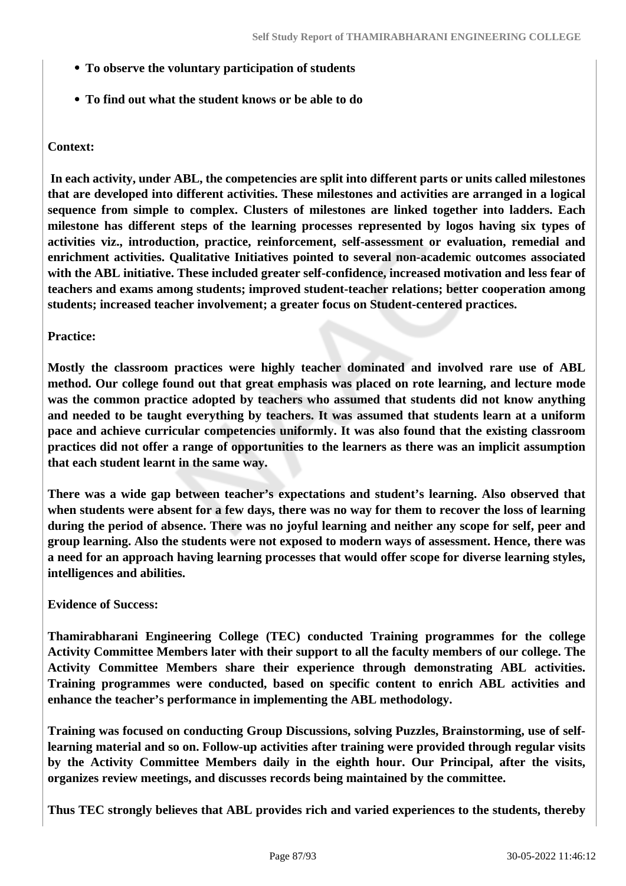- **To observe the voluntary participation of students**
- **To find out what the student knows or be able to do**

**Context:**

**In each activity, under ABL, the competencies are split into different parts or units called milestones that are developed into different activities. These milestones and activities are arranged in a logical sequence from simple to complex. Clusters of milestones are linked together into ladders. Each milestone has different steps of the learning processes represented by logos having six types of activities viz., introduction, practice, reinforcement, self-assessment or evaluation, remedial and enrichment activities. Qualitative Initiatives pointed to several non-academic outcomes associated with the ABL initiative. These included greater self-confidence, increased motivation and less fear of teachers and exams among students; improved student-teacher relations; better cooperation among students; increased teacher involvement; a greater focus on Student-centered practices.**

**Practice:**

**Mostly the classroom practices were highly teacher dominated and involved rare use of ABL method. Our college found out that great emphasis was placed on rote learning, and lecture mode was the common practice adopted by teachers who assumed that students did not know anything and needed to be taught everything by teachers. It was assumed that students learn at a uniform pace and achieve curricular competencies uniformly. It was also found that the existing classroom practices did not offer a range of opportunities to the learners as there was an implicit assumption that each student learnt in the same way.**

**There was a wide gap between teacher's expectations and student's learning. Also observed that when students were absent for a few days, there was no way for them to recover the loss of learning during the period of absence. There was no joyful learning and neither any scope for self, peer and group learning. Also the students were not exposed to modern ways of assessment. Hence, there was a need for an approach having learning processes that would offer scope for diverse learning styles, intelligences and abilities.**

**Evidence of Success:**

**Thamirabharani Engineering College (TEC) conducted Training programmes for the college Activity Committee Members later with their support to all the faculty members of our college. The Activity Committee Members share their experience through demonstrating ABL activities. Training programmes were conducted, based on specific content to enrich ABL activities and enhance the teacher's performance in implementing the ABL methodology.**

**Training was focused on conducting Group Discussions, solving Puzzles, Brainstorming, use of self-learning material and so on. Follow-up activities after training were provided through regular visits by the Activity Committee Members daily in the eighth hour. Our Principal, after the visits, organizes review meetings, and discusses records being maintained by the committee.**

**Thus TEC strongly believes that ABL provides rich and varied experiences to the students, thereby**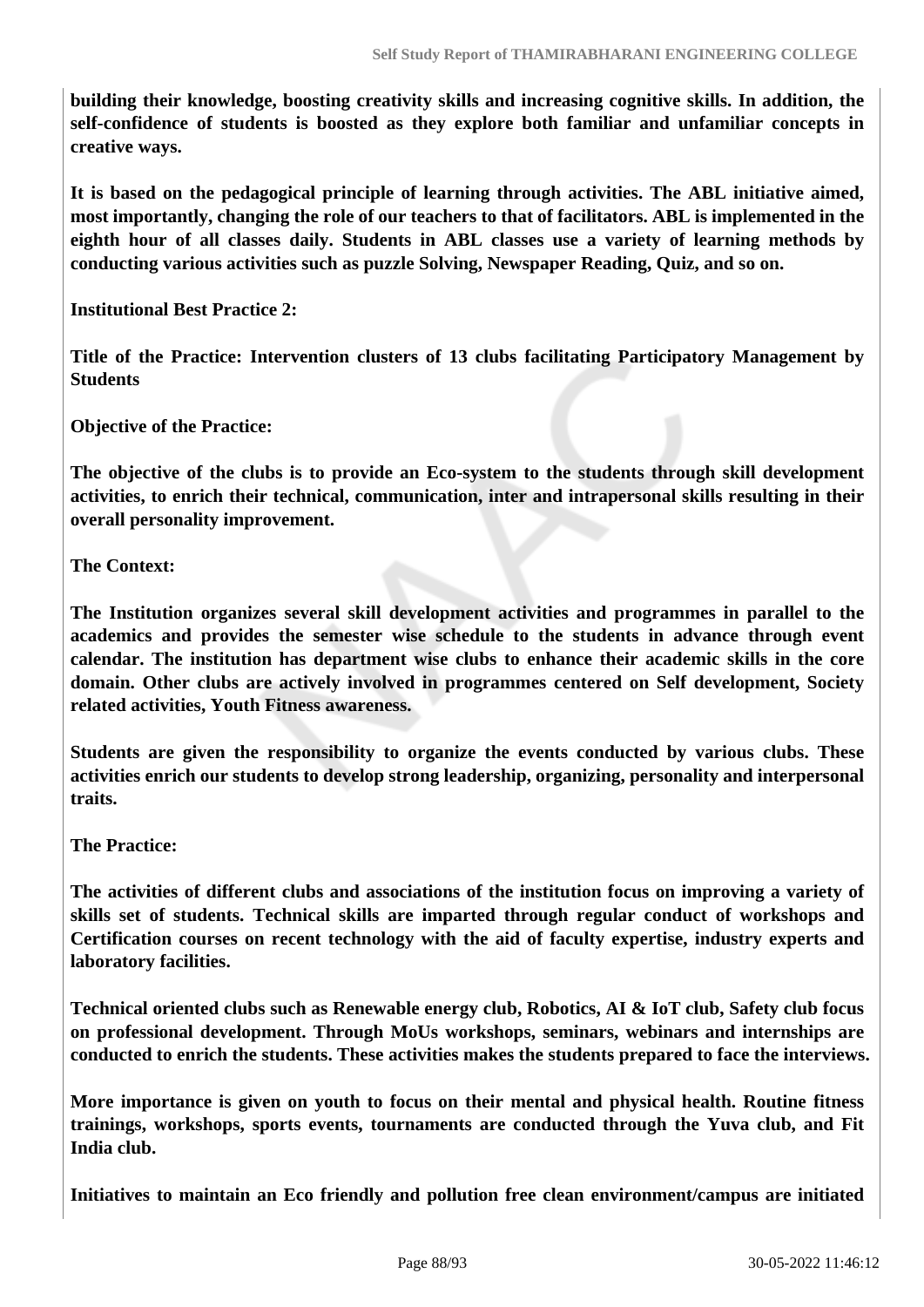**building their knowledge, boosting creativity skills and increasing cognitive skills. In addition, the self-confidence of students is boosted as they explore both familiar and unfamiliar concepts in creative ways.**

**It is based on the pedagogical principle of learning through activities. The ABL initiative aimed, most importantly, changing the role of our teachers to that of facilitators. ABL is implemented in the eighth hour of all classes daily. Students in ABL classes use a variety of learning methods by conducting various activities such as puzzle Solving, Newspaper Reading, Quiz, and so on.**

**Institutional Best Practice 2:**

**Title of the Practice: Intervention clusters of 13 clubs facilitating Participatory Management by Students**

**Objective of the Practice:**

**The objective of the clubs is to provide an Eco-system to the students through skill development activities, to enrich their technical, communication, inter and intrapersonal skills resulting in their overall personality improvement.**

**The Context:**

**The Institution organizes several skill development activities and programmes in parallel to the academics and provides the semester wise schedule to the students in advance through event calendar. The institution has department wise clubs to enhance their academic skills in the core domain. Other clubs are actively involved in programmes centered on Self development, Society related activities, Youth Fitness awareness.**

**Students are given the responsibility to organize the events conducted by various clubs. These activities enrich our students to develop strong leadership, organizing, personality and interpersonal traits.**

**The Practice:**

**The activities of different clubs and associations of the institution focus on improving a variety of skills set of students. Technical skills are imparted through regular conduct of workshops and Certification courses on recent technology with the aid of faculty expertise, industry experts and laboratory facilities.**

**Technical oriented clubs such as Renewable energy club, Robotics, AI & IoT club, Safety club focus on professional development. Through MoUs workshops, seminars, webinars and internships are conducted to enrich the students. These activities makes the students prepared to face the interviews.**

**More importance is given on youth to focus on their mental and physical health. Routine fitness trainings, workshops, sports events, tournaments are conducted through the Yuva club, and Fit India club.**

**Initiatives to maintain an Eco friendly and pollution free clean environment/campus are initiated**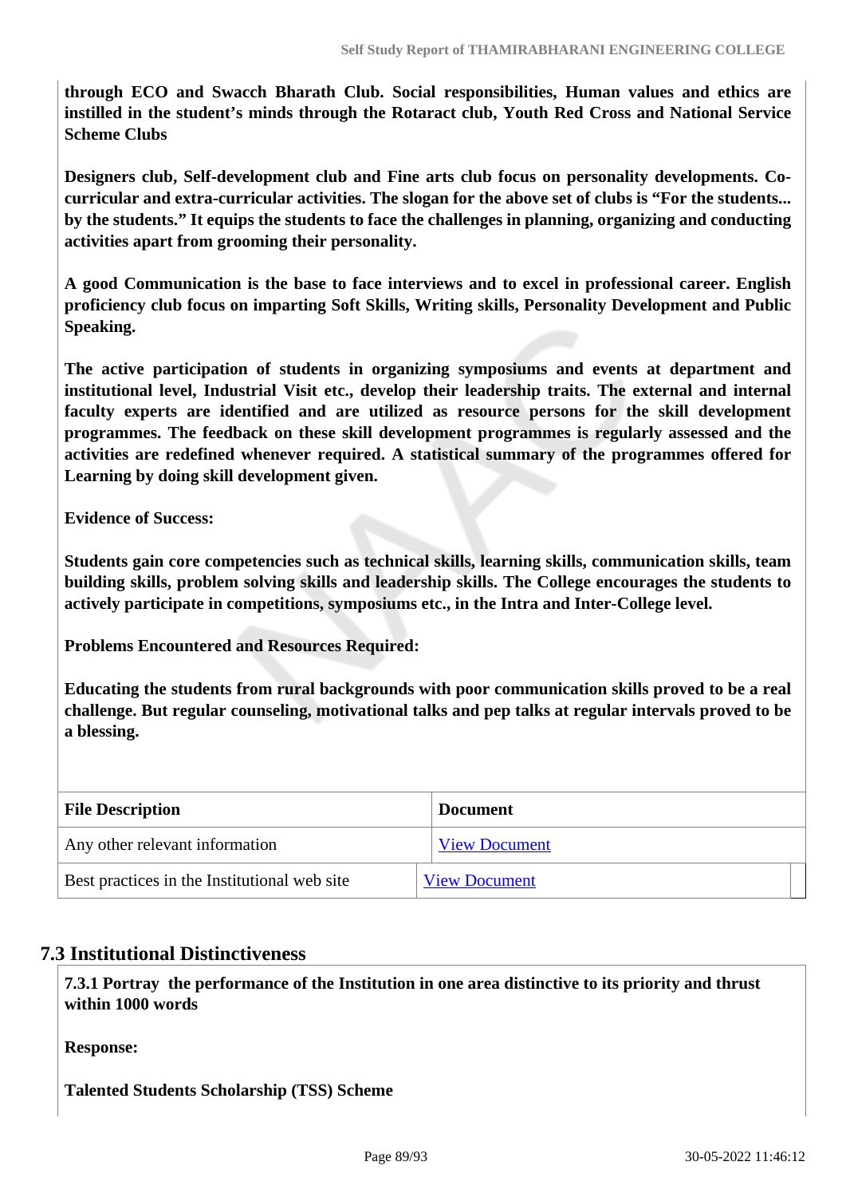**through ECO and Swacch Bharath Club. Social responsibilities, Human values and ethics are instilled in the student's minds through the Rotaract club, Youth Red Cross and National Service Scheme Clubs**

**Designers club, Self-development club and Fine arts club focus on personality developments. Co-curricular and extra-curricular activities. The slogan for the above set of clubs is "For the students... by the students." It equips the students to face the challenges in planning, organizing and conducting activities apart from grooming their personality.**

**A good Communication is the base to face interviews and to excel in professional career. English proficiency club focus on imparting Soft Skills, Writing skills, Personality Development and Public Speaking.**

**The active participation of students in organizing symposiums and events at department and institutional level, Industrial Visit etc., develop their leadership traits. The external and internal faculty experts are identified and are utilized as resource persons for the skill development programmes. The feedback on these skill development programmes is regularly assessed and the activities are redefined whenever required. A statistical summary of the programmes offered for Learning by doing skill development given.**

**Evidence of Success:**

**Students gain core competencies such as technical skills, learning skills, communication skills, team building skills, problem solving skills and leadership skills. The College encourages the students to actively participate in competitions, symposiums etc., in the Intra and Inter-College level.**

**Problems Encountered and Resources Required:**

**Educating the students from rural backgrounds with poor communication skills proved to be a real challenge. But regular counseling, motivational talks and pep talks at regular intervals proved to be a blessing.**

| File Description | Document |
|---|---|
| Any other relevant information | View Document |
| Best practices in the Institutional web site | View Document |

## 7.3 Institutional Distinctiveness

**7.3.1 Portray the performance of the Institution in one area distinctive to its priority and thrust within 1000 words**

**Response:**

**Talented Students Scholarship (TSS) Scheme**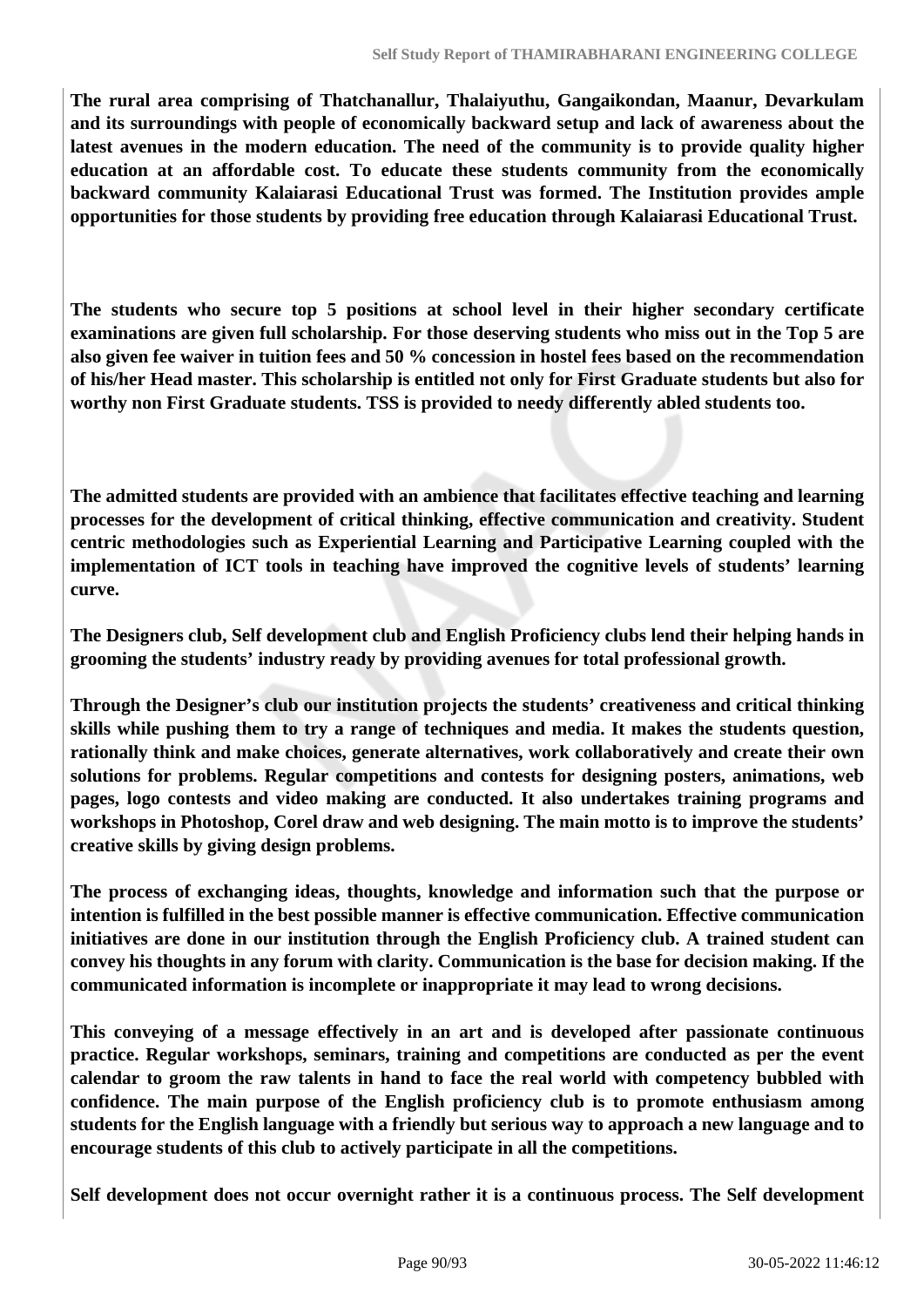**The rural area comprising of Thatchanallur, Thalaiyuthu, Gangaikondan, Maanur, Devarkulam and its surroundings with people of economically backward setup and lack of awareness about the latest avenues in the modern education. The need of the community is to provide quality higher education at an affordable cost. To educate these students community from the economically backward community Kalaiarasi Educational Trust was formed. The Institution provides ample opportunities for those students by providing free education through Kalaiarasi Educational Trust.**

**The students who secure top 5 positions at school level in their higher secondary certificate examinations are given full scholarship. For those deserving students who miss out in the Top 5 are also given fee waiver in tuition fees and 50 % concession in hostel fees based on the recommendation of his/her Head master. This scholarship is entitled not only for First Graduate students but also for worthy non First Graduate students. TSS is provided to needy differently abled students too.**

**The admitted students are provided with an ambience that facilitates effective teaching and learning processes for the development of critical thinking, effective communication and creativity. Student centric methodologies such as Experiential Learning and Participative Learning coupled with the implementation of ICT tools in teaching have improved the cognitive levels of students' learning curve.**

**The Designers club, Self development club and English Proficiency clubs lend their helping hands in grooming the students' industry ready by providing avenues for total professional growth.**

**Through the Designer's club our institution projects the students' creativeness and critical thinking skills while pushing them to try a range of techniques and media. It makes the students question, rationally think and make choices, generate alternatives, work collaboratively and create their own solutions for problems. Regular competitions and contests for designing posters, animations, web pages, logo contests and video making are conducted. It also undertakes training programs and workshops in Photoshop, Corel draw and web designing. The main motto is to improve the students' creative skills by giving design problems.**

**The process of exchanging ideas, thoughts, knowledge and information such that the purpose or intention is fulfilled in the best possible manner is effective communication. Effective communication initiatives are done in our institution through the English Proficiency club. A trained student can convey his thoughts in any forum with clarity. Communication is the base for decision making. If the communicated information is incomplete or inappropriate it may lead to wrong decisions.**

**This conveying of a message effectively in an art and is developed after passionate continuous practice. Regular workshops, seminars, training and competitions are conducted as per the event calendar to groom the raw talents in hand to face the real world with competency bubbled with confidence. The main purpose of the English proficiency club is to promote enthusiasm among students for the English language with a friendly but serious way to approach a new language and to encourage students of this club to actively participate in all the competitions.**

**Self development does not occur overnight rather it is a continuous process. The Self development**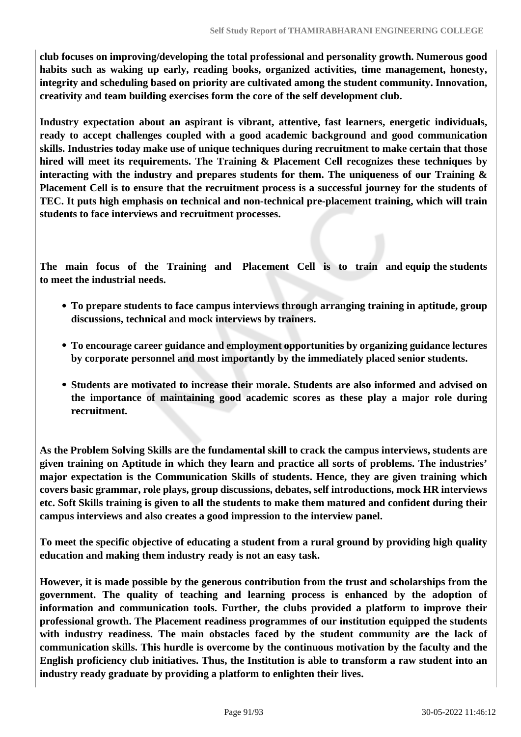**club focuses on improving/developing the total professional and personality growth. Numerous good habits such as waking up early, reading books, organized activities, time management, honesty, integrity and scheduling based on priority are cultivated among the student community. Innovation, creativity and team building exercises form the core of the self development club.**

**Industry expectation about an aspirant is vibrant, attentive, fast learners, energetic individuals, ready to accept challenges coupled with a good academic background and good communication skills. Industries today make use of unique techniques during recruitment to make certain that those hired will meet its requirements. The Training & Placement Cell recognizes these techniques by interacting with the industry and prepares students for them. The uniqueness of our Training & Placement Cell is to ensure that the recruitment process is a successful journey for the students of TEC. It puts high emphasis on technical and non-technical pre-placement training, which will train students to face interviews and recruitment processes.**

**The main focus of the Training and Placement Cell is to train and equip the students to meet the industrial needs.**

- **To prepare students to face campus interviews through arranging training in aptitude, group discussions, technical and mock interviews by trainers.**
- **To encourage career guidance and employment opportunities by organizing guidance lectures by corporate personnel and most importantly by the immediately placed senior students.**
- **Students are motivated to increase their morale. Students are also informed and advised on the importance of maintaining good academic scores as these play a major role during recruitment.**

**As the Problem Solving Skills are the fundamental skill to crack the campus interviews, students are given training on Aptitude in which they learn and practice all sorts of problems. The industries' major expectation is the Communication Skills of students. Hence, they are given training which covers basic grammar, role plays, group discussions, debates, self introductions, mock HR interviews etc. Soft Skills training is given to all the students to make them matured and confident during their campus interviews and also creates a good impression to the interview panel.**

**To meet the specific objective of educating a student from a rural ground by providing high quality education and making them industry ready is not an easy task.**

**However, it is made possible by the generous contribution from the trust and scholarships from the government. The quality of teaching and learning process is enhanced by the adoption of information and communication tools. Further, the clubs provided a platform to improve their professional growth. The Placement readiness programmes of our institution equipped the students with industry readiness. The main obstacles faced by the student community are the lack of communication skills. This hurdle is overcome by the continuous motivation by the faculty and the English proficiency club initiatives. Thus, the Institution is able to transform a raw student into an industry ready graduate by providing a platform to enlighten their lives.**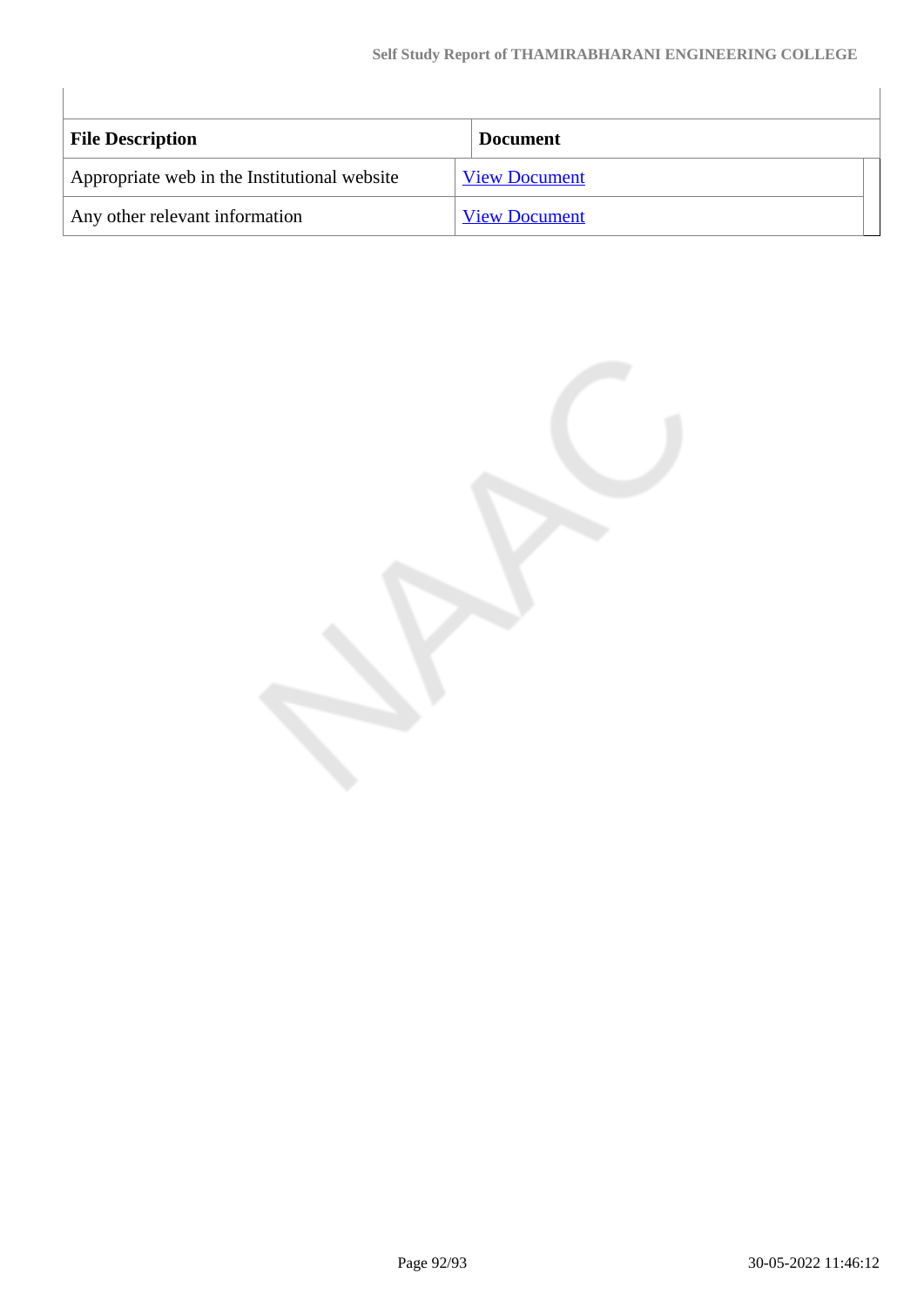| File Description | Document |
|---|---|
| Appropriate web in the Institutional website | View Document |
| Any other relevant information | View Document |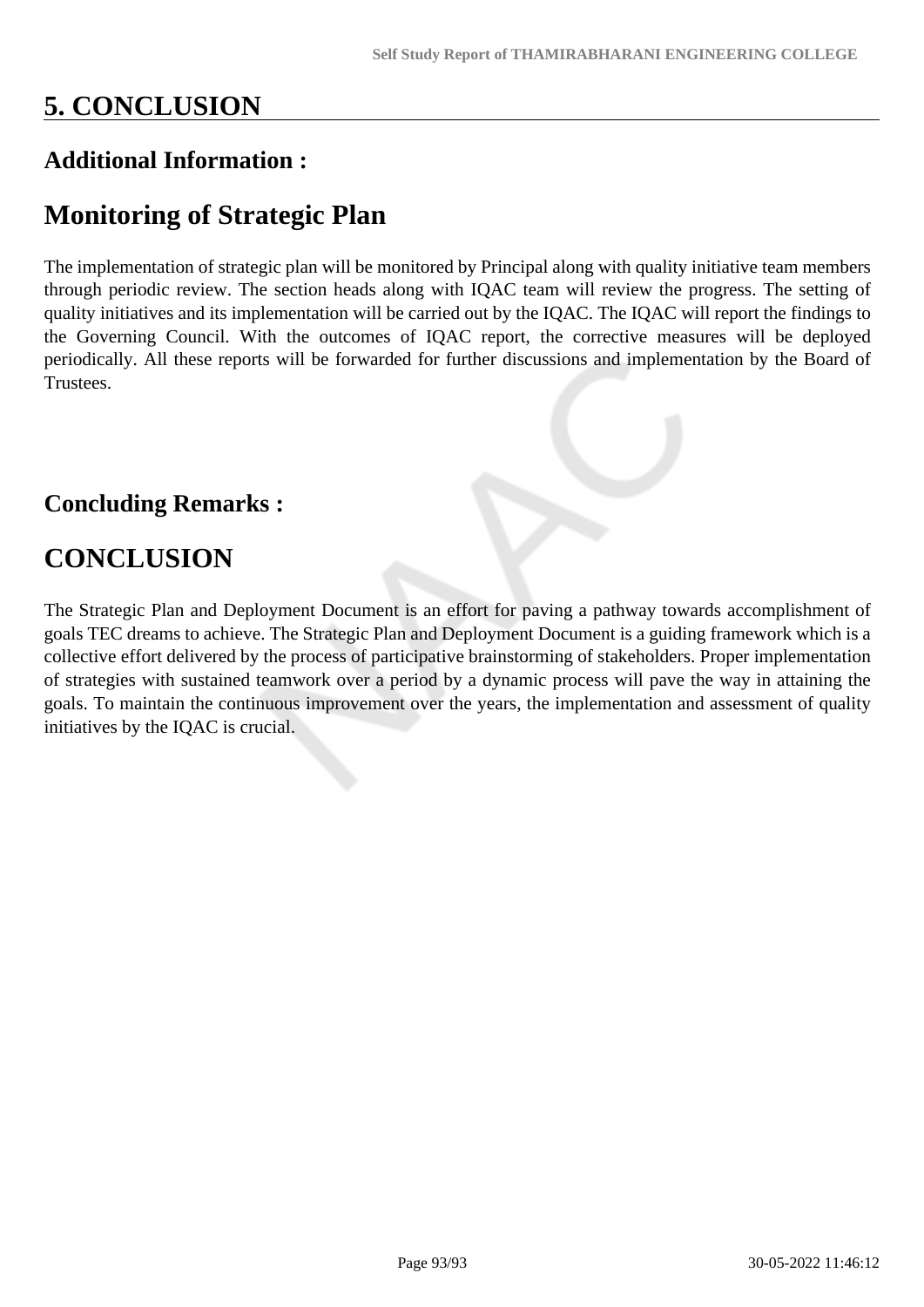# 5. CONCLUSION

## Additional Information :

## Monitoring of Strategic Plan

The implementation of strategic plan will be monitored by Principal along with quality initiative team members through periodic review. The section heads along with IQAC team will review the progress. The setting of quality initiatives and its implementation will be carried out by the IQAC. The IQAC will report the findings to the Governing Council. With the outcomes of IQAC report, the corrective measures will be deployed periodically. All these reports will be forwarded for further discussions and implementation by the Board of Trustees.

## Concluding Remarks :

## CONCLUSION

The Strategic Plan and Deployment Document is an effort for paving a pathway towards accomplishment of goals TEC dreams to achieve. The Strategic Plan and Deployment Document is a guiding framework which is a collective effort delivered by the process of participative brainstorming of stakeholders. Proper implementation of strategies with sustained teamwork over a period by a dynamic process will pave the way in attaining the goals. To maintain the continuous improvement over the years, the implementation and assessment of quality initiatives by the IQAC is crucial.